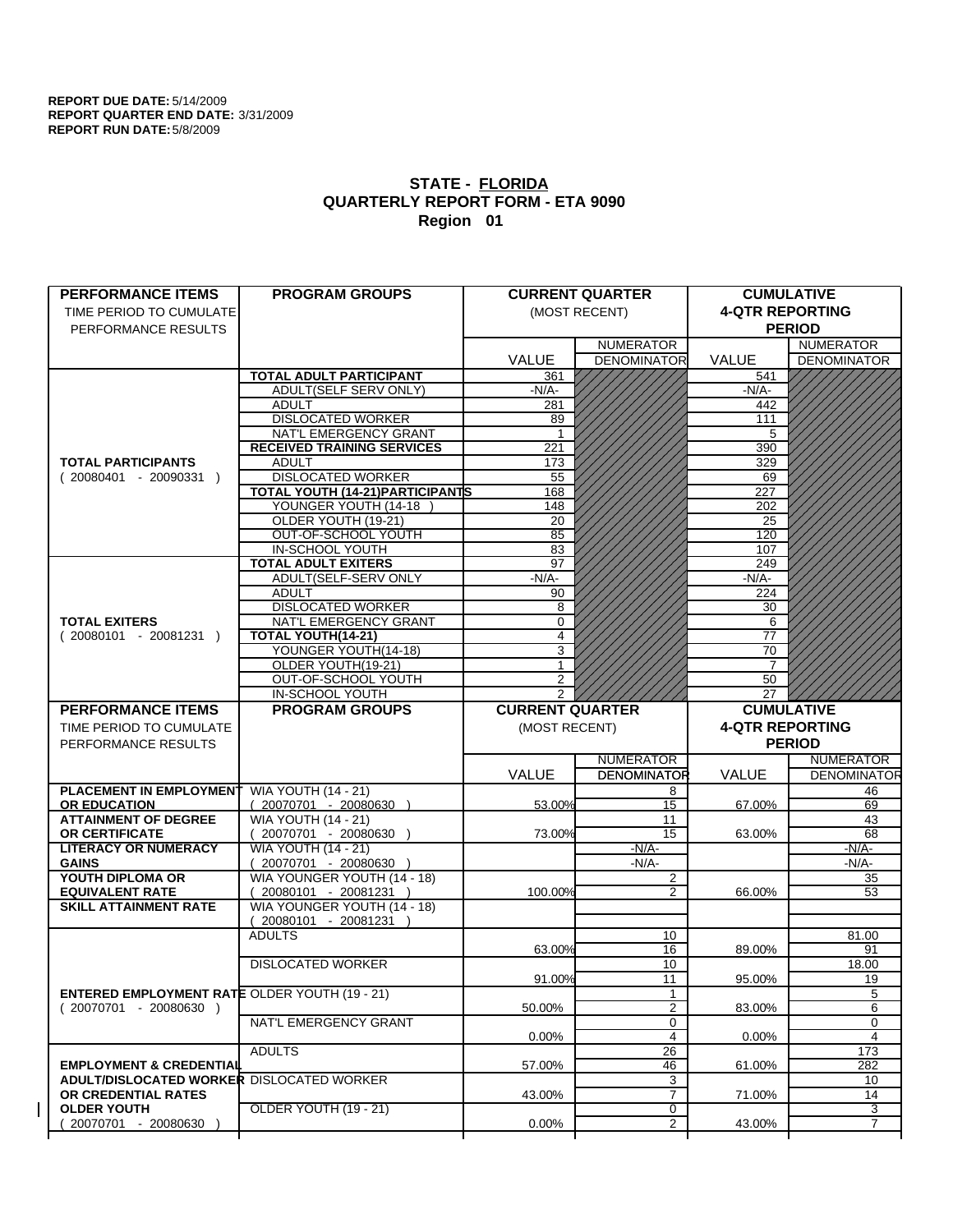**REPORT DUE DATE:** 5/14/2009
**REPORT QUARTER END DATE:** 3/31/2009
**REPORT RUN DATE:** 5/8/2009

# STATE - FLORIDA
## QUARTERLY REPORT FORM - ETA 9090
## Region 01

| PERFORMANCE ITEMS<br>TIME PERIOD TO CUMULATE PERFORMANCE RESULTS | PROGRAM GROUPS | CURRENT QUARTER (MOST RECENT) VALUE | NUMERATOR DENOMINATOR | CUMULATIVE 4-QTR REPORTING PERIOD VALUE | NUMERATOR DENOMINATOR |
|---|---|---|---|---|---|
| **TOTAL PARTICIPANTS** ( 20080401 - 20090331 ) | **TOTAL ADULT PARTICIPANT** | 361 | | 541 | |
| | ADULT(SELF SERV ONLY) | -N/A- | | -N/A- | |
| | ADULT | 281 | | 442 | |
| | DISLOCATED WORKER | 89 | | 111 | |
| | NAT'L EMERGENCY GRANT | 1 | | 5 | |
| | **RECEIVED TRAINING SERVICES** | 221 | | 390 | |
| | ADULT | 173 | | 329 | |
| | DISLOCATED WORKER | 55 | | 69 | |
| | **TOTAL YOUTH (14-21)PARTICIPANTS** | 168 | | 227 | |
| | YOUNGER YOUTH (14-18 ) | 148 | | 202 | |
| | OLDER YOUTH (19-21) | 20 | | 25 | |
| | OUT-OF-SCHOOL YOUTH | 85 | | 120 | |
| | IN-SCHOOL YOUTH | 83 | | 107 | |
| **TOTAL EXITERS** ( 20080101 - 20081231 ) | **TOTAL ADULT EXITERS** | 97 | | 249 | |
| | ADULT(SELF-SERV ONLY | -N/A- | | -N/A- | |
| | ADULT | 90 | | 224 | |
| | DISLOCATED WORKER | 8 | | 30 | |
| | NAT'L EMERGENCY GRANT | 0 | | 6 | |
| | **TOTAL YOUTH(14-21)** | 4 | | 77 | |
| | YOUNGER YOUTH(14-18) | 3 | | 70 | |
| | OLDER YOUTH(19-21) | 1 | | 7 | |
| | OUT-OF-SCHOOL YOUTH | 2 | | 50 | |
| | IN-SCHOOL YOUTH | 2 | | 27 | |

| PERFORMANCE ITEMS<br>TIME PERIOD TO CUMULATE PERFORMANCE RESULTS | PROGRAM GROUPS | CURRENT QUARTER (MOST RECENT) VALUE | NUMERATOR DENOMINATOR | CUMULATIVE 4-QTR REPORTING PERIOD VALUE | NUMERATOR DENOMINATOR |
|---|---|---|---|---|---|
| **PLACEMENT IN EMPLOYMENT OR EDUCATION** | WIA YOUTH (14 - 21) ( 20070701 - 20080630 ) | 53.00% | 8<br>15 | 67.00% | 46<br>69 |
| **ATTAINMENT OF DEGREE OR CERTIFICATE** | WIA YOUTH (14 - 21) ( 20070701 - 20080630 ) | 73.00% | 11<br>15 | 63.00% | 43<br>68 |
| **LITERACY OR NUMERACY GAINS** | WIA YOUTH (14 - 21) ( 20070701 - 20080630 ) | | -N/A-<br>-N/A- | | -N/A-<br>-N/A- |
| **YOUTH DIPLOMA OR EQUIVALENT RATE** | WIA YOUNGER YOUTH (14 - 18) ( 20080101 - 20081231 ) | 100.00% | 2<br>2 | 66.00% | 35<br>53 |
| **SKILL ATTAINMENT RATE** | WIA YOUNGER YOUTH (14 - 18) ( 20080101 - 20081231 ) | | | | |
| **ENTERED EMPLOYMENT RATE** ( 20070701 - 20080630 ) | ADULTS | 63.00% | 10<br>16 | 89.00% | 81.00<br>91 |
| | DISLOCATED WORKER | 91.00% | 10<br>11 | 95.00% | 18.00<br>19 |
| | OLDER YOUTH (19 - 21) | 50.00% | 1<br>2 | 83.00% | 5<br>6 |
| | NAT'L EMERGENCY GRANT | 0.00% | 0<br>4 | 0.00% | 0<br>4 |
| **EMPLOYMENT & CREDENTIAL ADULT/DISLOCATED WORKER OR CREDENTIAL RATES OLDER YOUTH** ( 20070701 - 20080630 ) | ADULTS | 57.00% | 26<br>46 | 61.00% | 173<br>282 |
| | DISLOCATED WORKER | 43.00% | 3<br>7 | 71.00% | 10<br>14 |
| | OLDER YOUTH (19 - 21) | 0.00% | 0<br>2 | 43.00% | 3<br>7 |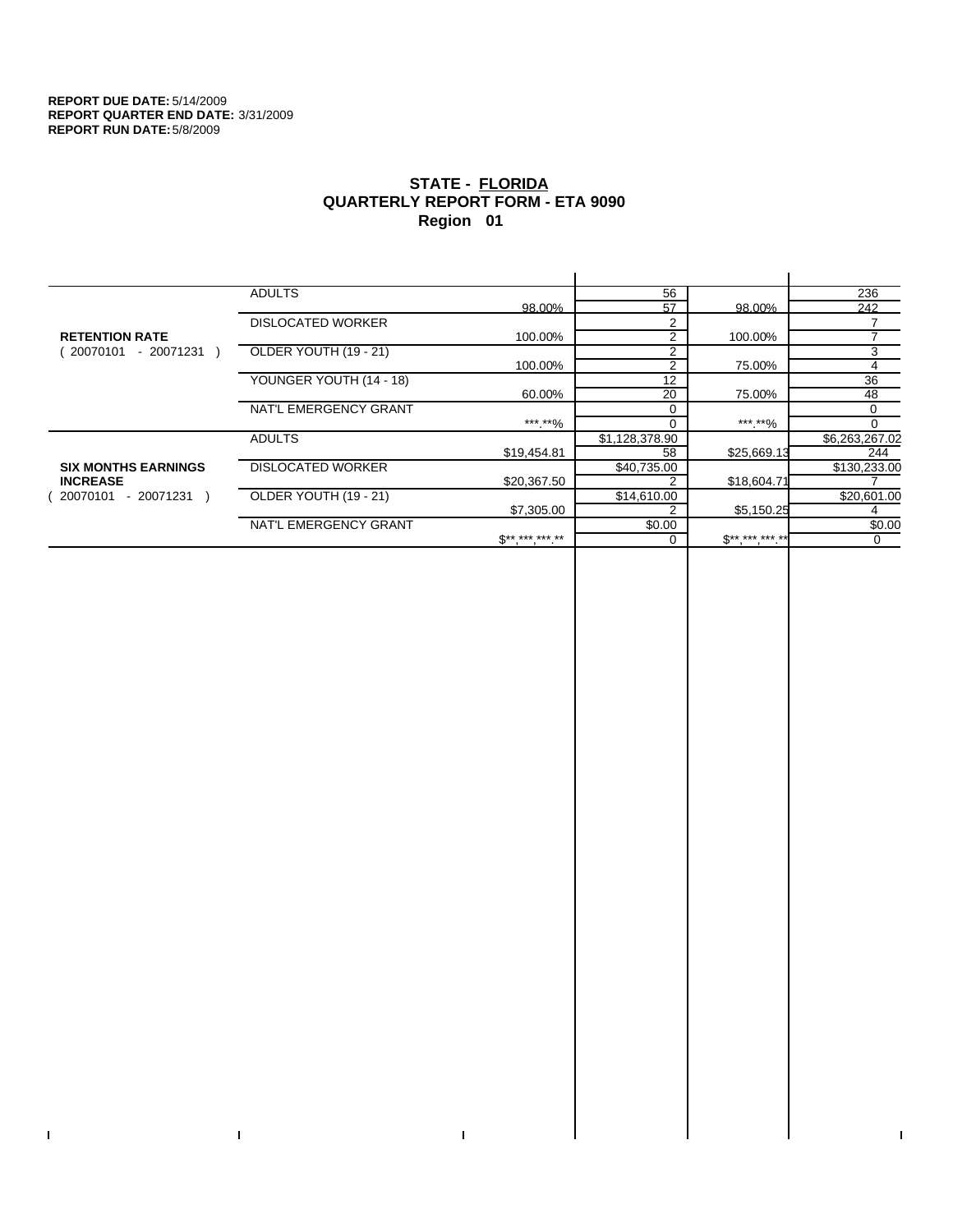**REPORT DUE DATE:** 5/14/2009
**REPORT QUARTER END DATE:** 3/31/2009
**REPORT RUN DATE:** 5/8/2009

# STATE - FLORIDA
## QUARTERLY REPORT FORM - ETA 9090
## Region 01

| | | | | | |
|---|---|---|---|---|---|
| **RETENTION RATE** ( 20070101 - 20071231 ) | ADULTS | 98.00% | 56 / 57 | 98.00% | 236 / 242 |
| | DISLOCATED WORKER | 100.00% | 2 / 2 | 100.00% | 7 / 7 |
| | OLDER YOUTH (19 - 21) | 100.00% | 2 / 2 | 75.00% | 3 / 4 |
| | YOUNGER YOUTH (14 - 18) | 60.00% | 12 / 20 | 75.00% | 36 / 48 |
| | NAT'L EMERGENCY GRANT | ***.**% | 0 / 0 | ***.**% | 0 / 0 |
| **SIX MONTHS EARNINGS INCREASE** ( 20070101 - 20071231 ) | ADULTS | $19,454.81 | $1,128,378.90 / 58 | $25,669.13 | $6,263,267.02 / 244 |
| | DISLOCATED WORKER | $20,367.50 | $40,735.00 / 2 | $18,604.71 | $130,233.00 / 7 |
| | OLDER YOUTH (19 - 21) | $7,305.00 | $14,610.00 / 2 | $5,150.25 | $20,601.00 / 4 |
| | NAT'L EMERGENCY GRANT | $**,***,***.** | $0.00 / 0 | $**,***,***.** | $0.00 / 0 |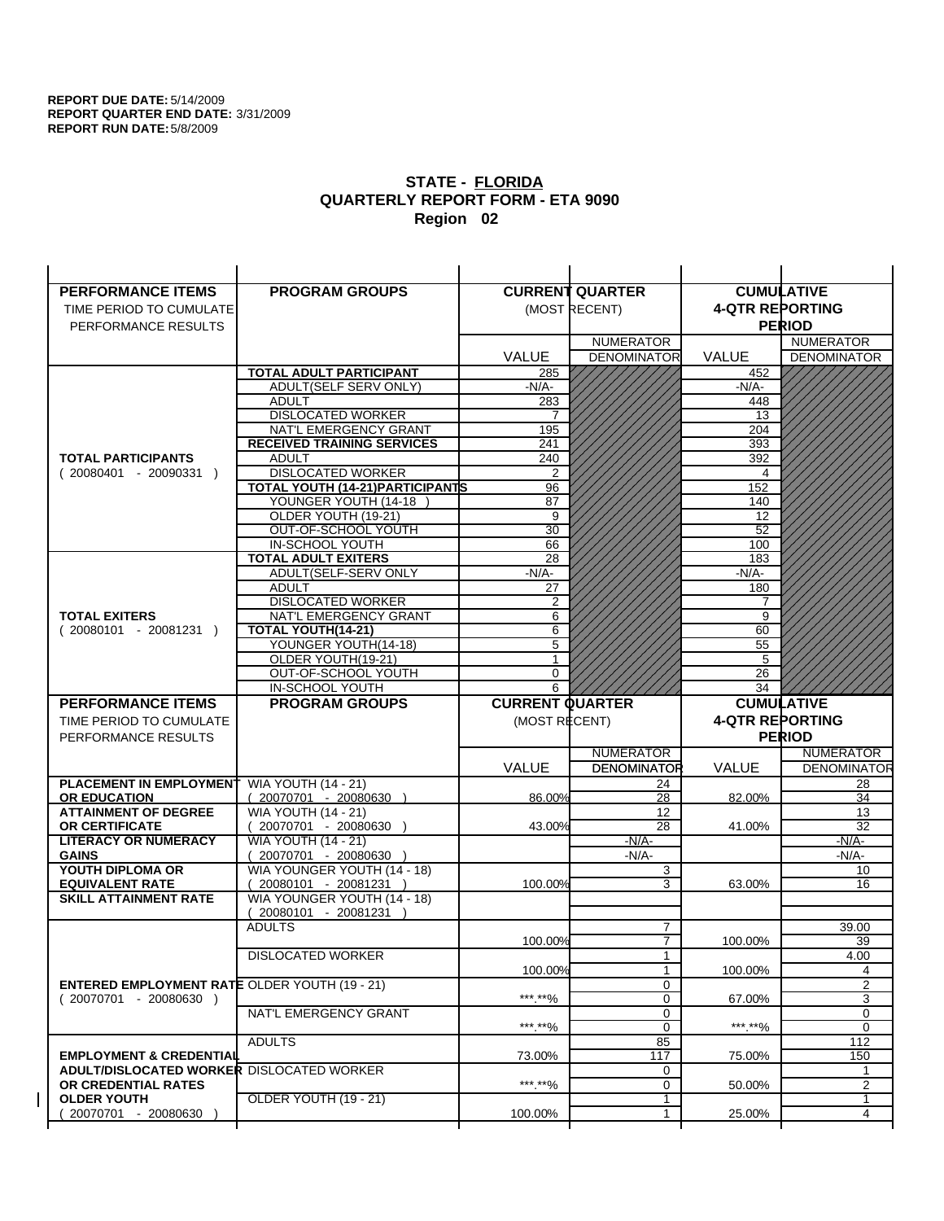**REPORT DUE DATE:** 5/14/2009
**REPORT QUARTER END DATE:** 3/31/2009
**REPORT RUN DATE:** 5/8/2009

## STATE - FLORIDA
## QUARTERLY REPORT FORM - ETA 9090
## Region 02

| PERFORMANCE ITEMS<br>TIME PERIOD TO CUMULATE PERFORMANCE RESULTS | PROGRAM GROUPS | CURRENT QUARTER (MOST RECENT) VALUE | CURRENT QUARTER NUMERATOR DENOMINATOR | CUMULATIVE 4-QTR REPORTING PERIOD VALUE | CUMULATIVE NUMERATOR DENOMINATOR |
|---|---|---|---|---|---|
| **TOTAL PARTICIPANTS** ( 20080401 - 20090331 ) | **TOTAL ADULT PARTICIPANT** | 285 | | 452 | |
| | ADULT(SELF SERV ONLY) | -N/A- | | -N/A- | |
| | ADULT | 283 | | 448 | |
| | DISLOCATED WORKER | 7 | | 13 | |
| | NAT'L EMERGENCY GRANT | 195 | | 204 | |
| | **RECEIVED TRAINING SERVICES** | 241 | | 393 | |
| | ADULT | 240 | | 392 | |
| | DISLOCATED WORKER | 2 | | 4 | |
| | **TOTAL YOUTH (14-21)PARTICIPANTS** | 96 | | 152 | |
| | YOUNGER YOUTH (14-18 ) | 87 | | 140 | |
| | OLDER YOUTH (19-21) | 9 | | 12 | |
| | OUT-OF-SCHOOL YOUTH | 30 | | 52 | |
| | IN-SCHOOL YOUTH | 66 | | 100 | |
| **TOTAL EXITERS** ( 20080101 - 20081231 ) | **TOTAL ADULT EXITERS** | 28 | | 183 | |
| | ADULT(SELF-SERV ONLY | -N/A- | | -N/A- | |
| | ADULT | 27 | | 180 | |
| | DISLOCATED WORKER | 2 | | 7 | |
| | NAT'L EMERGENCY GRANT | 6 | | 9 | |
| | **TOTAL YOUTH(14-21)** | 6 | | 60 | |
| | YOUNGER YOUTH(14-18) | 5 | | 55 | |
| | OLDER YOUTH(19-21) | 1 | | 5 | |
| | OUT-OF-SCHOOL YOUTH | 0 | | 26 | |
| | IN-SCHOOL YOUTH | 6 | | 34 | |

| PERFORMANCE ITEMS<br>TIME PERIOD TO CUMULATE PERFORMANCE RESULTS | PROGRAM GROUPS | CURRENT QUARTER (MOST RECENT) VALUE | CURRENT QUARTER NUMERATOR / DENOMINATOR | CUMULATIVE 4-QTR REPORTING PERIOD VALUE | CUMULATIVE NUMERATOR / DENOMINATOR |
|---|---|---|---|---|---|
| **PLACEMENT IN EMPLOYMENT OR EDUCATION** | WIA YOUTH (14 - 21) ( 20070701 - 20080630 ) | 86.00% | 24 / 28 | 82.00% | 28 / 34 |
| **ATTAINMENT OF DEGREE OR CERTIFICATE** | WIA YOUTH (14 - 21) ( 20070701 - 20080630 ) | 43.00% | 12 / 28 | 41.00% | 13 / 32 |
| **LITERACY OR NUMERACY GAINS** | WIA YOUTH (14 - 21) ( 20070701 - 20080630 ) | | -N/A- / -N/A- | | -N/A- / -N/A- |
| **YOUTH DIPLOMA OR EQUIVALENT RATE** | WIA YOUNGER YOUTH (14 - 18) ( 20080101 - 20081231 ) | 100.00% | 3 / 3 | 63.00% | 10 / 16 |
| **SKILL ATTAINMENT RATE** | WIA YOUNGER YOUTH (14 - 18) ( 20080101 - 20081231 ) | | | | |
| **ENTERED EMPLOYMENT RATE** ( 20070701 - 20080630 ) | ADULTS | 100.00% | 7 / 7 | 100.00% | 39.00 / 39 |
| | DISLOCATED WORKER | 100.00% | 1 / 1 | 100.00% | 4.00 / 4 |
| | OLDER YOUTH (19 - 21) | \*\*\*.\*\*% | 0 / 0 | 67.00% | 2 / 3 |
| | NAT'L EMERGENCY GRANT | \*\*\*.\*\*% | 0 / 0 | \*\*\*.\*\*% | 0 / 0 |
| **EMPLOYMENT & CREDENTIAL ADULT/DISLOCATED WORKER OR CREDENTIAL RATES OLDER YOUTH** ( 20070701 - 20080630 ) | ADULTS | 73.00% | 85 / 117 | 75.00% | 112 / 150 |
| | DISLOCATED WORKER | \*\*\*.\*\*% | 0 / 0 | 50.00% | 1 / 2 |
| | OLDER YOUTH (19 - 21) | 100.00% | 1 / 1 | 25.00% | 1 / 4 |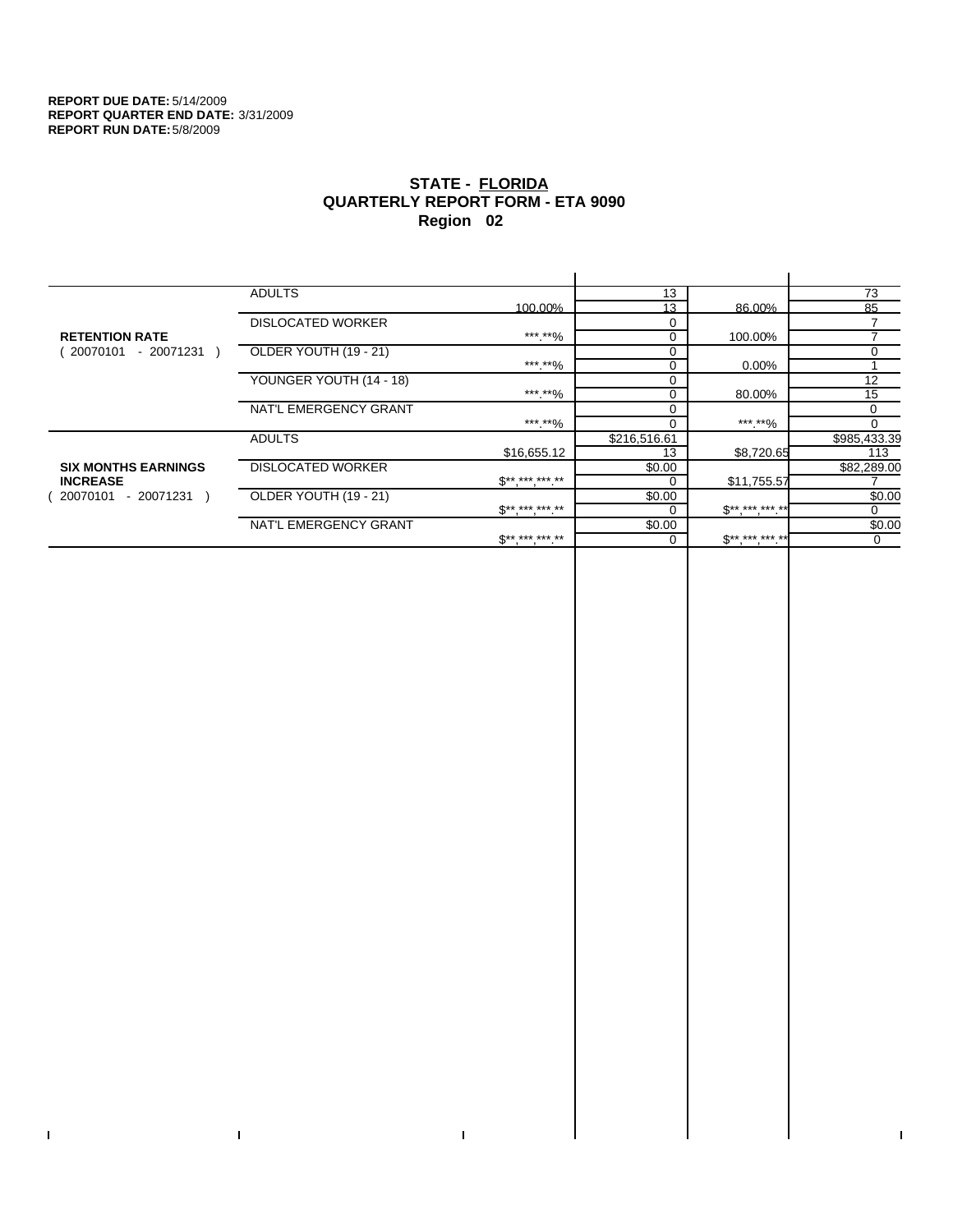**REPORT DUE DATE:** 5/14/2009
**REPORT QUARTER END DATE:** 3/31/2009
**REPORT RUN DATE:** 5/8/2009

# STATE - FLORIDA
## QUARTERLY REPORT FORM - ETA 9090
## Region 02

| | | | | | |
|---|---|---|---|---|---|
| **RETENTION RATE** ( 20070101 - 20071231 ) | ADULTS | | 13 | | 73 |
| | | 100.00% | 13 | 86.00% | 85 |
| | DISLOCATED WORKER | | 0 | | 7 |
| | | ***.**% | 0 | 100.00% | 7 |
| | OLDER YOUTH (19 - 21) | | 0 | | 0 |
| | | ***.**% | 0 | 0.00% | 1 |
| | YOUNGER YOUTH (14 - 18) | | 0 | | 12 |
| | | ***.**% | 0 | 80.00% | 15 |
| | NAT'L EMERGENCY GRANT | | 0 | | 0 |
| | | ***.**% | 0 | ***.**% | 0 |
| **SIX MONTHS EARNINGS INCREASE** ( 20070101 - 20071231 ) | ADULTS | | $216,516.61 | | $985,433.39 |
| | | $16,655.12 | 13 | $8,720.65 | 113 |
| | DISLOCATED WORKER | | $0.00 | | $82,289.00 |
| | | $**,***,***.** | 0 | $11,755.57 | 7 |
| | OLDER YOUTH (19 - 21) | | $0.00 | | $0.00 |
| | | $**,***,***.** | 0 | $**,***,***.** | 0 |
| | NAT'L EMERGENCY GRANT | | $0.00 | | $0.00 |
| | | $**,***,***.** | 0 | $**,***,***.** | 0 |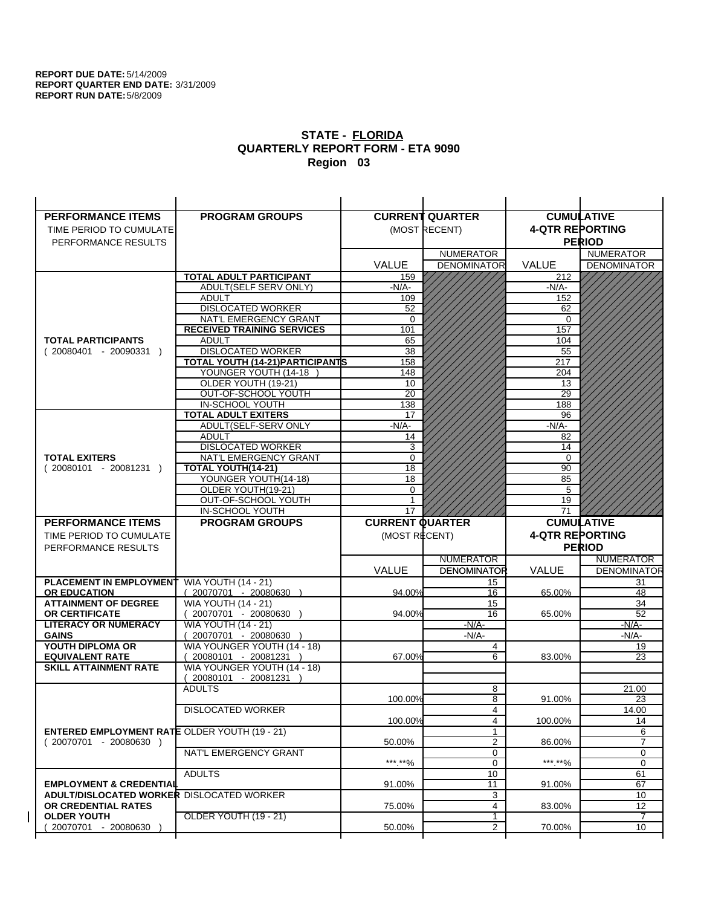**REPORT DUE DATE:** 5/14/2009
**REPORT QUARTER END DATE:** 3/31/2009
**REPORT RUN DATE:** 5/8/2009

## STATE - FLORIDA
## QUARTERLY REPORT FORM - ETA 9090
## Region 03

| PERFORMANCE ITEMS<br>TIME PERIOD TO CUMULATE PERFORMANCE RESULTS | PROGRAM GROUPS | CURRENT QUARTER (MOST RECENT) VALUE | NUMERATOR DENOMINATOR | CUMULATIVE 4-QTR REPORTING PERIOD VALUE | NUMERATOR DENOMINATOR |
|---|---|---|---|---|---|
| **TOTAL PARTICIPANTS** ( 20080401 - 20090331 ) | **TOTAL ADULT PARTICIPANT** | 159 | | 212 | |
| | ADULT(SELF SERV ONLY) | -N/A- | | -N/A- | |
| | ADULT | 109 | | 152 | |
| | DISLOCATED WORKER | 52 | | 62 | |
| | NAT'L EMERGENCY GRANT | 0 | | 0 | |
| | **RECEIVED TRAINING SERVICES** | 101 | | 157 | |
| | ADULT | 65 | | 104 | |
| | DISLOCATED WORKER | 38 | | 55 | |
| | **TOTAL YOUTH (14-21)PARTICIPANTS** | 158 | | 217 | |
| | YOUNGER YOUTH (14-18 ) | 148 | | 204 | |
| | OLDER YOUTH (19-21) | 10 | | 13 | |
| | OUT-OF-SCHOOL YOUTH | 20 | | 29 | |
| | IN-SCHOOL YOUTH | 138 | | 188 | |
| **TOTAL EXITERS** ( 20080101 - 20081231 ) | **TOTAL ADULT EXITERS** | 17 | | 96 | |
| | ADULT(SELF-SERV ONLY | -N/A- | | -N/A- | |
| | ADULT | 14 | | 82 | |
| | DISLOCATED WORKER | 3 | | 14 | |
| | NAT'L EMERGENCY GRANT | 0 | | 0 | |
| | **TOTAL YOUTH(14-21)** | 18 | | 90 | |
| | YOUNGER YOUTH(14-18) | 18 | | 85 | |
| | OLDER YOUTH(19-21) | 0 | | 5 | |
| | OUT-OF-SCHOOL YOUTH | 1 | | 19 | |
| | IN-SCHOOL YOUTH | 17 | | 71 | |

| PERFORMANCE ITEMS<br>TIME PERIOD TO CUMULATE PERFORMANCE RESULTS | PROGRAM GROUPS | CURRENT QUARTER (MOST RECENT) VALUE | NUMERATOR DENOMINATOR | CUMULATIVE 4-QTR REPORTING PERIOD VALUE | NUMERATOR DENOMINATOR |
|---|---|---|---|---|---|
| **PLACEMENT IN EMPLOYMENT OR EDUCATION** | WIA YOUTH (14 - 21) ( 20070701 - 20080630 ) | 94.00% | 15 / 16 | 65.00% | 31 / 48 |
| **ATTAINMENT OF DEGREE OR CERTIFICATE** | WIA YOUTH (14 - 21) ( 20070701 - 20080630 ) | 94.00% | 15 / 16 | 65.00% | 34 / 52 |
| **LITERACY OR NUMERACY GAINS** | WIA YOUTH (14 - 21) ( 20070701 - 20080630 ) | | -N/A- / -N/A- | | -N/A- / -N/A- |
| **YOUTH DIPLOMA OR EQUIVALENT RATE** | WIA YOUNGER YOUTH (14 - 18) ( 20080101 - 20081231 ) | 67.00% | 4 / 6 | 83.00% | 19 / 23 |
| **SKILL ATTAINMENT RATE** | WIA YOUNGER YOUTH (14 - 18) ( 20080101 - 20081231 ) | | | | |
| **ENTERED EMPLOYMENT RATE** ( 20070701 - 20080630 ) | ADULTS | 100.00% | 8 / 8 | 91.00% | 21.00 / 23 |
| | DISLOCATED WORKER | 100.00% | 4 / 4 | 100.00% | 14.00 / 14 |
| | OLDER YOUTH (19 - 21) | 50.00% | 1 / 2 | 86.00% | 6 / 7 |
| | NAT'L EMERGENCY GRANT | \*\*\*.\*\*% | 0 / 0 | \*\*\*.\*\*% | 0 / 0 |
| **EMPLOYMENT & CREDENTIAL ADULT/DISLOCATED WORKER OR CREDENTIAL RATES OLDER YOUTH** ( 20070701 - 20080630 ) | ADULTS | 91.00% | 10 / 11 | 91.00% | 61 / 67 |
| | DISLOCATED WORKER | 75.00% | 3 / 4 | 83.00% | 10 / 12 |
| | OLDER YOUTH (19 - 21) | 50.00% | 1 / 2 | 70.00% | 7 / 10 |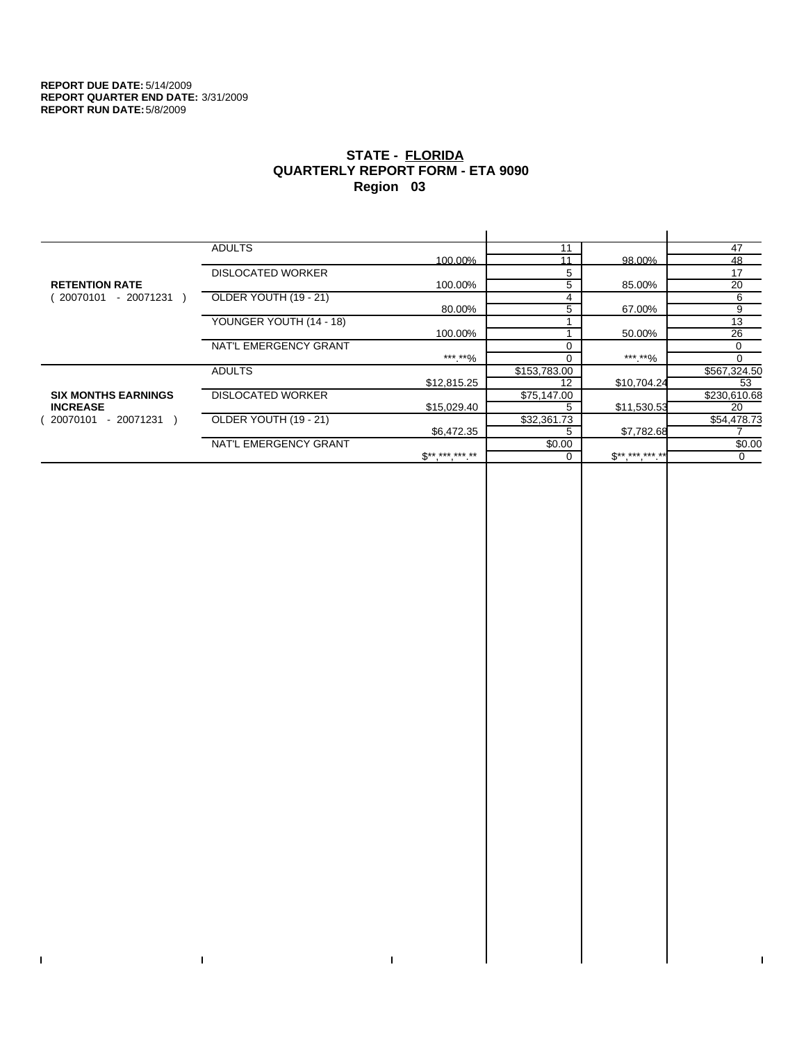**REPORT DUE DATE:** 5/14/2009
**REPORT QUARTER END DATE:** 3/31/2009
**REPORT RUN DATE:** 5/8/2009

# STATE - FLORIDA
## QUARTERLY REPORT FORM - ETA 9090
## Region 03

| | | | | | |
|---|---|---|---|---|---|
| **RETENTION RATE** ( 20070101 - 20071231 ) | ADULTS | | 11 | | 47 |
| | | 100.00% | 11 | 98.00% | 48 |
| | DISLOCATED WORKER | | 5 | | 17 |
| | | 100.00% | 5 | 85.00% | 20 |
| | OLDER YOUTH (19 - 21) | | 4 | | 6 |
| | | 80.00% | 5 | 67.00% | 9 |
| | YOUNGER YOUTH (14 - 18) | | 1 | | 13 |
| | | 100.00% | 1 | 50.00% | 26 |
| | NAT'L EMERGENCY GRANT | | 0 | | 0 |
| | | ***.**% | 0 | ***.**% | 0 |
| **SIX MONTHS EARNINGS INCREASE** ( 20070101 - 20071231 ) | ADULTS | | $153,783.00 | | $567,324.50 |
| | | $12,815.25 | 12 | $10,704.24 | 53 |
| | DISLOCATED WORKER | | $75,147.00 | | $230,610.68 |
| | | $15,029.40 | 5 | $11,530.53 | 20 |
| | OLDER YOUTH (19 - 21) | | $32,361.73 | | $54,478.73 |
| | | $6,472.35 | 5 | $7,782.68 | 7 |
| | NAT'L EMERGENCY GRANT | | $0.00 | | $0.00 |
| | | $**,***,***.** | 0 | $**,***,***.** | 0 |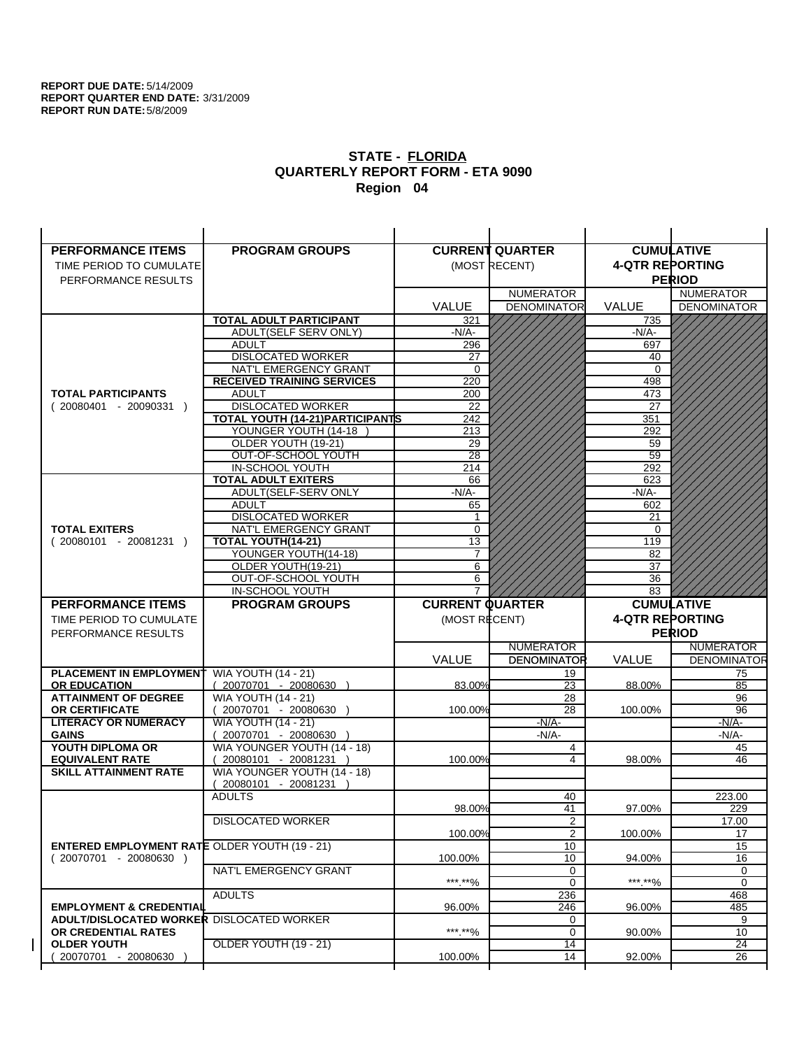**REPORT DUE DATE:** 5/14/2009
**REPORT QUARTER END DATE:** 3/31/2009
**REPORT RUN DATE:** 5/8/2009

## STATE - FLORIDA
## QUARTERLY REPORT FORM - ETA 9090
## Region 04

| PERFORMANCE ITEMS<br>TIME PERIOD TO CUMULATE PERFORMANCE RESULTS | PROGRAM GROUPS | CURRENT QUARTER (MOST RECENT) VALUE | CURRENT QUARTER NUMERATOR DENOMINATOR | CUMULATIVE 4-QTR REPORTING PERIOD VALUE | CUMULATIVE NUMERATOR DENOMINATOR |
|---|---|---|---|---|---|
| **TOTAL PARTICIPANTS** ( 20080401 - 20090331 ) | **TOTAL ADULT PARTICIPANT** | 321 | | 735 | |
| | ADULT(SELF SERV ONLY) | -N/A- | | -N/A- | |
| | ADULT | 296 | | 697 | |
| | DISLOCATED WORKER | 27 | | 40 | |
| | NAT'L EMERGENCY GRANT | 0 | | 0 | |
| | **RECEIVED TRAINING SERVICES** | 220 | | 498 | |
| | ADULT | 200 | | 473 | |
| | DISLOCATED WORKER | 22 | | 27 | |
| | **TOTAL YOUTH (14-21)PARTICIPANTS** | 242 | | 351 | |
| | YOUNGER YOUTH (14-18 ) | 213 | | 292 | |
| | OLDER YOUTH (19-21) | 29 | | 59 | |
| | OUT-OF-SCHOOL YOUTH | 28 | | 59 | |
| | IN-SCHOOL YOUTH | 214 | | 292 | |
| **TOTAL EXITERS** ( 20080101 - 20081231 ) | **TOTAL ADULT EXITERS** | 66 | | 623 | |
| | ADULT(SELF-SERV ONLY | -N/A- | | -N/A- | |
| | ADULT | 65 | | 602 | |
| | DISLOCATED WORKER | 1 | | 21 | |
| | NAT'L EMERGENCY GRANT | 0 | | 0 | |
| | **TOTAL YOUTH(14-21)** | 13 | | 119 | |
| | YOUNGER YOUTH(14-18) | 7 | | 82 | |
| | OLDER YOUTH(19-21) | 6 | | 37 | |
| | OUT-OF-SCHOOL YOUTH | 6 | | 36 | |
| | IN-SCHOOL YOUTH | 7 | | 83 | |

| PERFORMANCE ITEMS<br>TIME PERIOD TO CUMULATE PERFORMANCE RESULTS | PROGRAM GROUPS | CURRENT QUARTER (MOST RECENT) VALUE | CURRENT QUARTER NUMERATOR / DENOMINATOR | CUMULATIVE 4-QTR REPORTING PERIOD VALUE | CUMULATIVE NUMERATOR / DENOMINATOR |
|---|---|---|---|---|---|
| **PLACEMENT IN EMPLOYMENT OR EDUCATION** | WIA YOUTH (14 - 21) ( 20070701 - 20080630 ) | 83.00% | 19 / 23 | 88.00% | 75 / 85 |
| **ATTAINMENT OF DEGREE OR CERTIFICATE** | WIA YOUTH (14 - 21) ( 20070701 - 20080630 ) | 100.00% | 28 / 28 | 100.00% | 96 / 96 |
| **LITERACY OR NUMERACY GAINS** | WIA YOUTH (14 - 21) ( 20070701 - 20080630 ) | | -N/A- / -N/A- | | -N/A- / -N/A- |
| **YOUTH DIPLOMA OR EQUIVALENT RATE** | WIA YOUNGER YOUTH (14 - 18) ( 20080101 - 20081231 ) | 100.00% | 4 / 4 | 98.00% | 45 / 46 |
| **SKILL ATTAINMENT RATE** | WIA YOUNGER YOUTH (14 - 18) ( 20080101 - 20081231 ) | | | | |
| **ENTERED EMPLOYMENT RATE** ( 20070701 - 20080630 ) | ADULTS | 98.00% | 40 / 41 | 97.00% | 223.00 / 229 |
| | DISLOCATED WORKER | 100.00% | 2 / 2 | 100.00% | 17.00 / 17 |
| | OLDER YOUTH (19 - 21) | 100.00% | 10 / 10 | 94.00% | 15 / 16 |
| | NAT'L EMERGENCY GRANT | ***.**% | 0 / 0 | ***.**% | 0 / 0 |
| **EMPLOYMENT & CREDENTIAL ADULT/DISLOCATED WORKER OR CREDENTIAL RATES OLDER YOUTH** ( 20070701 - 20080630 ) | ADULTS | 96.00% | 236 / 246 | 96.00% | 468 / 485 |
| | DISLOCATED WORKER | ***.**% | 0 / 0 | 90.00% | 9 / 10 |
| | OLDER YOUTH (19 - 21) | 100.00% | 14 / 14 | 92.00% | 24 / 26 |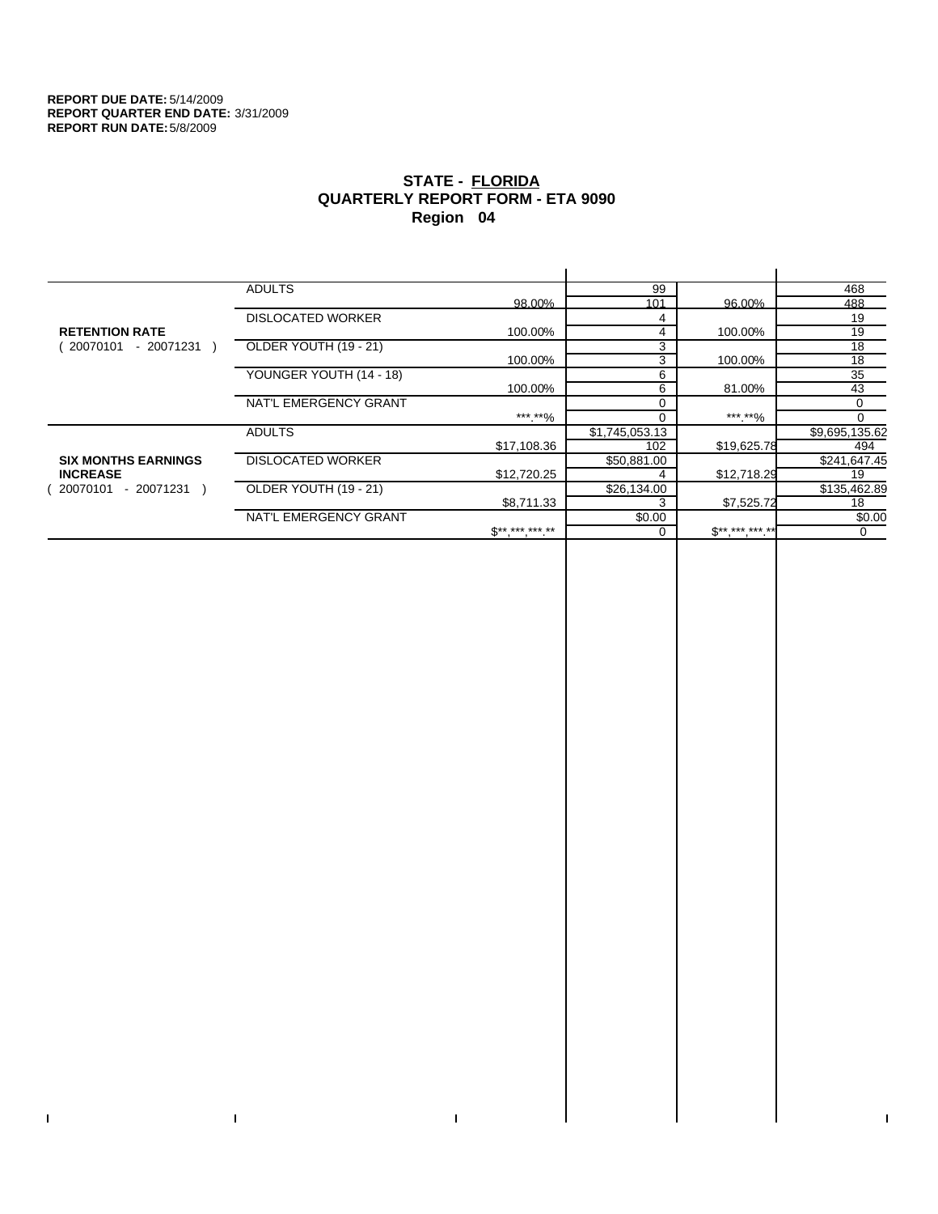**REPORT DUE DATE:** 5/14/2009
**REPORT QUARTER END DATE:** 3/31/2009
**REPORT RUN DATE:** 5/8/2009

# STATE - FLORIDA
## QUARTERLY REPORT FORM - ETA 9090
## Region 04

| | | | | | |
|---|---|---|---|---|---|
| **RETENTION RATE** ( 20070101 - 20071231 ) | ADULTS | | 99 | | 468 |
| | | 98.00% | 101 | 96.00% | 488 |
| | DISLOCATED WORKER | | 4 | | 19 |
| | | 100.00% | 4 | 100.00% | 19 |
| | OLDER YOUTH (19 - 21) | | 3 | | 18 |
| | | 100.00% | 3 | 100.00% | 18 |
| | YOUNGER YOUTH (14 - 18) | | 6 | | 35 |
| | | 100.00% | 6 | 81.00% | 43 |
| | NAT'L EMERGENCY GRANT | | 0 | | 0 |
| | | ***.**% | 0 | ***.**% | 0 |
| **SIX MONTHS EARNINGS INCREASE** ( 20070101 - 20071231 ) | ADULTS | | $1,745,053.13 | | $9,695,135.62 |
| | | $17,108.36 | 102 | $19,625.78 | 494 |
| | DISLOCATED WORKER | | $50,881.00 | | $241,647.45 |
| | | $12,720.25 | 4 | $12,718.29 | 19 |
| | OLDER YOUTH (19 - 21) | | $26,134.00 | | $135,462.89 |
| | | $8,711.33 | 3 | $7,525.72 | 18 |
| | NAT'L EMERGENCY GRANT | | $0.00 | | $0.00 |
| | | $**,***,***.** | 0 | $**,***,***.** | 0 |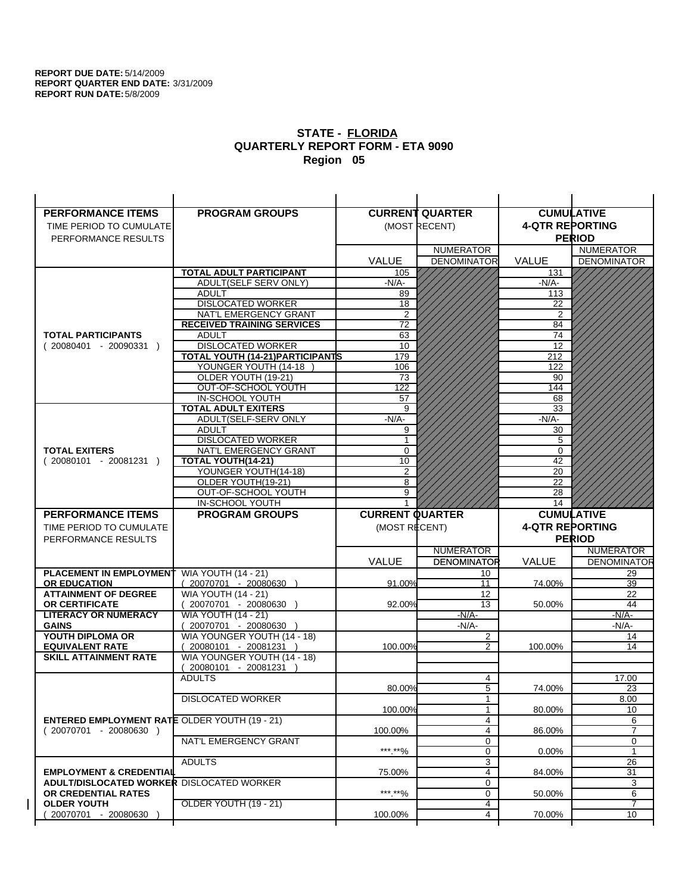**REPORT DUE DATE:** 5/14/2009
**REPORT QUARTER END DATE:** 3/31/2009
**REPORT RUN DATE:** 5/8/2009

## STATE - FLORIDA
## QUARTERLY REPORT FORM - ETA 9090
## Region 05

| PERFORMANCE ITEMS<br>TIME PERIOD TO CUMULATE PERFORMANCE RESULTS | PROGRAM GROUPS | CURRENT QUARTER (MOST RECENT) VALUE | CURRENT QUARTER NUMERATOR / DENOMINATOR | CUMULATIVE 4-QTR REPORTING PERIOD VALUE | CUMULATIVE NUMERATOR / DENOMINATOR |
|---|---|---|---|---|---|
| **TOTAL PARTICIPANTS** ( 20080401 - 20090331 ) | **TOTAL ADULT PARTICIPANT** | 105 | | 131 | |
| | ADULT(SELF SERV ONLY) | -N/A- | | -N/A- | |
| | ADULT | 89 | | 113 | |
| | DISLOCATED WORKER | 18 | | 22 | |
| | NAT'L EMERGENCY GRANT | 2 | | 2 | |
| | **RECEIVED TRAINING SERVICES** | 72 | | 84 | |
| | ADULT | 63 | | 74 | |
| | DISLOCATED WORKER | 10 | | 12 | |
| | **TOTAL YOUTH (14-21)PARTICIPANTS** | 179 | | 212 | |
| | YOUNGER YOUTH (14-18 ) | 106 | | 122 | |
| | OLDER YOUTH (19-21) | 73 | | 90 | |
| | OUT-OF-SCHOOL YOUTH | 122 | | 144 | |
| | IN-SCHOOL YOUTH | 57 | | 68 | |
| **TOTAL EXITERS** ( 20080101 - 20081231 ) | **TOTAL ADULT EXITERS** | 9 | | 33 | |
| | ADULT(SELF-SERV ONLY | -N/A- | | -N/A- | |
| | ADULT | 9 | | 30 | |
| | DISLOCATED WORKER | 1 | | 5 | |
| | NAT'L EMERGENCY GRANT | 0 | | 0 | |
| | **TOTAL YOUTH(14-21)** | 10 | | 42 | |
| | YOUNGER YOUTH(14-18) | 2 | | 20 | |
| | OLDER YOUTH(19-21) | 8 | | 22 | |
| | OUT-OF-SCHOOL YOUTH | 9 | | 28 | |
| | IN-SCHOOL YOUTH | 1 | | 14 | |

| PERFORMANCE ITEMS<br>TIME PERIOD TO CUMULATE PERFORMANCE RESULTS | PROGRAM GROUPS | CURRENT QUARTER (MOST RECENT) VALUE | CURRENT QUARTER NUMERATOR / DENOMINATOR | CUMULATIVE 4-QTR REPORTING PERIOD VALUE | CUMULATIVE NUMERATOR / DENOMINATOR |
|---|---|---|---|---|---|
| **PLACEMENT IN EMPLOYMENT OR EDUCATION** | WIA YOUTH (14 - 21) ( 20070701 - 20080630 ) | 91.00% | 10 / 11 | 74.00% | 29 / 39 |
| **ATTAINMENT OF DEGREE OR CERTIFICATE** | WIA YOUTH (14 - 21) ( 20070701 - 20080630 ) | 92.00% | 12 / 13 | 50.00% | 22 / 44 |
| **LITERACY OR NUMERACY GAINS** | WIA YOUTH (14 - 21) ( 20070701 - 20080630 ) | | -N/A- / -N/A- | | -N/A- / -N/A- |
| **YOUTH DIPLOMA OR EQUIVALENT RATE** | WIA YOUNGER YOUTH (14 - 18) ( 20080101 - 20081231 ) | 100.00% | 2 / 2 | 100.00% | 14 / 14 |
| **SKILL ATTAINMENT RATE** | WIA YOUNGER YOUTH (14 - 18) ( 20080101 - 20081231 ) | | | | |
| **ENTERED EMPLOYMENT RATE** ( 20070701 - 20080630 ) | ADULTS | 80.00% | 4 / 5 | 74.00% | 17.00 / 23 |
| | DISLOCATED WORKER | 100.00% | 1 / 1 | 80.00% | 8.00 / 10 |
| | OLDER YOUTH (19 - 21) | 100.00% | 4 / 4 | 86.00% | 6 / 7 |
| | NAT'L EMERGENCY GRANT | ***.**% | 0 / 0 | 0.00% | 0 / 1 |
| **EMPLOYMENT & CREDENTIAL ADULT/DISLOCATED WORKER OR CREDENTIAL RATES OLDER YOUTH** ( 20070701 - 20080630 ) | ADULTS | 75.00% | 3 / 4 | 84.00% | 26 / 31 |
| | DISLOCATED WORKER | ***.**% | 0 / 0 | 50.00% | 3 / 6 |
| | OLDER YOUTH (19 - 21) | 100.00% | 4 / 4 | 70.00% | 7 / 10 |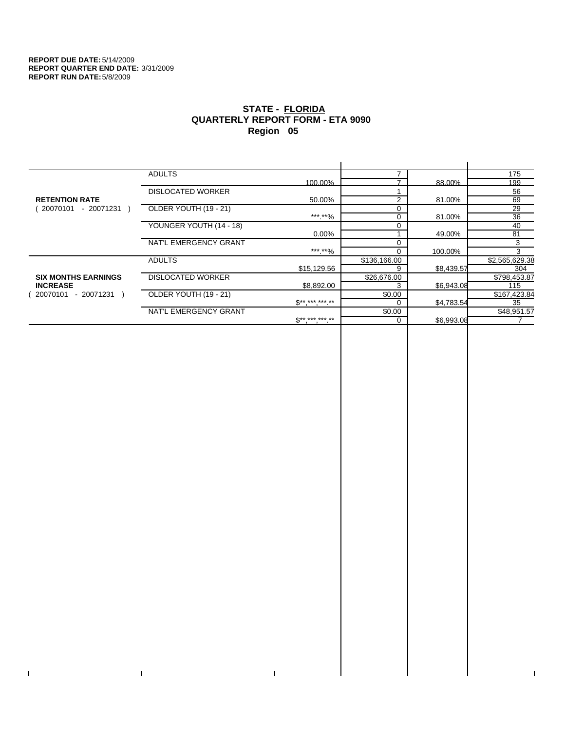**REPORT DUE DATE:** 5/14/2009
**REPORT QUARTER END DATE:** 3/31/2009
**REPORT RUN DATE:** 5/8/2009

# STATE - FLORIDA
## QUARTERLY REPORT FORM - ETA 9090
## Region 05

| | | | | | |
|---|---|---|---|---|---|
| **RETENTION RATE** ( 20070101 - 20071231 ) | ADULTS | | 7 | | 175 |
| | | 100.00% | 7 | 88.00% | 199 |
| | DISLOCATED WORKER | | 1 | | 56 |
| | | 50.00% | 2 | 81.00% | 69 |
| | OLDER YOUTH (19 - 21) | | 0 | | 29 |
| | | ***.**% | 0 | 81.00% | 36 |
| | YOUNGER YOUTH (14 - 18) | | 0 | | 40 |
| | | 0.00% | 1 | 49.00% | 81 |
| | NAT'L EMERGENCY GRANT | | 0 | | 3 |
| | | ***.**% | 0 | 100.00% | 3 |
| **SIX MONTHS EARNINGS INCREASE** ( 20070101 - 20071231 ) | ADULTS | | $136,166.00 | | $2,565,629.38 |
| | | $15,129.56 | 9 | $8,439.57 | 304 |
| | DISLOCATED WORKER | | $26,676.00 | | $798,453.87 |
| | | $8,892.00 | 3 | $6,943.08 | 115 |
| | OLDER YOUTH (19 - 21) | | $0.00 | | $167,423.84 |
| | | $**,***,***.** | 0 | $4,783.54 | 35 |
| | NAT'L EMERGENCY GRANT | | $0.00 | | $48,951.57 |
| | | $**,***,***.** | 0 | $6,993.08 | 7 |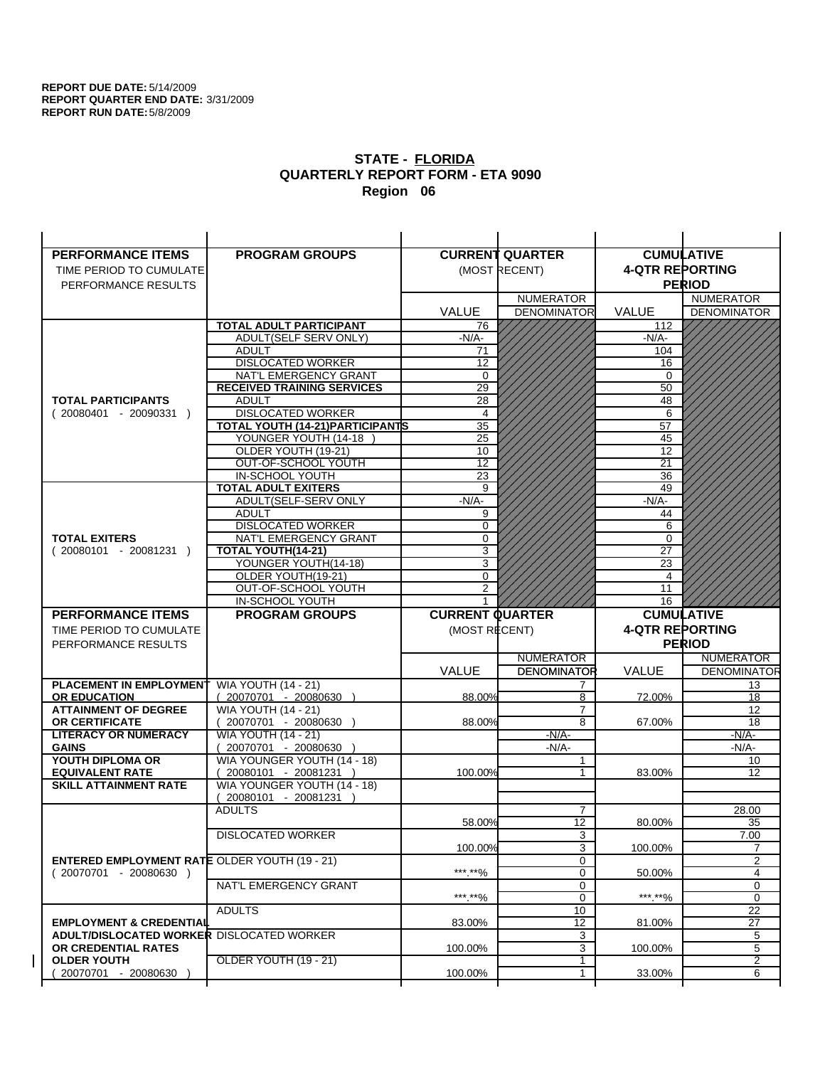**REPORT DUE DATE:** 5/14/2009
**REPORT QUARTER END DATE:** 3/31/2009
**REPORT RUN DATE:** 5/8/2009

## STATE - FLORIDA
## QUARTERLY REPORT FORM - ETA 9090
## Region 06

| PERFORMANCE ITEMS<br>TIME PERIOD TO CUMULATE PERFORMANCE RESULTS | PROGRAM GROUPS | CURRENT QUARTER (MOST RECENT) VALUE | CURRENT QUARTER NUMERATOR DENOMINATOR | CUMULATIVE 4-QTR REPORTING PERIOD VALUE | CUMULATIVE NUMERATOR DENOMINATOR |
|---|---|---|---|---|---|
| **TOTAL PARTICIPANTS** ( 20080401 - 20090331 ) | **TOTAL ADULT PARTICIPANT** | 76 | | 112 | |
| | ADULT(SELF SERV ONLY) | -N/A- | | -N/A- | |
| | ADULT | 71 | | 104 | |
| | DISLOCATED WORKER | 12 | | 16 | |
| | NAT'L EMERGENCY GRANT | 0 | | 0 | |
| | **RECEIVED TRAINING SERVICES** | 29 | | 50 | |
| | ADULT | 28 | | 48 | |
| | DISLOCATED WORKER | 4 | | 6 | |
| | **TOTAL YOUTH (14-21)PARTICIPANTS** | 35 | | 57 | |
| | YOUNGER YOUTH (14-18 ) | 25 | | 45 | |
| | OLDER YOUTH (19-21) | 10 | | 12 | |
| | OUT-OF-SCHOOL YOUTH | 12 | | 21 | |
| | IN-SCHOOL YOUTH | 23 | | 36 | |
| **TOTAL EXITERS** ( 20080101 - 20081231 ) | **TOTAL ADULT EXITERS** | 9 | | 49 | |
| | ADULT(SELF-SERV ONLY | -N/A- | | -N/A- | |
| | ADULT | 9 | | 44 | |
| | DISLOCATED WORKER | 0 | | 6 | |
| | NAT'L EMERGENCY GRANT | 0 | | 0 | |
| | **TOTAL YOUTH(14-21)** | 3 | | 27 | |
| | YOUNGER YOUTH(14-18) | 3 | | 23 | |
| | OLDER YOUTH(19-21) | 0 | | 4 | |
| | OUT-OF-SCHOOL YOUTH | 2 | | 11 | |
| | IN-SCHOOL YOUTH | 1 | | 16 | |

| PERFORMANCE ITEMS<br>TIME PERIOD TO CUMULATE PERFORMANCE RESULTS | PROGRAM GROUPS | CURRENT QUARTER (MOST RECENT) VALUE | CURRENT QUARTER NUMERATOR DENOMINATOR | CUMULATIVE 4-QTR REPORTING PERIOD VALUE | CUMULATIVE NUMERATOR DENOMINATOR |
|---|---|---|---|---|---|
| **PLACEMENT IN EMPLOYMENT OR EDUCATION** | WIA YOUTH (14 - 21) ( 20070701 - 20080630 ) | 88.00% | 7 / 8 | 72.00% | 13 / 18 |
| **ATTAINMENT OF DEGREE OR CERTIFICATE** | WIA YOUTH (14 - 21) ( 20070701 - 20080630 ) | 88.00% | 7 / 8 | 67.00% | 12 / 18 |
| **LITERACY OR NUMERACY GAINS** | WIA YOUTH (14 - 21) ( 20070701 - 20080630 ) | | -N/A- / -N/A- | | -N/A- / -N/A- |
| **YOUTH DIPLOMA OR EQUIVALENT RATE** | WIA YOUNGER YOUTH (14 - 18) ( 20080101 - 20081231 ) | 100.00% | 1 / 1 | 83.00% | 10 / 12 |
| **SKILL ATTAINMENT RATE** | WIA YOUNGER YOUTH (14 - 18) ( 20080101 - 20081231 ) | | | | |
| **ENTERED EMPLOYMENT RATE** ( 20070701 - 20080630 ) | ADULTS | 58.00% | 7 / 12 | 80.00% | 28.00 / 35 |
| | DISLOCATED WORKER | 100.00% | 3 / 3 | 100.00% | 7.00 / 7 |
| | OLDER YOUTH (19 - 21) | \*\*\*.\*\*% | 0 / 0 | 50.00% | 2 / 4 |
| | NAT'L EMERGENCY GRANT | \*\*\*.\*\*% | 0 / 0 | \*\*\*.\*\*% | 0 / 0 |
| **EMPLOYMENT & CREDENTIAL ADULT/DISLOCATED WORKER OR CREDENTIAL RATES OLDER YOUTH** ( 20070701 - 20080630 ) | ADULTS | 83.00% | 10 / 12 | 81.00% | 22 / 27 |
| | DISLOCATED WORKER | 100.00% | 3 / 3 | 100.00% | 5 / 5 |
| | OLDER YOUTH (19 - 21) | 100.00% | 1 / 1 | 33.00% | 2 / 6 |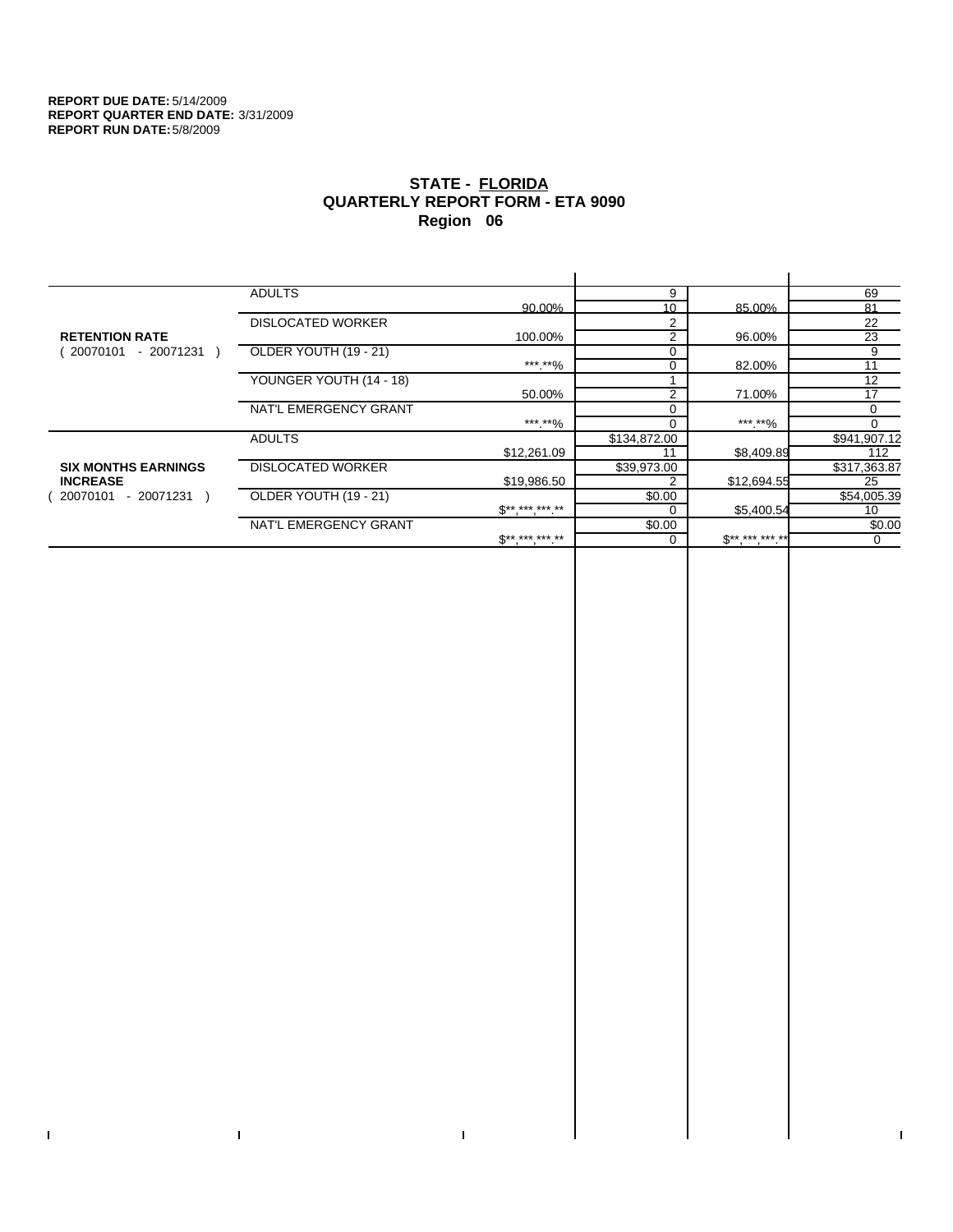**REPORT DUE DATE:** 5/14/2009
**REPORT QUARTER END DATE:** 3/31/2009
**REPORT RUN DATE:** 5/8/2009

# STATE - FLORIDA
## QUARTERLY REPORT FORM - ETA 9090
## Region 06

| | | | | | |
|---|---|---|---|---|---|
| **RETENTION RATE** ( 20070101 - 20071231 ) | ADULTS | 90.00% | 9 / 10 | 85.00% | 69 / 81 |
| | DISLOCATED WORKER | 100.00% | 2 / 2 | 96.00% | 22 / 23 |
| | OLDER YOUTH (19 - 21) | ***.**% | 0 / 0 | 82.00% | 9 / 11 |
| | YOUNGER YOUTH (14 - 18) | 50.00% | 1 / 2 | 71.00% | 12 / 17 |
| | NAT'L EMERGENCY GRANT | ***.**% | 0 / 0 | ***.**% | 0 / 0 |
| **SIX MONTHS EARNINGS INCREASE** ( 20070101 - 20071231 ) | ADULTS | $12,261.09 | $134,872.00 / 11 | $8,409.89 | $941,907.12 / 112 |
| | DISLOCATED WORKER | $19,986.50 | $39,973.00 / 2 | $12,694.55 | $317,363.87 / 25 |
| | OLDER YOUTH (19 - 21) | $**,***,***.** | $0.00 / 0 | $5,400.54 | $54,005.39 / 10 |
| | NAT'L EMERGENCY GRANT | $**,***,***.** | $0.00 / 0 | $**,***,***.** | $0.00 / 0 |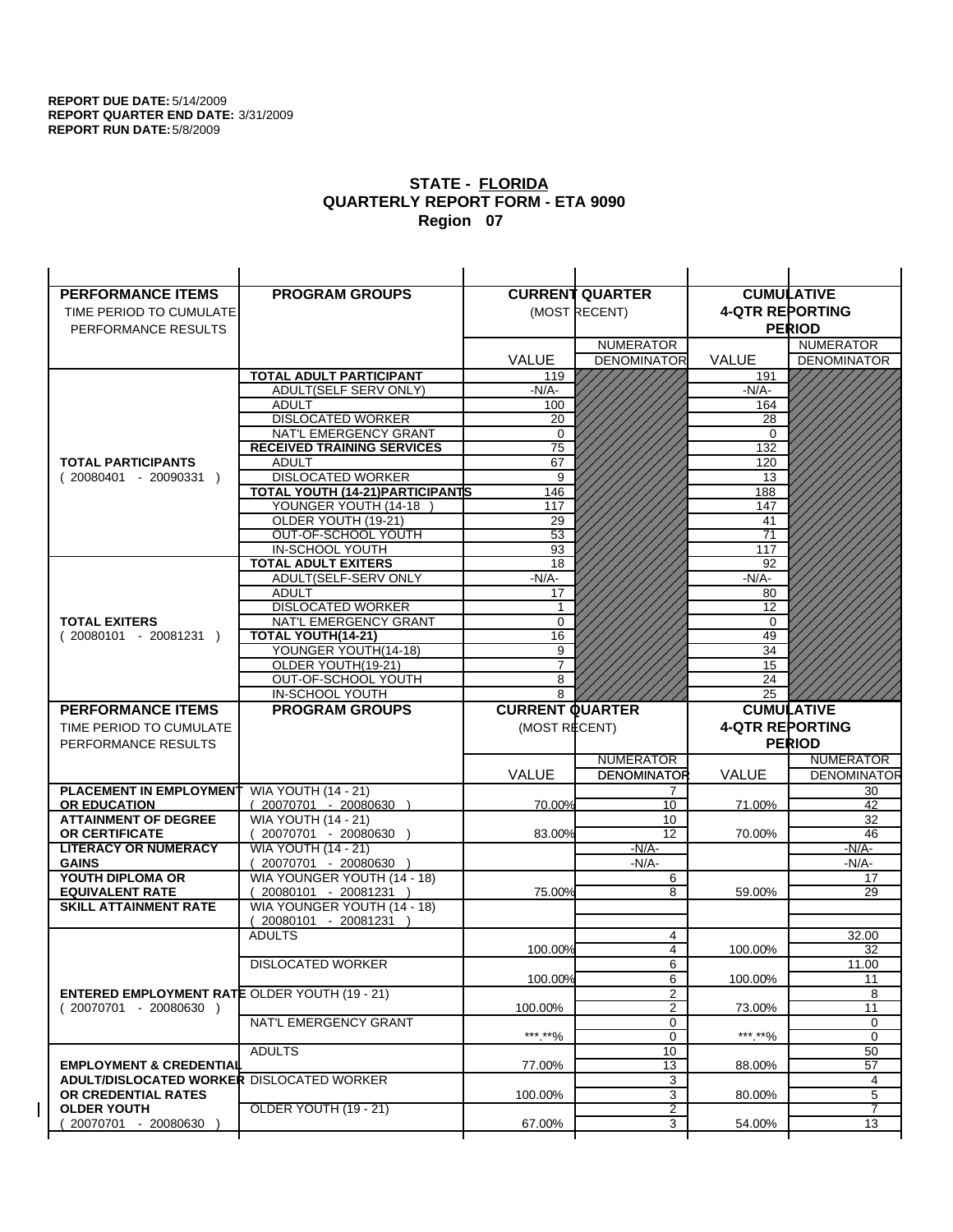**REPORT DUE DATE:** 5/14/2009
**REPORT QUARTER END DATE:** 3/31/2009
**REPORT RUN DATE:** 5/8/2009

## STATE - FLORIDA
## QUARTERLY REPORT FORM - ETA 9090
## Region 07

| PERFORMANCE ITEMS<br>TIME PERIOD TO CUMULATE PERFORMANCE RESULTS | PROGRAM GROUPS | CURRENT QUARTER (MOST RECENT) VALUE | NUMERATOR DENOMINATOR | CUMULATIVE 4-QTR REPORTING PERIOD VALUE | NUMERATOR DENOMINATOR |
|---|---|---|---|---|---|
| **TOTAL PARTICIPANTS** ( 20080401 - 20090331 ) | **TOTAL ADULT PARTICIPANT** | 119 | | 191 | |
| | ADULT(SELF SERV ONLY) | -N/A- | | -N/A- | |
| | ADULT | 100 | | 164 | |
| | DISLOCATED WORKER | 20 | | 28 | |
| | NAT'L EMERGENCY GRANT | 0 | | 0 | |
| | **RECEIVED TRAINING SERVICES** | 75 | | 132 | |
| | ADULT | 67 | | 120 | |
| | DISLOCATED WORKER | 9 | | 13 | |
| | **TOTAL YOUTH (14-21)PARTICIPANTS** | 146 | | 188 | |
| | YOUNGER YOUTH (14-18 ) | 117 | | 147 | |
| | OLDER YOUTH (19-21) | 29 | | 41 | |
| | OUT-OF-SCHOOL YOUTH | 53 | | 71 | |
| | IN-SCHOOL YOUTH | 93 | | 117 | |
| **TOTAL EXITERS** ( 20080101 - 20081231 ) | **TOTAL ADULT EXITERS** | 18 | | 92 | |
| | ADULT(SELF-SERV ONLY | -N/A- | | -N/A- | |
| | ADULT | 17 | | 80 | |
| | DISLOCATED WORKER | 1 | | 12 | |
| | NAT'L EMERGENCY GRANT | 0 | | 0 | |
| | **TOTAL YOUTH(14-21)** | 16 | | 49 | |
| | YOUNGER YOUTH(14-18) | 9 | | 34 | |
| | OLDER YOUTH(19-21) | 7 | | 15 | |
| | OUT-OF-SCHOOL YOUTH | 8 | | 24 | |
| | IN-SCHOOL YOUTH | 8 | | 25 | |

| PERFORMANCE ITEMS<br>TIME PERIOD TO CUMULATE PERFORMANCE RESULTS | PROGRAM GROUPS | CURRENT QUARTER (MOST RECENT) VALUE | NUMERATOR DENOMINATOR | CUMULATIVE 4-QTR REPORTING PERIOD VALUE | NUMERATOR DENOMINATOR |
|---|---|---|---|---|---|
| **PLACEMENT IN EMPLOYMENT OR EDUCATION** | WIA YOUTH (14 - 21) ( 20070701 - 20080630 ) | 70.00% | 7<br>10 | 71.00% | 30<br>42 |
| **ATTAINMENT OF DEGREE OR CERTIFICATE** | WIA YOUTH (14 - 21) ( 20070701 - 20080630 ) | 83.00% | 10<br>12 | 70.00% | 32<br>46 |
| **LITERACY OR NUMERACY GAINS** | WIA YOUTH (14 - 21) ( 20070701 - 20080630 ) | | -N/A-<br>-N/A- | | -N/A-<br>-N/A- |
| **YOUTH DIPLOMA OR EQUIVALENT RATE** | WIA YOUNGER YOUTH (14 - 18) ( 20080101 - 20081231 ) | 75.00% | 6<br>8 | 59.00% | 17<br>29 |
| **SKILL ATTAINMENT RATE** | WIA YOUNGER YOUTH (14 - 18) ( 20080101 - 20081231 ) | | | | |
| **ENTERED EMPLOYMENT RATE** ( 20070701 - 20080630 ) | ADULTS | 100.00% | 4<br>4 | 100.00% | 32.00<br>32 |
| | DISLOCATED WORKER | 100.00% | 6<br>6 | 100.00% | 11.00<br>11 |
| | OLDER YOUTH (19 - 21) | 100.00% | 2<br>2 | 73.00% | 8<br>11 |
| | NAT'L EMERGENCY GRANT | \*\*\*.\*\*% | 0<br>0 | \*\*\*.\*\*% | 0<br>0 |
| **EMPLOYMENT & CREDENTIAL ADULT/DISLOCATED WORKER OR CREDENTIAL RATES OLDER YOUTH** ( 20070701 - 20080630 ) | ADULTS | 77.00% | 10<br>13 | 88.00% | 50<br>57 |
| | DISLOCATED WORKER | 100.00% | 3<br>3 | 80.00% | 4<br>5 |
| | OLDER YOUTH (19 - 21) | 67.00% | 2<br>3 | 54.00% | 7<br>13 |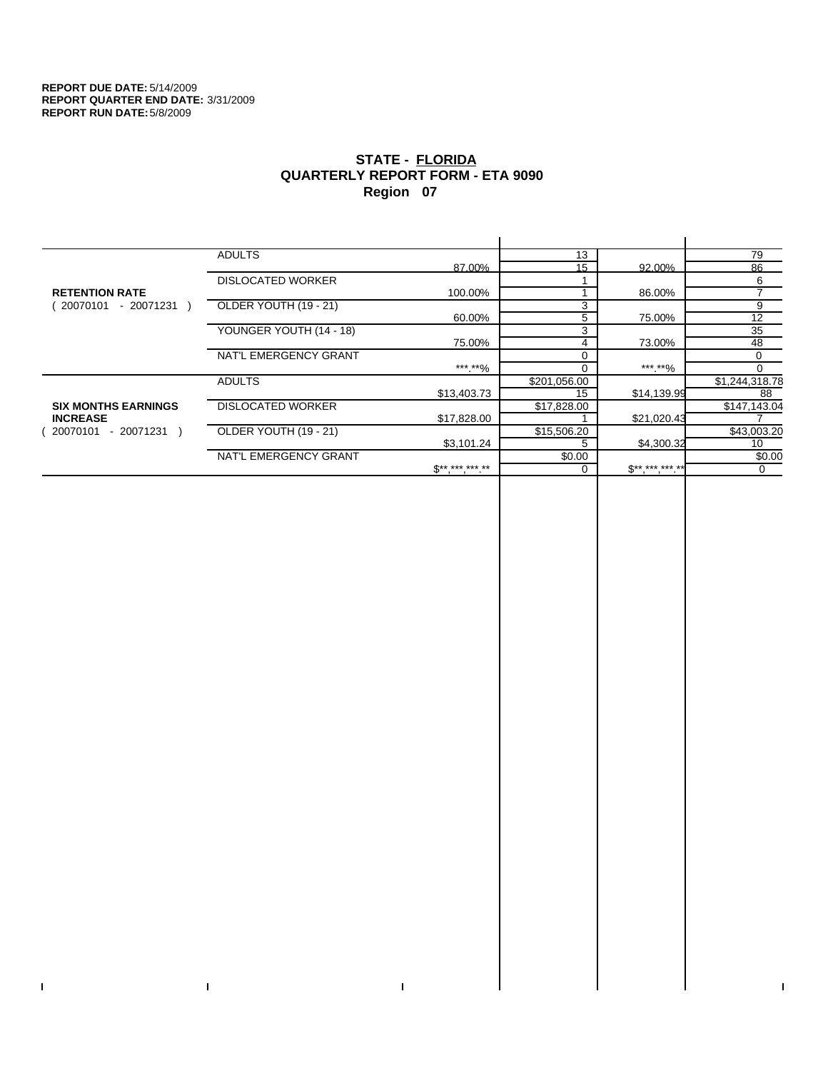**REPORT DUE DATE:** 5/14/2009
**REPORT QUARTER END DATE:** 3/31/2009
**REPORT RUN DATE:** 5/8/2009

## STATE - FLORIDA
## QUARTERLY REPORT FORM - ETA 9090
## Region 07

| | | | | | |
|---|---|---|---|---|---|
| **RETENTION RATE** ( 20070101 - 20071231 ) | ADULTS | | 13 | | 79 |
| | | 87.00% | 15 | 92.00% | 86 |
| | DISLOCATED WORKER | | 1 | | 6 |
| | | 100.00% | 1 | 86.00% | 7 |
| | OLDER YOUTH (19 - 21) | | 3 | | 9 |
| | | 60.00% | 5 | 75.00% | 12 |
| | YOUNGER YOUTH (14 - 18) | | 3 | | 35 |
| | | 75.00% | 4 | 73.00% | 48 |
| | NAT'L EMERGENCY GRANT | | 0 | | 0 |
| | | ***.**% | 0 | ***.**% | 0 |
| **SIX MONTHS EARNINGS INCREASE** ( 20070101 - 20071231 ) | ADULTS | | $201,056.00 | | $1,244,318.78 |
| | | $13,403.73 | 15 | $14,139.99 | 88 |
| | DISLOCATED WORKER | | $17,828.00 | | $147,143.04 |
| | | $17,828.00 | 1 | $21,020.43 | 7 |
| | OLDER YOUTH (19 - 21) | | $15,506.20 | | $43,003.20 |
| | | $3,101.24 | 5 | $4,300.32 | 10 |
| | NAT'L EMERGENCY GRANT | | $0.00 | | $0.00 |
| | | $**,***,***.** | 0 | $**,***,***.** | 0 |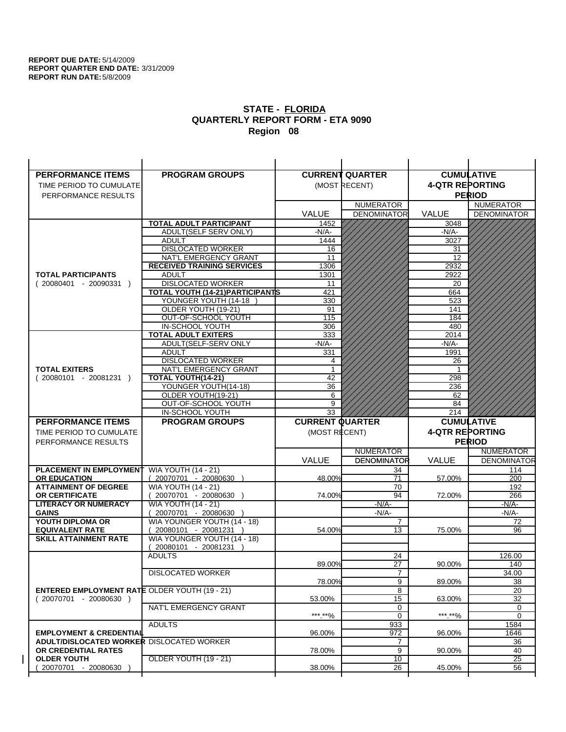**REPORT DUE DATE:** 5/14/2009
**REPORT QUARTER END DATE:** 3/31/2009
**REPORT RUN DATE:** 5/8/2009

## STATE - FLORIDA
## QUARTERLY REPORT FORM - ETA 9090
## Region 08

| PERFORMANCE ITEMS<br>TIME PERIOD TO CUMULATE PERFORMANCE RESULTS | PROGRAM GROUPS | CURRENT QUARTER (MOST RECENT) VALUE | CURRENT QUARTER NUMERATOR / DENOMINATOR | CUMULATIVE 4-QTR REPORTING PERIOD VALUE | CUMULATIVE NUMERATOR / DENOMINATOR |
|---|---|---|---|---|---|
| **TOTAL PARTICIPANTS** ( 20080401 - 20090331 ) | **TOTAL ADULT PARTICIPANT** | 1452 | | 3048 | |
| | ADULT(SELF SERV ONLY) | -N/A- | | -N/A- | |
| | ADULT | 1444 | | 3027 | |
| | DISLOCATED WORKER | 16 | | 31 | |
| | NAT'L EMERGENCY GRANT | 11 | | 12 | |
| | **RECEIVED TRAINING SERVICES** | 1306 | | 2932 | |
| | ADULT | 1301 | | 2922 | |
| | DISLOCATED WORKER | 11 | | 20 | |
| | **TOTAL YOUTH (14-21)PARTICIPANTS** | 421 | | 664 | |
| | YOUNGER YOUTH (14-18 ) | 330 | | 523 | |
| | OLDER YOUTH (19-21) | 91 | | 141 | |
| | OUT-OF-SCHOOL YOUTH | 115 | | 184 | |
| | IN-SCHOOL YOUTH | 306 | | 480 | |
| **TOTAL EXITERS** ( 20080101 - 20081231 ) | **TOTAL ADULT EXITERS** | 333 | | 2014 | |
| | ADULT(SELF-SERV ONLY | -N/A- | | -N/A- | |
| | ADULT | 331 | | 1991 | |
| | DISLOCATED WORKER | 4 | | 26 | |
| | NAT'L EMERGENCY GRANT | 1 | | 1 | |
| | **TOTAL YOUTH(14-21)** | 42 | | 298 | |
| | YOUNGER YOUTH(14-18) | 36 | | 236 | |
| | OLDER YOUTH(19-21) | 6 | | 62 | |
| | OUT-OF-SCHOOL YOUTH | 9 | | 84 | |
| | IN-SCHOOL YOUTH | 33 | | 214 | |

| PERFORMANCE ITEMS<br>TIME PERIOD TO CUMULATE PERFORMANCE RESULTS | PROGRAM GROUPS | CURRENT QUARTER (MOST RECENT) VALUE | CURRENT QUARTER NUMERATOR / DENOMINATOR | CUMULATIVE 4-QTR REPORTING PERIOD VALUE | CUMULATIVE NUMERATOR / DENOMINATOR |
|---|---|---|---|---|---|
| **PLACEMENT IN EMPLOYMENT OR EDUCATION** | WIA YOUTH (14 - 21) ( 20070701 - 20080630 ) | 48.00% | 34 / 71 | 57.00% | 114 / 200 |
| **ATTAINMENT OF DEGREE OR CERTIFICATE** | WIA YOUTH (14 - 21) ( 20070701 - 20080630 ) | 74.00% | 70 / 94 | 72.00% | 192 / 266 |
| **LITERACY OR NUMERACY GAINS** | WIA YOUTH (14 - 21) ( 20070701 - 20080630 ) | | -N/A- / -N/A- | | -N/A- / -N/A- |
| **YOUTH DIPLOMA OR EQUIVALENT RATE** | WIA YOUNGER YOUTH (14 - 18) ( 20080101 - 20081231 ) | 54.00% | 7 / 13 | 75.00% | 72 / 96 |
| **SKILL ATTAINMENT RATE** | WIA YOUNGER YOUTH (14 - 18) ( 20080101 - 20081231 ) | | | | |
| **ENTERED EMPLOYMENT RATE** ( 20070701 - 20080630 ) | ADULTS | 89.00% | 24 / 27 | 90.00% | 126.00 / 140 |
| | DISLOCATED WORKER | 78.00% | 7 / 9 | 89.00% | 34.00 / 38 |
| | OLDER YOUTH (19 - 21) | 53.00% | 8 / 15 | 63.00% | 20 / 32 |
| | NAT'L EMERGENCY GRANT | \*\*\*.\*\*% | 0 / 0 | \*\*\*.\*\*% | 0 / 0 |
| **EMPLOYMENT & CREDENTIAL ADULT/DISLOCATED WORKER OR CREDENTIAL RATES OLDER YOUTH** ( 20070701 - 20080630 ) | ADULTS | 96.00% | 933 / 972 | 96.00% | 1584 / 1646 |
| | DISLOCATED WORKER | 78.00% | 7 / 9 | 90.00% | 36 / 40 |
| | OLDER YOUTH (19 - 21) | 38.00% | 10 / 26 | 45.00% | 25 / 56 |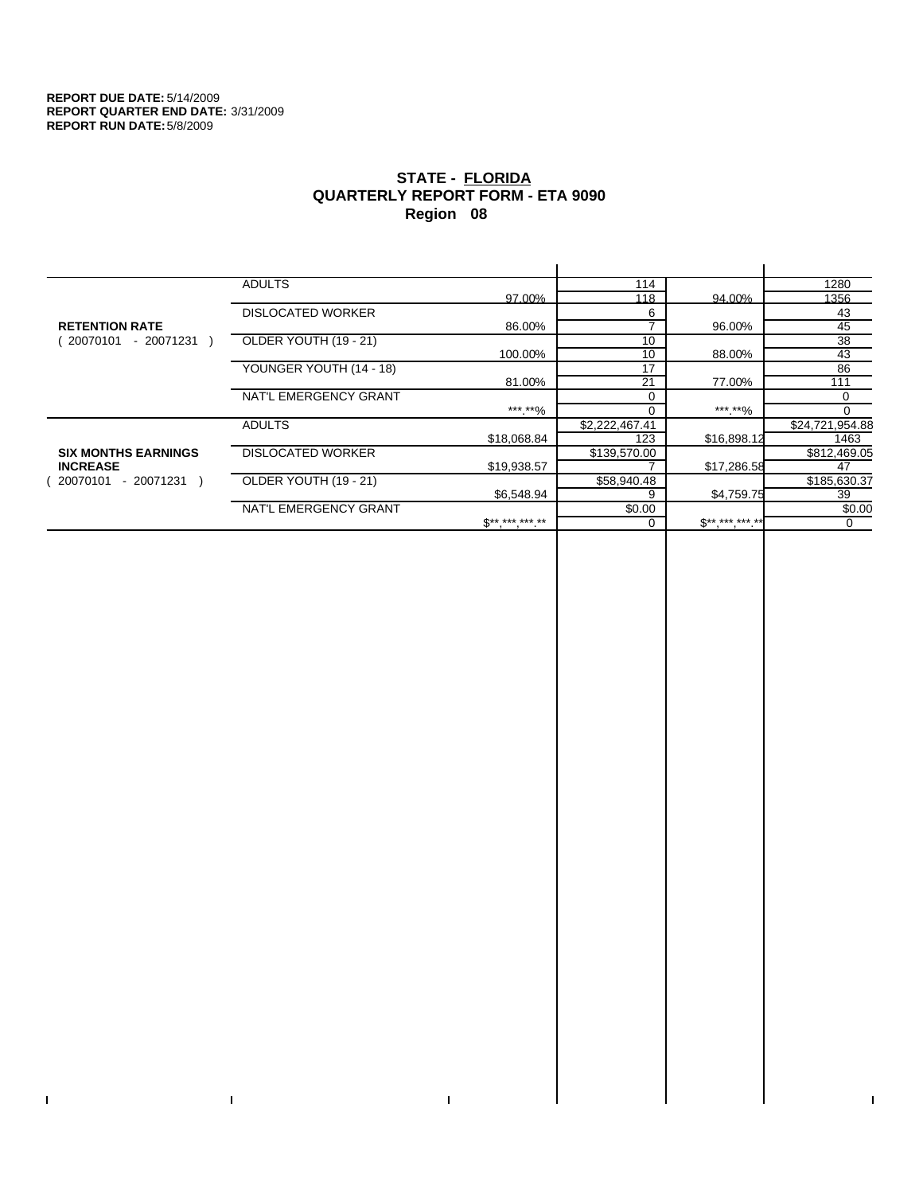**REPORT DUE DATE:** 5/14/2009
**REPORT QUARTER END DATE:** 3/31/2009
**REPORT RUN DATE:** 5/8/2009

## STATE - FLORIDA
## QUARTERLY REPORT FORM - ETA 9090
## Region 08

| | | | | | |
|---|---|---|---|---|---|
| **RETENTION RATE** ( 20070101 - 20071231 ) | ADULTS | | 114 | | 1280 |
| | | 97.00% | 118 | 94.00% | 1356 |
| | DISLOCATED WORKER | | 6 | | 43 |
| | | 86.00% | 7 | 96.00% | 45 |
| | OLDER YOUTH (19 - 21) | | 10 | | 38 |
| | | 100.00% | 10 | 88.00% | 43 |
| | YOUNGER YOUTH (14 - 18) | | 17 | | 86 |
| | | 81.00% | 21 | 77.00% | 111 |
| | NAT'L EMERGENCY GRANT | | 0 | | 0 |
| | | ***.**% | 0 | ***.**% | 0 |
| **SIX MONTHS EARNINGS INCREASE** ( 20070101 - 20071231 ) | ADULTS | | $2,222,467.41 | | $24,721,954.88 |
| | | $18,068.84 | 123 | $16,898.12 | 1463 |
| | DISLOCATED WORKER | | $139,570.00 | | $812,469.05 |
| | | $19,938.57 | 7 | $17,286.58 | 47 |
| | OLDER YOUTH (19 - 21) | | $58,940.48 | | $185,630.37 |
| | | $6,548.94 | 9 | $4,759.75 | 39 |
| | NAT'L EMERGENCY GRANT | | $0.00 | | $0.00 |
| | | $**,***,***.** | 0 | $**,***,***.** | 0 |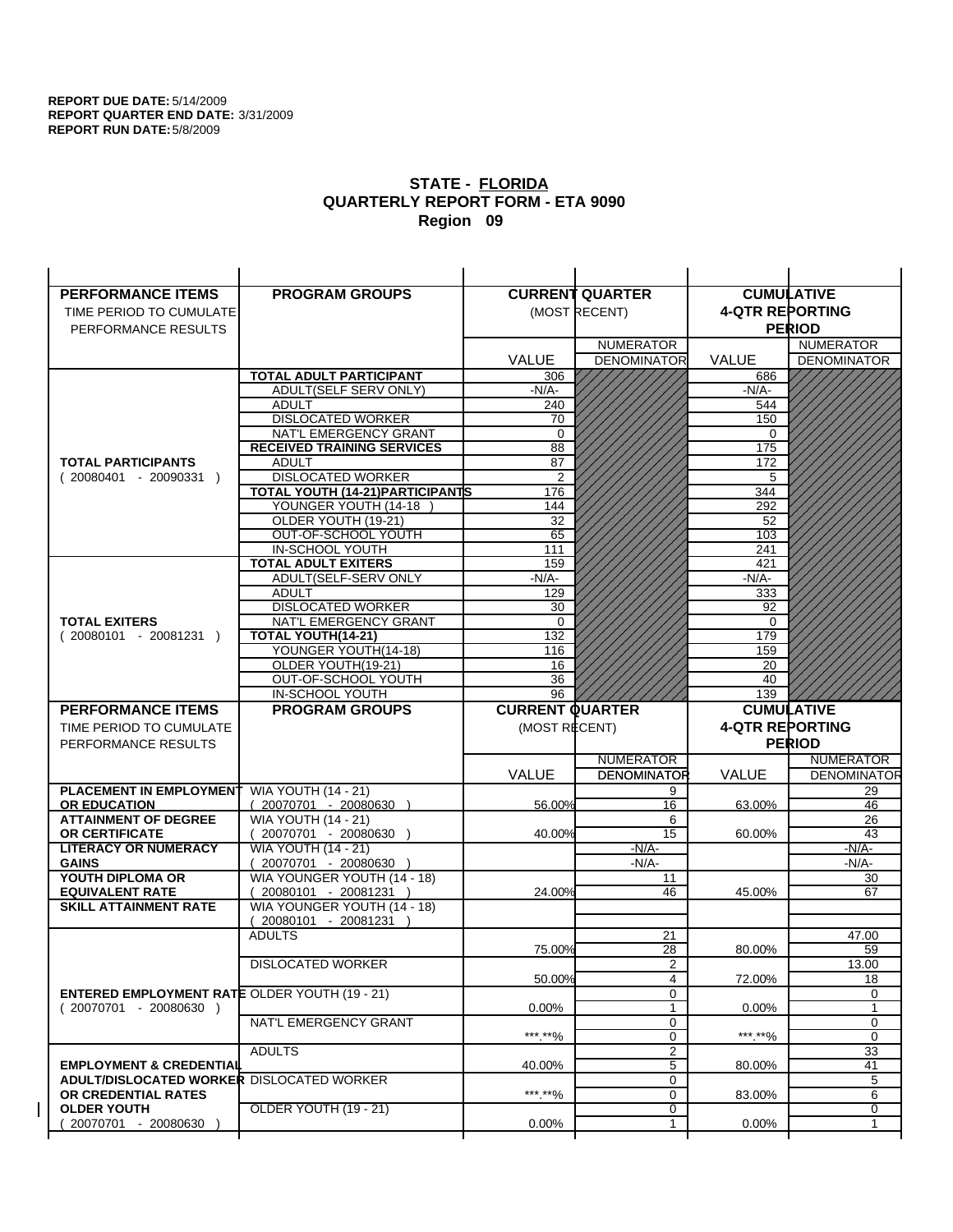**REPORT DUE DATE:** 5/14/2009
**REPORT QUARTER END DATE:** 3/31/2009
**REPORT RUN DATE:** 5/8/2009

## STATE - FLORIDA
## QUARTERLY REPORT FORM - ETA 9090
## Region 09

| PERFORMANCE ITEMS<br>TIME PERIOD TO CUMULATE PERFORMANCE RESULTS | PROGRAM GROUPS | CURRENT QUARTER (MOST RECENT) VALUE | NUMERATOR DENOMINATOR | CUMULATIVE 4-QTR REPORTING PERIOD VALUE | NUMERATOR DENOMINATOR |
|---|---|---|---|---|---|
| **TOTAL PARTICIPANTS** ( 20080401 - 20090331 ) | **TOTAL ADULT PARTICIPANT** | 306 | | 686 | |
| | ADULT(SELF SERV ONLY) | -N/A- | | -N/A- | |
| | ADULT | 240 | | 544 | |
| | DISLOCATED WORKER | 70 | | 150 | |
| | NAT'L EMERGENCY GRANT | 0 | | 0 | |
| | **RECEIVED TRAINING SERVICES** | 88 | | 175 | |
| | ADULT | 87 | | 172 | |
| | DISLOCATED WORKER | 2 | | 5 | |
| | **TOTAL YOUTH (14-21)PARTICIPANTS** | 176 | | 344 | |
| | YOUNGER YOUTH (14-18 ) | 144 | | 292 | |
| | OLDER YOUTH (19-21) | 32 | | 52 | |
| | OUT-OF-SCHOOL YOUTH | 65 | | 103 | |
| | IN-SCHOOL YOUTH | 111 | | 241 | |
| **TOTAL EXITERS** ( 20080101 - 20081231 ) | **TOTAL ADULT EXITERS** | 159 | | 421 | |
| | ADULT(SELF-SERV ONLY | -N/A- | | -N/A- | |
| | ADULT | 129 | | 333 | |
| | DISLOCATED WORKER | 30 | | 92 | |
| | NAT'L EMERGENCY GRANT | 0 | | 0 | |
| | **TOTAL YOUTH(14-21)** | 132 | | 179 | |
| | YOUNGER YOUTH(14-18) | 116 | | 159 | |
| | OLDER YOUTH(19-21) | 16 | | 20 | |
| | OUT-OF-SCHOOL YOUTH | 36 | | 40 | |
| | IN-SCHOOL YOUTH | 96 | | 139 | |

| PERFORMANCE ITEMS<br>TIME PERIOD TO CUMULATE PERFORMANCE RESULTS | PROGRAM GROUPS | CURRENT QUARTER (MOST RECENT) VALUE | NUMERATOR DENOMINATOR | CUMULATIVE 4-QTR REPORTING PERIOD VALUE | NUMERATOR DENOMINATOR |
|---|---|---|---|---|---|
| **PLACEMENT IN EMPLOYMENT OR EDUCATION** | WIA YOUTH (14 - 21) ( 20070701 - 20080630 ) | 56.00% | 9 / 16 | 63.00% | 29 / 46 |
| **ATTAINMENT OF DEGREE OR CERTIFICATE** | WIA YOUTH (14 - 21) ( 20070701 - 20080630 ) | 40.00% | 6 / 15 | 60.00% | 26 / 43 |
| **LITERACY OR NUMERACY GAINS** | WIA YOUTH (14 - 21) ( 20070701 - 20080630 ) | | -N/A- / -N/A- | | -N/A- / -N/A- |
| **YOUTH DIPLOMA OR EQUIVALENT RATE** | WIA YOUNGER YOUTH (14 - 18) ( 20080101 - 20081231 ) | 24.00% | 11 / 46 | 45.00% | 30 / 67 |
| **SKILL ATTAINMENT RATE** | WIA YOUNGER YOUTH (14 - 18) ( 20080101 - 20081231 ) | | | | |
| **ENTERED EMPLOYMENT RATE** ( 20070701 - 20080630 ) | ADULTS | 75.00% | 21 / 28 | 80.00% | 47.00 / 59 |
| | DISLOCATED WORKER | 50.00% | 2 / 4 | 72.00% | 13.00 / 18 |
| | OLDER YOUTH (19 - 21) | 0.00% | 0 / 1 | 0.00% | 0 / 1 |
| | NAT'L EMERGENCY GRANT | \*\*\*.\*\*% | 0 / 0 | \*\*\*.\*\*% | 0 / 0 |
| **EMPLOYMENT & CREDENTIAL ADULT/DISLOCATED WORKER OR CREDENTIAL RATES OLDER YOUTH** ( 20070701 - 20080630 ) | ADULTS | 40.00% | 2 / 5 | 80.00% | 33 / 41 |
| | DISLOCATED WORKER | \*\*\*.\*\*% | 0 / 0 | 83.00% | 5 / 6 |
| | OLDER YOUTH (19 - 21) | 0.00% | 0 / 1 | 0.00% | 0 / 1 |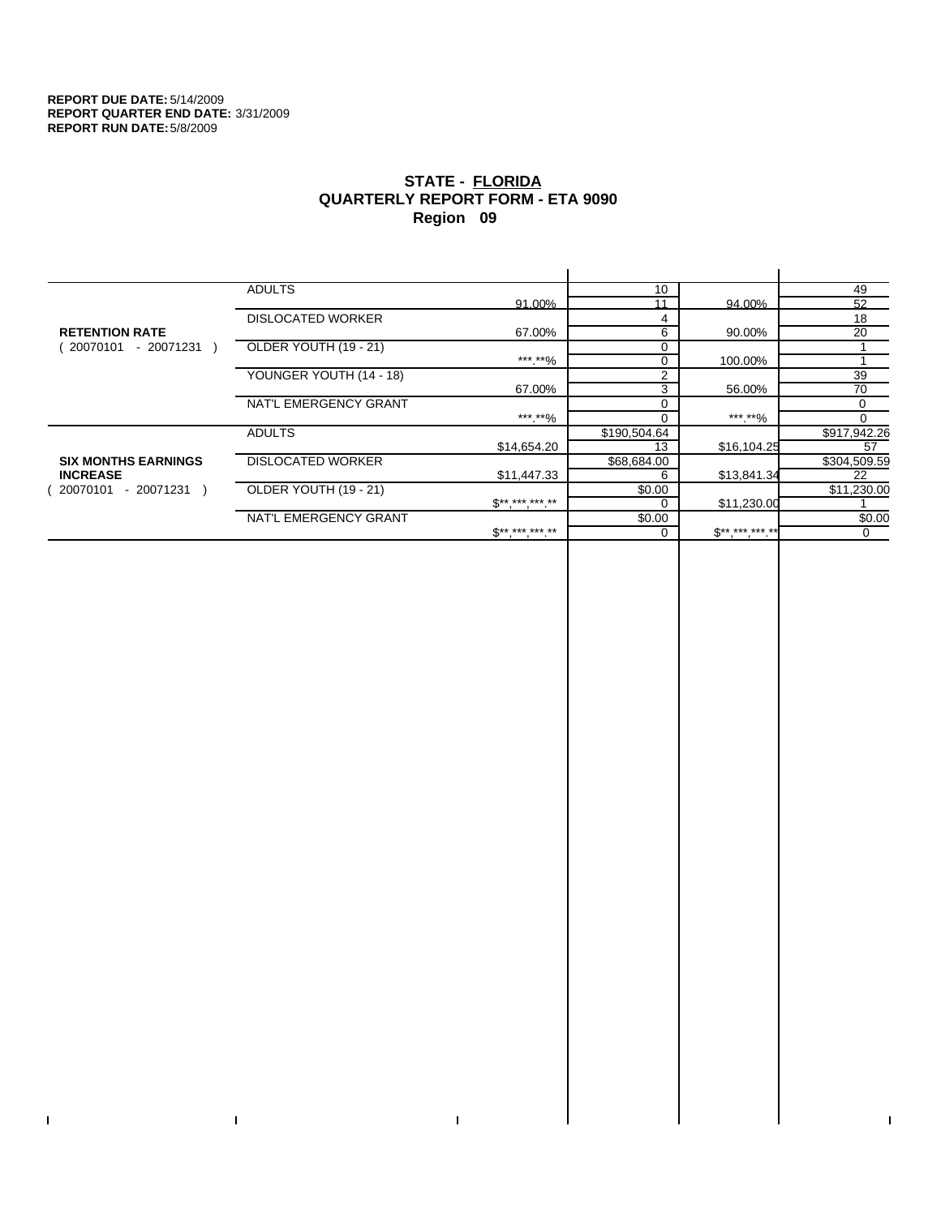**REPORT DUE DATE:** 5/14/2009
**REPORT QUARTER END DATE:** 3/31/2009
**REPORT RUN DATE:** 5/8/2009

# STATE - FLORIDA
## QUARTERLY REPORT FORM - ETA 9090
## Region 09

| | | | | | |
|---|---|---|---|---|---|
| **RETENTION RATE** ( 20070101 - 20071231 ) | ADULTS | 91.00% | 10 | 94.00% | 49 |
| | | | 11 | | 52 |
| | DISLOCATED WORKER | 67.00% | 4 | 90.00% | 18 |
| | | | 6 | | 20 |
| | OLDER YOUTH (19 - 21) | ***.**% | 0 | 100.00% | 1 |
| | | | 0 | | 1 |
| | YOUNGER YOUTH (14 - 18) | 67.00% | 2 | 56.00% | 39 |
| | | | 3 | | 70 |
| | NAT'L EMERGENCY GRANT | ***.**% | 0 | ***.**% | 0 |
| | | | 0 | | 0 |
| **SIX MONTHS EARNINGS INCREASE** ( 20070101 - 20071231 ) | ADULTS | $14,654.20 | $190,504.64 | $16,104.25 | $917,942.26 |
| | | | 13 | | 57 |
| | DISLOCATED WORKER | $11,447.33 | $68,684.00 | $13,841.34 | $304,509.59 |
| | | | 6 | | 22 |
| | OLDER YOUTH (19 - 21) | $**,***,***.** | $0.00 | $11,230.00 | $11,230.00 |
| | | | 0 | | 1 |
| | NAT'L EMERGENCY GRANT | $**,***,***.** | $0.00 | $**,***,***.** | $0.00 |
| | | | 0 | | 0 |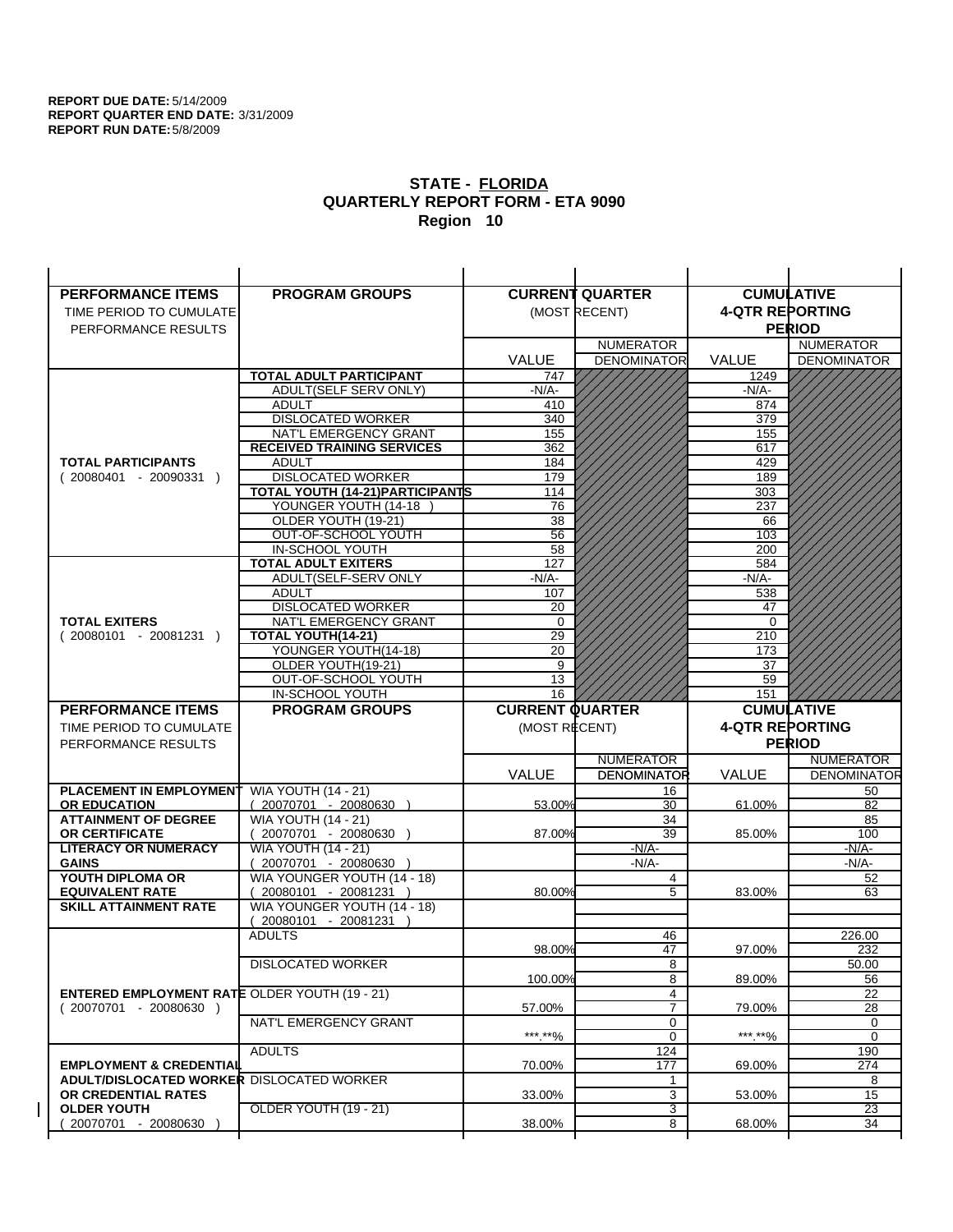**REPORT DUE DATE:** 5/14/2009
**REPORT QUARTER END DATE:** 3/31/2009
**REPORT RUN DATE:** 5/8/2009

## STATE - FLORIDA
## QUARTERLY REPORT FORM - ETA 9090
## Region 10

| PERFORMANCE ITEMS<br>TIME PERIOD TO CUMULATE PERFORMANCE RESULTS | PROGRAM GROUPS | CURRENT QUARTER (MOST RECENT) | | CUMULATIVE 4-QTR REPORTING PERIOD | |
|---|---|---|---|---|---|
| | | VALUE | NUMERATOR DENOMINATOR | VALUE | NUMERATOR DENOMINATOR |
| **TOTAL PARTICIPANTS** ( 20080401 - 20090331 ) | **TOTAL ADULT PARTICIPANT** | 747 | | 1249 | |
| | ADULT(SELF SERV ONLY) | -N/A- | | -N/A- | |
| | ADULT | 410 | | 874 | |
| | DISLOCATED WORKER | 340 | | 379 | |
| | NAT'L EMERGENCY GRANT | 155 | | 155 | |
| | **RECEIVED TRAINING SERVICES** | 362 | | 617 | |
| | ADULT | 184 | | 429 | |
| | DISLOCATED WORKER | 179 | | 189 | |
| | **TOTAL YOUTH (14-21)PARTICIPANTS** | 114 | | 303 | |
| | YOUNGER YOUTH (14-18 ) | 76 | | 237 | |
| | OLDER YOUTH (19-21) | 38 | | 66 | |
| | OUT-OF-SCHOOL YOUTH | 56 | | 103 | |
| | IN-SCHOOL YOUTH | 58 | | 200 | |
| **TOTAL EXITERS** ( 20080101 - 20081231 ) | **TOTAL ADULT EXITERS** | 127 | | 584 | |
| | ADULT(SELF-SERV ONLY | -N/A- | | -N/A- | |
| | ADULT | 107 | | 538 | |
| | DISLOCATED WORKER | 20 | | 47 | |
| | NAT'L EMERGENCY GRANT | 0 | | 0 | |
| | **TOTAL YOUTH(14-21)** | 29 | | 210 | |
| | YOUNGER YOUTH(14-18) | 20 | | 173 | |
| | OLDER YOUTH(19-21) | 9 | | 37 | |
| | OUT-OF-SCHOOL YOUTH | 13 | | 59 | |
| | IN-SCHOOL YOUTH | 16 | | 151 | |

| PERFORMANCE ITEMS<br>TIME PERIOD TO CUMULATE PERFORMANCE RESULTS | PROGRAM GROUPS | CURRENT QUARTER (MOST RECENT) | | CUMULATIVE 4-QTR REPORTING PERIOD | |
|---|---|---|---|---|---|
| | | VALUE | NUMERATOR DENOMINATOR | VALUE | NUMERATOR DENOMINATOR |
| **PLACEMENT IN EMPLOYMENT OR EDUCATION** | WIA YOUTH (14 - 21) ( 20070701 - 20080630 ) | 53.00% | 16 / 30 | 61.00% | 50 / 82 |
| **ATTAINMENT OF DEGREE OR CERTIFICATE** | WIA YOUTH (14 - 21) ( 20070701 - 20080630 ) | 87.00% | 34 / 39 | 85.00% | 85 / 100 |
| **LITERACY OR NUMERACY GAINS** | WIA YOUTH (14 - 21) ( 20070701 - 20080630 ) | | -N/A- / -N/A- | | -N/A- / -N/A- |
| **YOUTH DIPLOMA OR EQUIVALENT RATE** | WIA YOUNGER YOUTH (14 - 18) ( 20080101 - 20081231 ) | 80.00% | 4 / 5 | 83.00% | 52 / 63 |
| **SKILL ATTAINMENT RATE** | WIA YOUNGER YOUTH (14 - 18) ( 20080101 - 20081231 ) | | | | |
| **ENTERED EMPLOYMENT RATE** ( 20070701 - 20080630 ) | ADULTS | 98.00% | 46 / 47 | 97.00% | 226.00 / 232 |
| | DISLOCATED WORKER | 100.00% | 8 / 8 | 89.00% | 50.00 / 56 |
| | OLDER YOUTH (19 - 21) | 57.00% | 4 / 7 | 79.00% | 22 / 28 |
| | NAT'L EMERGENCY GRANT | ***.**% | 0 / 0 | ***.**% | 0 / 0 |
| **EMPLOYMENT & CREDENTIAL ADULT/DISLOCATED WORKER OR CREDENTIAL RATES OLDER YOUTH** ( 20070701 - 20080630 ) | ADULTS | 70.00% | 124 / 177 | 69.00% | 190 / 274 |
| | DISLOCATED WORKER | 33.00% | 1 / 3 | 53.00% | 8 / 15 |
| | OLDER YOUTH (19 - 21) | 38.00% | 3 / 8 | 68.00% | 23 / 34 |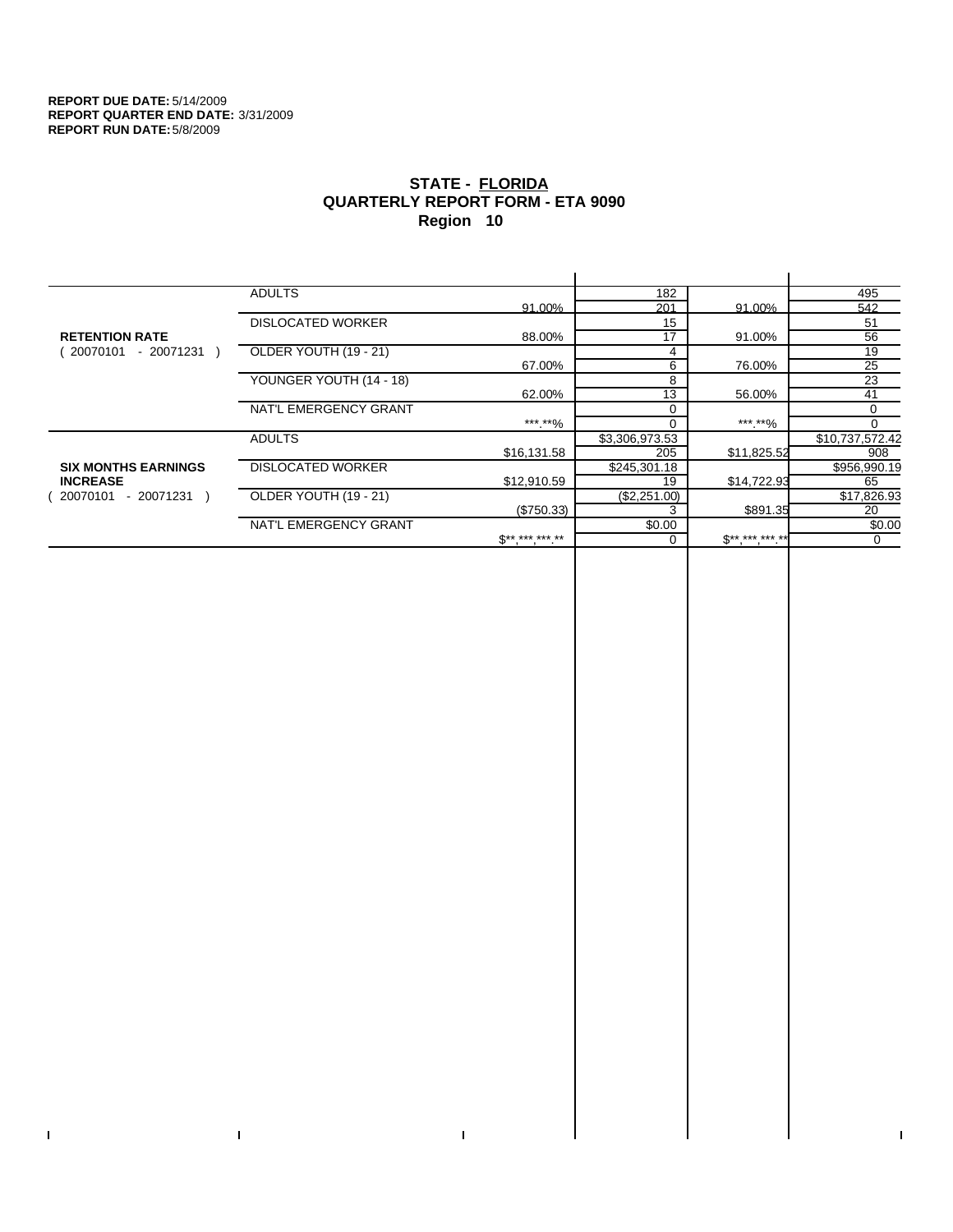**REPORT DUE DATE:** 5/14/2009
**REPORT QUARTER END DATE:** 3/31/2009
**REPORT RUN DATE:** 5/8/2009

## STATE - FLORIDA
## QUARTERLY REPORT FORM - ETA 9090
## Region 10

| | | | | | |
|---|---|---|---|---|---|
| **RETENTION RATE** ( 20070101 - 20071231 ) | ADULTS | 91.00% | 182 / 201 | 91.00% | 495 / 542 |
| | DISLOCATED WORKER | 88.00% | 15 / 17 | 91.00% | 51 / 56 |
| | OLDER YOUTH (19 - 21) | 67.00% | 4 / 6 | 76.00% | 19 / 25 |
| | YOUNGER YOUTH (14 - 18) | 62.00% | 8 / 13 | 56.00% | 23 / 41 |
| | NAT'L EMERGENCY GRANT | ***.**% | 0 / 0 | ***.**% | 0 / 0 |
| **SIX MONTHS EARNINGS INCREASE** ( 20070101 - 20071231 ) | ADULTS | $16,131.58 | $3,306,973.53 / 205 | $11,825.52 | $10,737,572.42 / 908 |
| | DISLOCATED WORKER | $12,910.59 | $245,301.18 / 19 | $14,722.93 | $956,990.19 / 65 |
| | OLDER YOUTH (19 - 21) | ($750.33) | ($2,251.00) / 3 | $891.35 | $17,826.93 / 20 |
| | NAT'L EMERGENCY GRANT | $**,***,***.** | $0.00 / 0 | $**,***,***.** | $0.00 / 0 |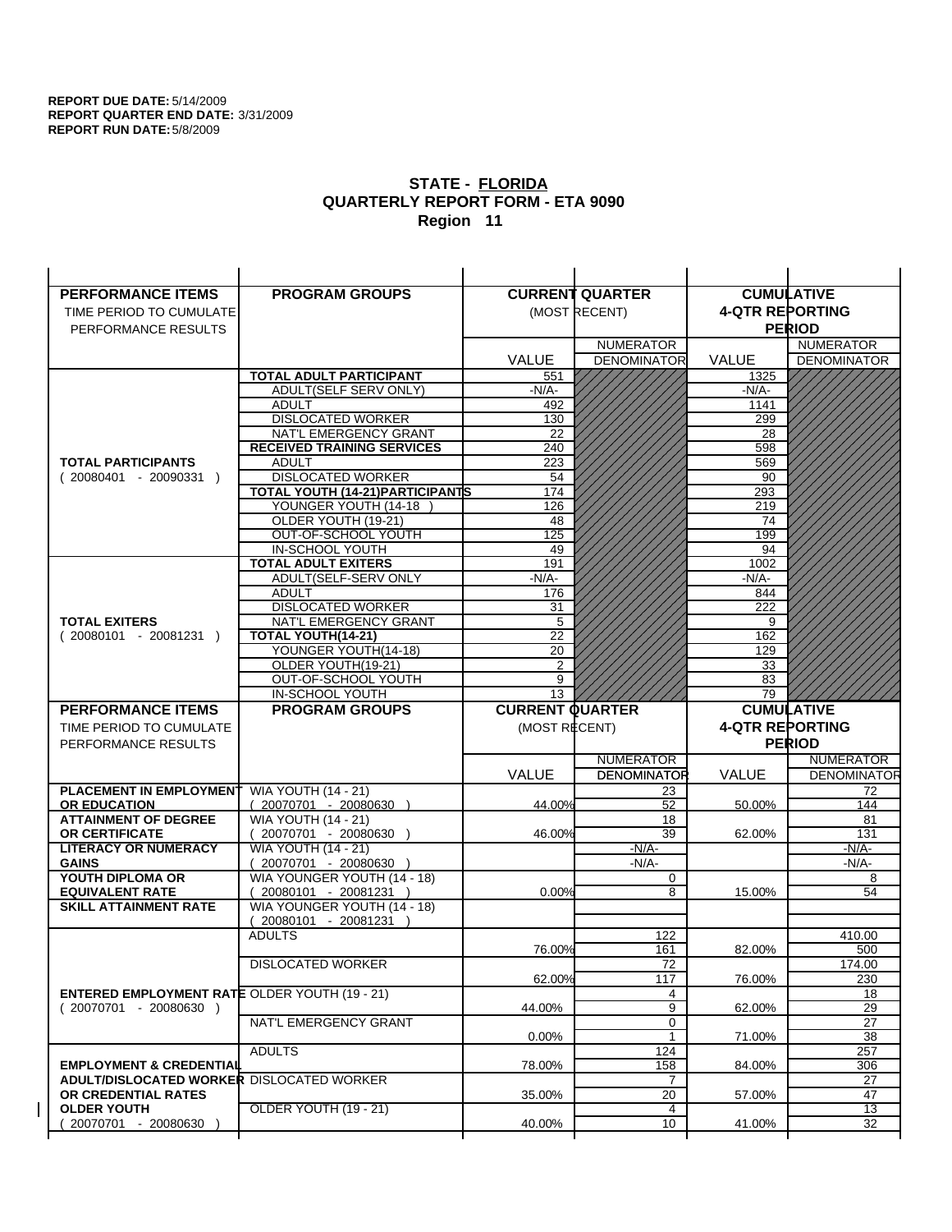**REPORT DUE DATE:** 5/14/2009
**REPORT QUARTER END DATE:** 3/31/2009
**REPORT RUN DATE:** 5/8/2009

# STATE - FLORIDA
## QUARTERLY REPORT FORM - ETA 9090
### Region 11

| PERFORMANCE ITEMS<br>TIME PERIOD TO CUMULATE PERFORMANCE RESULTS | PROGRAM GROUPS | CURRENT QUARTER (MOST RECENT) VALUE | NUMERATOR / DENOMINATOR | CUMULATIVE 4-QTR REPORTING PERIOD VALUE | NUMERATOR / DENOMINATOR |
|---|---|---|---|---|---|
| **TOTAL PARTICIPANTS** ( 20080401 - 20090331 ) | **TOTAL ADULT PARTICIPANT** | 551 | | 1325 | |
| | ADULT(SELF SERV ONLY) | -N/A- | | -N/A- | |
| | ADULT | 492 | | 1141 | |
| | DISLOCATED WORKER | 130 | | 299 | |
| | NAT'L EMERGENCY GRANT | 22 | | 28 | |
| | **RECEIVED TRAINING SERVICES** | 240 | | 598 | |
| | ADULT | 223 | | 569 | |
| | DISLOCATED WORKER | 54 | | 90 | |
| | **TOTAL YOUTH (14-21)PARTICIPANTS** | 174 | | 293 | |
| | YOUNGER YOUTH (14-18 ) | 126 | | 219 | |
| | OLDER YOUTH (19-21) | 48 | | 74 | |
| | OUT-OF-SCHOOL YOUTH | 125 | | 199 | |
| | IN-SCHOOL YOUTH | 49 | | 94 | |
| **TOTAL EXITERS** ( 20080101 - 20081231 ) | **TOTAL ADULT EXITERS** | 191 | | 1002 | |
| | ADULT(SELF-SERV ONLY | -N/A- | | -N/A- | |
| | ADULT | 176 | | 844 | |
| | DISLOCATED WORKER | 31 | | 222 | |
| | NAT'L EMERGENCY GRANT | 5 | | 9 | |
| | **TOTAL YOUTH(14-21)** | 22 | | 162 | |
| | YOUNGER YOUTH(14-18) | 20 | | 129 | |
| | OLDER YOUTH(19-21) | 2 | | 33 | |
| | OUT-OF-SCHOOL YOUTH | 9 | | 83 | |
| | IN-SCHOOL YOUTH | 13 | | 79 | |

| PERFORMANCE ITEMS<br>TIME PERIOD TO CUMULATE PERFORMANCE RESULTS | PROGRAM GROUPS | CURRENT QUARTER (MOST RECENT) VALUE | NUMERATOR / DENOMINATOR | CUMULATIVE 4-QTR REPORTING PERIOD VALUE | NUMERATOR / DENOMINATOR |
|---|---|---|---|---|---|
| **PLACEMENT IN EMPLOYMENT OR EDUCATION** | WIA YOUTH (14 - 21) ( 20070701 - 20080630 ) | 44.00% | 23 / 52 | 50.00% | 72 / 144 |
| **ATTAINMENT OF DEGREE OR CERTIFICATE** | WIA YOUTH (14 - 21) ( 20070701 - 20080630 ) | 46.00% | 18 / 39 | 62.00% | 81 / 131 |
| **LITERACY OR NUMERACY GAINS** | WIA YOUTH (14 - 21) ( 20070701 - 20080630 ) | | -N/A- / -N/A- | | -N/A- / -N/A- |
| **YOUTH DIPLOMA OR EQUIVALENT RATE** | WIA YOUNGER YOUTH (14 - 18) ( 20080101 - 20081231 ) | 0.00% | 0 / 8 | 15.00% | 8 / 54 |
| **SKILL ATTAINMENT RATE** | WIA YOUNGER YOUTH (14 - 18) ( 20080101 - 20081231 ) | | | | |
| **ENTERED EMPLOYMENT RATE** ( 20070701 - 20080630 ) | ADULTS | 76.00% | 122 / 161 | 82.00% | 410.00 / 500 |
| | DISLOCATED WORKER | 62.00% | 72 / 117 | 76.00% | 174.00 / 230 |
| | OLDER YOUTH (19 - 21) | 44.00% | 4 / 9 | 62.00% | 18 / 29 |
| | NAT'L EMERGENCY GRANT | 0.00% | 0 / 1 | 71.00% | 27 / 38 |
| **EMPLOYMENT & CREDENTIAL ADULT/DISLOCATED WORKER OR CREDENTIAL RATES OLDER YOUTH** ( 20070701 - 20080630 ) | ADULTS | 78.00% | 124 / 158 | 84.00% | 257 / 306 |
| | DISLOCATED WORKER | 35.00% | 7 / 20 | 57.00% | 27 / 47 |
| | OLDER YOUTH (19 - 21) | 40.00% | 4 / 10 | 41.00% | 13 / 32 |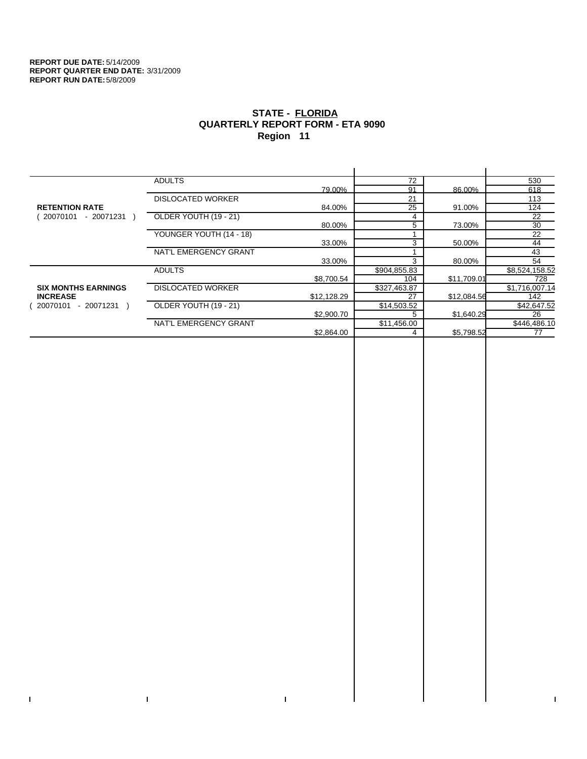**REPORT DUE DATE:** 5/14/2009
**REPORT QUARTER END DATE:** 3/31/2009
**REPORT RUN DATE:** 5/8/2009

## STATE - FLORIDA
## QUARTERLY REPORT FORM - ETA 9090
## Region 11

| | | | | | |
|---|---|---|---|---|---|
| **RETENTION RATE** ( 20070101 - 20071231 ) | ADULTS | 79.00% | 72 / 91 | 86.00% | 530 / 618 |
| | DISLOCATED WORKER | 84.00% | 21 / 25 | 91.00% | 113 / 124 |
| | OLDER YOUTH (19 - 21) | 80.00% | 4 / 5 | 73.00% | 22 / 30 |
| | YOUNGER YOUTH (14 - 18) | 33.00% | 1 / 3 | 50.00% | 22 / 44 |
| | NAT'L EMERGENCY GRANT | 33.00% | 1 / 3 | 80.00% | 43 / 54 |
| **SIX MONTHS EARNINGS INCREASE** ( 20070101 - 20071231 ) | ADULTS | $8,700.54 | $904,855.83 / 104 | $11,709.01 | $8,524,158.52 / 728 |
| | DISLOCATED WORKER | $12,128.29 | $327,463.87 / 27 | $12,084.56 | $1,716,007.14 / 142 |
| | OLDER YOUTH (19 - 21) | $2,900.70 | $14,503.52 / 5 | $1,640.29 | $42,647.52 / 26 |
| | NAT'L EMERGENCY GRANT | $2,864.00 | $11,456.00 / 4 | $5,798.52 | $446,486.10 / 77 |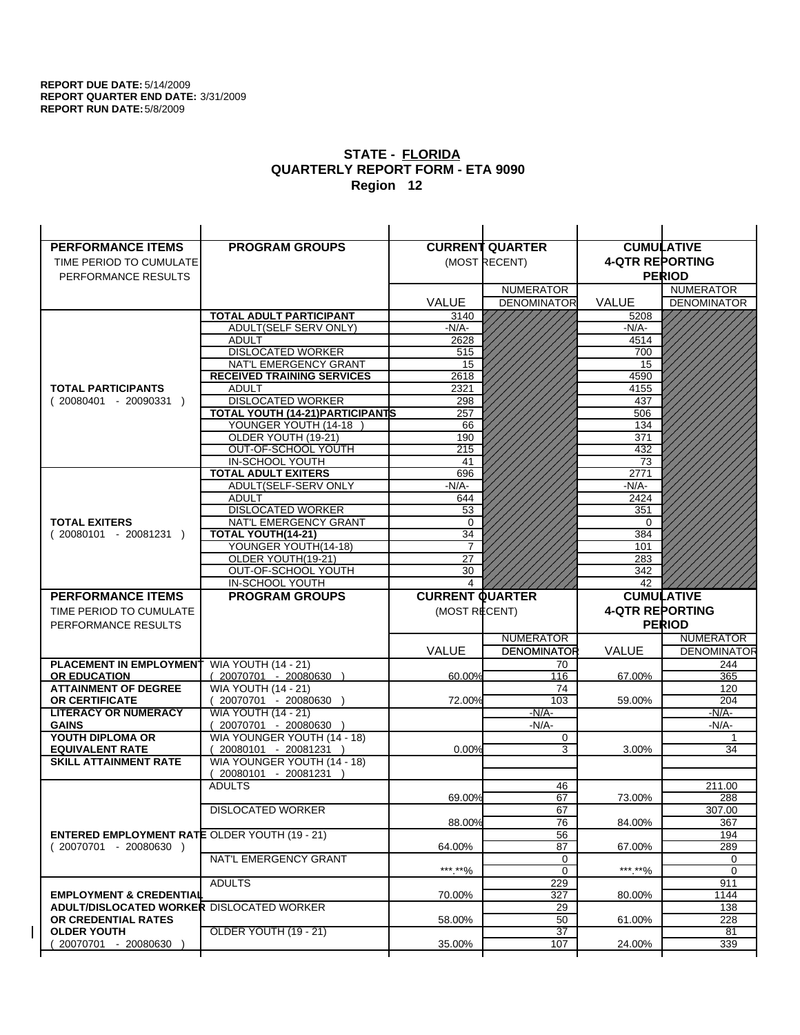**REPORT DUE DATE:** 5/14/2009
**REPORT QUARTER END DATE:** 3/31/2009
**REPORT RUN DATE:** 5/8/2009

## STATE - FLORIDA
## QUARTERLY REPORT FORM - ETA 9090
## Region 12

| PERFORMANCE ITEMS<br>TIME PERIOD TO CUMULATE PERFORMANCE RESULTS | PROGRAM GROUPS | CURRENT QUARTER (MOST RECENT) VALUE | CURRENT QUARTER NUMERATOR DENOMINATOR | CUMULATIVE 4-QTR REPORTING PERIOD VALUE | CUMULATIVE NUMERATOR DENOMINATOR |
|---|---|---|---|---|---|
| **TOTAL PARTICIPANTS**<br>( 20080401 - 20090331 ) | **TOTAL ADULT PARTICIPANT** | 3140 | | 5208 | |
| | ADULT(SELF SERV ONLY) | -N/A- | | -N/A- | |
| | ADULT | 2628 | | 4514 | |
| | DISLOCATED WORKER | 515 | | 700 | |
| | NAT'L EMERGENCY GRANT | 15 | | 15 | |
| | **RECEIVED TRAINING SERVICES** | 2618 | | 4590 | |
| | ADULT | 2321 | | 4155 | |
| | DISLOCATED WORKER | 298 | | 437 | |
| | **TOTAL YOUTH (14-21)PARTICIPANTS** | 257 | | 506 | |
| | YOUNGER YOUTH (14-18 ) | 66 | | 134 | |
| | OLDER YOUTH (19-21) | 190 | | 371 | |
| | OUT-OF-SCHOOL YOUTH | 215 | | 432 | |
| | IN-SCHOOL YOUTH | 41 | | 73 | |
| **TOTAL EXITERS**<br>( 20080101 - 20081231 ) | **TOTAL ADULT EXITERS** | 696 | | 2771 | |
| | ADULT(SELF-SERV ONLY | -N/A- | | -N/A- | |
| | ADULT | 644 | | 2424 | |
| | DISLOCATED WORKER | 53 | | 351 | |
| | NAT'L EMERGENCY GRANT | 0 | | 0 | |
| | **TOTAL YOUTH(14-21)** | 34 | | 384 | |
| | YOUNGER YOUTH(14-18) | 7 | | 101 | |
| | OLDER YOUTH(19-21) | 27 | | 283 | |
| | OUT-OF-SCHOOL YOUTH | 30 | | 342 | |
| | IN-SCHOOL YOUTH | 4 | | 42 | |

| PERFORMANCE ITEMS<br>TIME PERIOD TO CUMULATE PERFORMANCE RESULTS | PROGRAM GROUPS | CURRENT QUARTER (MOST RECENT) VALUE | CURRENT QUARTER NUMERATOR / DENOMINATOR | CUMULATIVE 4-QTR REPORTING PERIOD VALUE | CUMULATIVE NUMERATOR / DENOMINATOR |
|---|---|---|---|---|---|
| **PLACEMENT IN EMPLOYMENT OR EDUCATION** | WIA YOUTH (14 - 21)<br>( 20070701 - 20080630 ) | 60.00% | 70 / 116 | 67.00% | 244 / 365 |
| **ATTAINMENT OF DEGREE OR CERTIFICATE** | WIA YOUTH (14 - 21)<br>( 20070701 - 20080630 ) | 72.00% | 74 / 103 | 59.00% | 120 / 204 |
| **LITERACY OR NUMERACY GAINS** | WIA YOUTH (14 - 21)<br>( 20070701 - 20080630 ) | | -N/A- / -N/A- | | -N/A- / -N/A- |
| **YOUTH DIPLOMA OR EQUIVALENT RATE** | WIA YOUNGER YOUTH (14 - 18)<br>( 20080101 - 20081231 ) | 0.00% | 0 / 3 | 3.00% | 1 / 34 |
| **SKILL ATTAINMENT RATE** | WIA YOUNGER YOUTH (14 - 18)<br>( 20080101 - 20081231 ) | | | | |
| **ENTERED EMPLOYMENT RATE**<br>( 20070701 - 20080630 ) | ADULTS | 69.00% | 46 / 67 | 73.00% | 211.00 / 288 |
| | DISLOCATED WORKER | 88.00% | 67 / 76 | 84.00% | 307.00 / 367 |
| | OLDER YOUTH (19 - 21) | 64.00% | 56 / 87 | 67.00% | 194 / 289 |
| | NAT'L EMERGENCY GRANT | \*\*\*.\*\*% | 0 / 0 | \*\*\*.\*\*% | 0 / 0 |
| **EMPLOYMENT & CREDENTIAL ADULT/DISLOCATED WORKER OR CREDENTIAL RATES OLDER YOUTH**<br>( 20070701 - 20080630 ) | ADULTS | 70.00% | 229 / 327 | 80.00% | 911 / 1144 |
| | DISLOCATED WORKER | 58.00% | 29 / 50 | 61.00% | 138 / 228 |
| | OLDER YOUTH (19 - 21) | 35.00% | 37 / 107 | 24.00% | 81 / 339 |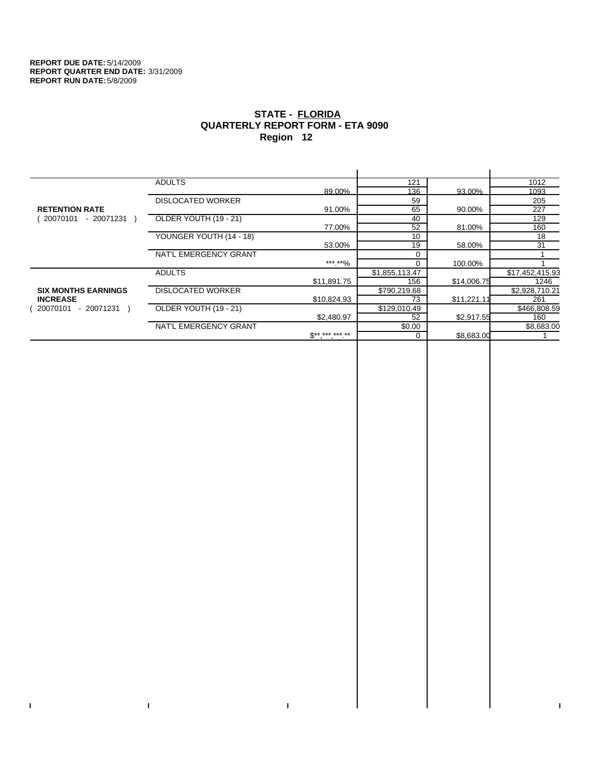**REPORT DUE DATE:** 5/14/2009
**REPORT QUARTER END DATE:** 3/31/2009
**REPORT RUN DATE:** 5/8/2009

## STATE - FLORIDA
## QUARTERLY REPORT FORM - ETA 9090
## Region 12

| | | | | | |
|---|---|---|---|---|---|
| **RETENTION RATE** ( 20070101 - 20071231 ) | ADULTS | | 121 | | 1012 |
| | | 89.00% | 136 | 93.00% | 1093 |
| | DISLOCATED WORKER | | 59 | | 205 |
| | | 91.00% | 65 | 90.00% | 227 |
| | OLDER YOUTH (19 - 21) | | 40 | | 129 |
| | | 77.00% | 52 | 81.00% | 160 |
| | YOUNGER YOUTH (14 - 18) | | 10 | | 18 |
| | | 53.00% | 19 | 58.00% | 31 |
| | NAT'L EMERGENCY GRANT | | 0 | | 1 |
| | | ***.**% | 0 | 100.00% | 1 |
| **SIX MONTHS EARNINGS INCREASE** ( 20070101 - 20071231 ) | ADULTS | | $1,855,113.47 | | $17,452,415.93 |
| | | $11,891.75 | 156 | $14,006.75 | 1246 |
| | DISLOCATED WORKER | | $790,219.68 | | $2,928,710.21 |
| | | $10,824.93 | 73 | $11,221.11 | 261 |
| | OLDER YOUTH (19 - 21) | | $129,010.49 | | $466,808.59 |
| | | $2,480.97 | 52 | $2,917.55 | 160 |
| | NAT'L EMERGENCY GRANT | | $0.00 | | $8,683.00 |
| | | $**,***,***.** | 0 | $8,683.00 | 1 |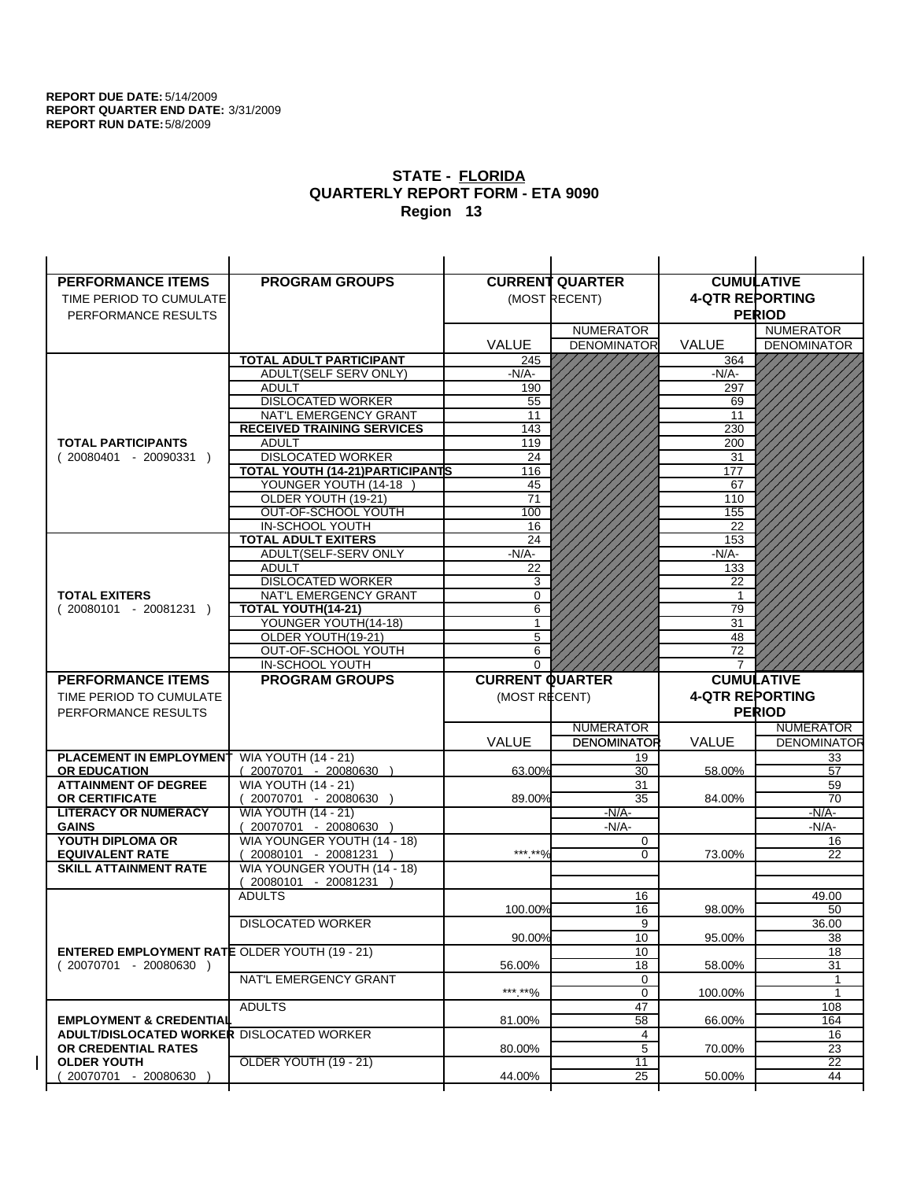**REPORT DUE DATE:** 5/14/2009
**REPORT QUARTER END DATE:** 3/31/2009
**REPORT RUN DATE:** 5/8/2009

# STATE - FLORIDA
## QUARTERLY REPORT FORM - ETA 9090
## Region 13

| PERFORMANCE ITEMS<br>TIME PERIOD TO CUMULATE<br>PERFORMANCE RESULTS | PROGRAM GROUPS | CURRENT QUARTER (MOST RECENT) VALUE | NUMERATOR / DENOMINATOR | CUMULATIVE 4-QTR REPORTING PERIOD VALUE | NUMERATOR / DENOMINATOR |
|---|---|---|---|---|---|
| **TOTAL PARTICIPANTS** ( 20080401 - 20090331 ) | **TOTAL ADULT PARTICIPANT** | 245 | | 364 | |
| | ADULT(SELF SERV ONLY) | -N/A- | | -N/A- | |
| | ADULT | 190 | | 297 | |
| | DISLOCATED WORKER | 55 | | 69 | |
| | NAT'L EMERGENCY GRANT | 11 | | 11 | |
| | **RECEIVED TRAINING SERVICES** | 143 | | 230 | |
| | ADULT | 119 | | 200 | |
| | DISLOCATED WORKER | 24 | | 31 | |
| | **TOTAL YOUTH (14-21)PARTICIPANTS** | 116 | | 177 | |
| | YOUNGER YOUTH (14-18 ) | 45 | | 67 | |
| | OLDER YOUTH (19-21) | 71 | | 110 | |
| | OUT-OF-SCHOOL YOUTH | 100 | | 155 | |
| | IN-SCHOOL YOUTH | 16 | | 22 | |
| **TOTAL EXITERS** ( 20080101 - 20081231 ) | **TOTAL ADULT EXITERS** | 24 | | 153 | |
| | ADULT(SELF-SERV ONLY | -N/A- | | -N/A- | |
| | ADULT | 22 | | 133 | |
| | DISLOCATED WORKER | 3 | | 22 | |
| | NAT'L EMERGENCY GRANT | 0 | | 1 | |
| | **TOTAL YOUTH(14-21)** | 6 | | 79 | |
| | YOUNGER YOUTH(14-18) | 1 | | 31 | |
| | OLDER YOUTH(19-21) | 5 | | 48 | |
| | OUT-OF-SCHOOL YOUTH | 6 | | 72 | |
| | IN-SCHOOL YOUTH | 0 | | 7 | |

| PERFORMANCE ITEMS<br>TIME PERIOD TO CUMULATE<br>PERFORMANCE RESULTS | PROGRAM GROUPS | CURRENT QUARTER (MOST RECENT) VALUE | NUMERATOR / DENOMINATOR | CUMULATIVE 4-QTR REPORTING PERIOD VALUE | NUMERATOR / DENOMINATOR |
|---|---|---|---|---|---|
| **PLACEMENT IN EMPLOYMENT OR EDUCATION** | WIA YOUTH (14 - 21) ( 20070701 - 20080630 ) | 63.00% | 19 / 30 | 58.00% | 33 / 57 |
| **ATTAINMENT OF DEGREE OR CERTIFICATE** | WIA YOUTH (14 - 21) ( 20070701 - 20080630 ) | 89.00% | 31 / 35 | 84.00% | 59 / 70 |
| **LITERACY OR NUMERACY GAINS** | WIA YOUTH (14 - 21) ( 20070701 - 20080630 ) | | -N/A- / -N/A- | | -N/A- / -N/A- |
| **YOUTH DIPLOMA OR EQUIVALENT RATE** | WIA YOUNGER YOUTH (14 - 18) ( 20080101 - 20081231 ) | ***.**% | 0 / 0 | 73.00% | 16 / 22 |
| **SKILL ATTAINMENT RATE** | WIA YOUNGER YOUTH (14 - 18) ( 20080101 - 20081231 ) | | | | |
| **ENTERED EMPLOYMENT RATE** ( 20070701 - 20080630 ) | ADULTS | 100.00% | 16 / 16 | 98.00% | 49.00 / 50 |
| | DISLOCATED WORKER | 90.00% | 9 / 10 | 95.00% | 36.00 / 38 |
| | OLDER YOUTH (19 - 21) | 56.00% | 10 / 18 | 58.00% | 18 / 31 |
| | NAT'L EMERGENCY GRANT | ***.**% | 0 / 0 | 100.00% | 1 / 1 |
| **EMPLOYMENT & CREDENTIAL ADULT/DISLOCATED WORKER OR CREDENTIAL RATES OLDER YOUTH** ( 20070701 - 20080630 ) | ADULTS | 81.00% | 47 / 58 | 66.00% | 108 / 164 |
| | DISLOCATED WORKER | 80.00% | 4 / 5 | 70.00% | 16 / 23 |
| | OLDER YOUTH (19 - 21) | 44.00% | 11 / 25 | 50.00% | 22 / 44 |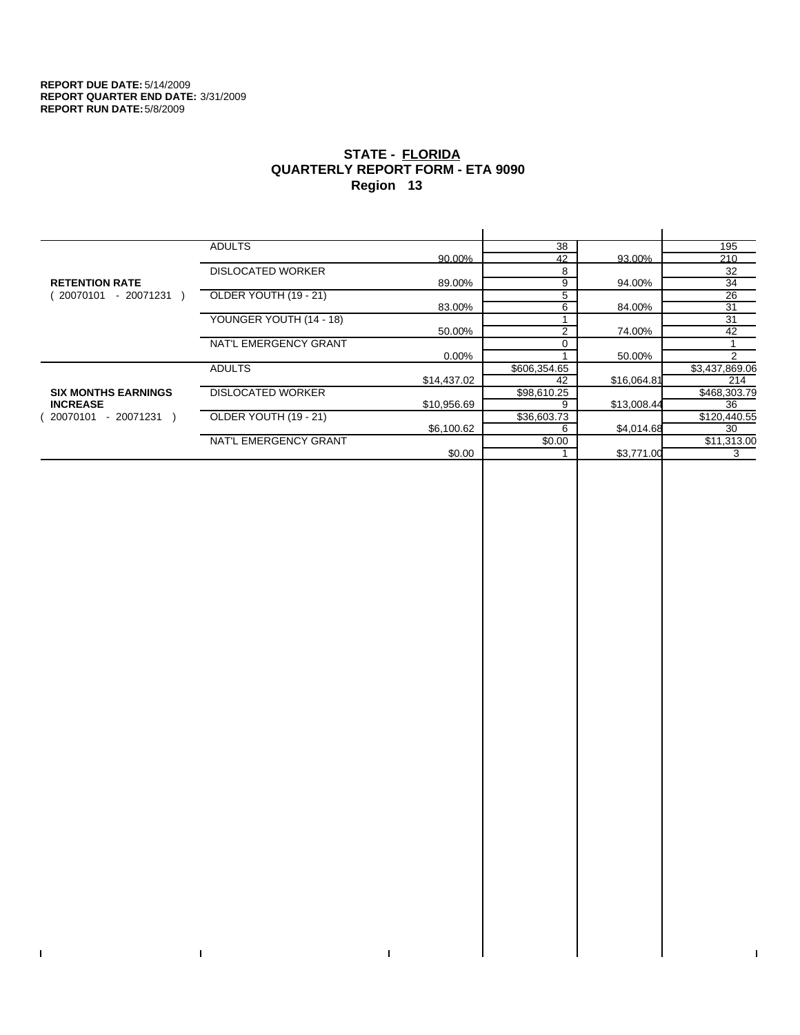**REPORT DUE DATE:** 5/14/2009
**REPORT QUARTER END DATE:** 3/31/2009
**REPORT RUN DATE:** 5/8/2009

# STATE - FLORIDA
## QUARTERLY REPORT FORM - ETA 9090
### Region 13

| | | | | | |
|---|---|---|---|---|---|
| **RETENTION RATE** ( 20070101 - 20071231 ) | ADULTS | | 38 | | 195 |
| | | 90.00% | 42 | 93.00% | 210 |
| | DISLOCATED WORKER | | 8 | | 32 |
| | | 89.00% | 9 | 94.00% | 34 |
| | OLDER YOUTH (19 - 21) | | 5 | | 26 |
| | | 83.00% | 6 | 84.00% | 31 |
| | YOUNGER YOUTH (14 - 18) | | 1 | | 31 |
| | | 50.00% | 2 | 74.00% | 42 |
| | NAT'L EMERGENCY GRANT | | 0 | | 1 |
| | | 0.00% | 1 | 50.00% | 2 |
| **SIX MONTHS EARNINGS INCREASE** ( 20070101 - 20071231 ) | ADULTS | | $606,354.65 | | $3,437,869.06 |
| | | $14,437.02 | 42 | $16,064.81 | 214 |
| | DISLOCATED WORKER | | $98,610.25 | | $468,303.79 |
| | | $10,956.69 | 9 | $13,008.44 | 36 |
| | OLDER YOUTH (19 - 21) | | $36,603.73 | | $120,440.55 |
| | | $6,100.62 | 6 | $4,014.68 | 30 |
| | NAT'L EMERGENCY GRANT | | $0.00 | | $11,313.00 |
| | | $0.00 | 1 | $3,771.00 | 3 |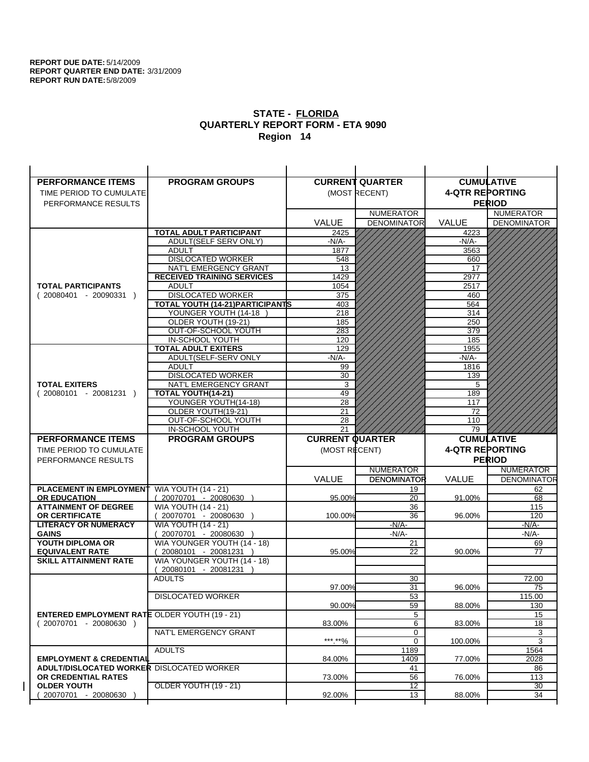**REPORT DUE DATE:** 5/14/2009
**REPORT QUARTER END DATE:** 3/31/2009
**REPORT RUN DATE:** 5/8/2009

## STATE - FLORIDA
## QUARTERLY REPORT FORM - ETA 9090
## Region 14

| PERFORMANCE ITEMS<br>TIME PERIOD TO CUMULATE PERFORMANCE RESULTS | PROGRAM GROUPS | CURRENT QUARTER (MOST RECENT) | | CUMULATIVE 4-QTR REPORTING PERIOD | |
|---|---|---|---|---|---|
| | | VALUE | NUMERATOR<br>DENOMINATOR | VALUE | NUMERATOR<br>DENOMINATOR |
| **TOTAL PARTICIPANTS**<br>( 20080401 - 20090331 ) | **TOTAL ADULT PARTICIPANT** | 2425 | | 4223 | |
| | ADULT(SELF SERV ONLY) | -N/A- | | -N/A- | |
| | ADULT | 1877 | | 3563 | |
| | DISLOCATED WORKER | 548 | | 660 | |
| | NAT'L EMERGENCY GRANT | 13 | | 17 | |
| | **RECEIVED TRAINING SERVICES** | 1429 | | 2977 | |
| | ADULT | 1054 | | 2517 | |
| | DISLOCATED WORKER | 375 | | 460 | |
| | **TOTAL YOUTH (14-21)PARTICIPANTS** | 403 | | 564 | |
| | YOUNGER YOUTH (14-18 ) | 218 | | 314 | |
| | OLDER YOUTH (19-21) | 185 | | 250 | |
| | OUT-OF-SCHOOL YOUTH | 283 | | 379 | |
| | IN-SCHOOL YOUTH | 120 | | 185 | |
| **TOTAL EXITERS**<br>( 20080101 - 20081231 ) | **TOTAL ADULT EXITERS** | 129 | | 1955 | |
| | ADULT(SELF-SERV ONLY | -N/A- | | -N/A- | |
| | ADULT | 99 | | 1816 | |
| | DISLOCATED WORKER | 30 | | 139 | |
| | NAT'L EMERGENCY GRANT | 3 | | 5 | |
| | **TOTAL YOUTH(14-21)** | 49 | | 189 | |
| | YOUNGER YOUTH(14-18) | 28 | | 117 | |
| | OLDER YOUTH(19-21) | 21 | | 72 | |
| | OUT-OF-SCHOOL YOUTH | 28 | | 110 | |
| | IN-SCHOOL YOUTH | 21 | | 79 | |

| PERFORMANCE ITEMS<br>TIME PERIOD TO CUMULATE PERFORMANCE RESULTS | PROGRAM GROUPS | CURRENT QUARTER (MOST RECENT) | | CUMULATIVE 4-QTR REPORTING PERIOD | |
|---|---|---|---|---|---|
| | | VALUE | NUMERATOR<br>DENOMINATOR | VALUE | NUMERATOR<br>DENOMINATOR |
| **PLACEMENT IN EMPLOYMENT OR EDUCATION** | WIA YOUTH (14 - 21)<br>( 20070701 - 20080630 ) | 95.00% | 19<br>20 | 91.00% | 62<br>68 |
| **ATTAINMENT OF DEGREE OR CERTIFICATE** | WIA YOUTH (14 - 21)<br>( 20070701 - 20080630 ) | 100.00% | 36<br>36 | 96.00% | 115<br>120 |
| **LITERACY OR NUMERACY GAINS** | WIA YOUTH (14 - 21)<br>( 20070701 - 20080630 ) | | -N/A-<br>-N/A- | | -N/A-<br>-N/A- |
| **YOUTH DIPLOMA OR EQUIVALENT RATE** | WIA YOUNGER YOUTH (14 - 18)<br>( 20080101 - 20081231 ) | 95.00% | 21<br>22 | 90.00% | 69<br>77 |
| **SKILL ATTAINMENT RATE** | WIA YOUNGER YOUTH (14 - 18)<br>( 20080101 - 20081231 ) | | | | |
| **ENTERED EMPLOYMENT RATE**<br>( 20070701 - 20080630 ) | ADULTS | 97.00% | 30<br>31 | 96.00% | 72.00<br>75 |
| | DISLOCATED WORKER | 90.00% | 53<br>59 | 88.00% | 115.00<br>130 |
| | OLDER YOUTH (19 - 21) | 83.00% | 5<br>6 | 83.00% | 15<br>18 |
| | NAT'L EMERGENCY GRANT | ***.**% | 0<br>0 | 100.00% | 3<br>3 |
| **EMPLOYMENT & CREDENTIAL ADULT/DISLOCATED WORKER OR CREDENTIAL RATES OLDER YOUTH**<br>( 20070701 - 20080630 ) | ADULTS | 84.00% | 1189<br>1409 | 77.00% | 1564<br>2028 |
| | DISLOCATED WORKER | 73.00% | 41<br>56 | 76.00% | 86<br>113 |
| | OLDER YOUTH (19 - 21) | 92.00% | 12<br>13 | 88.00% | 30<br>34 |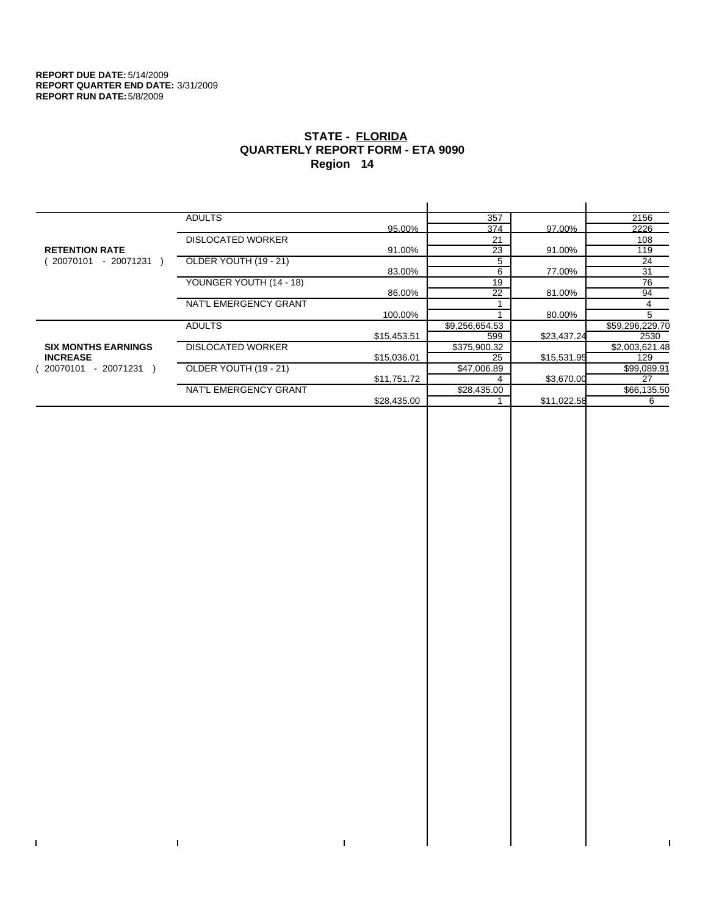**REPORT DUE DATE:** 5/14/2009
**REPORT QUARTER END DATE:** 3/31/2009
**REPORT RUN DATE:** 5/8/2009

## STATE - FLORIDA
## QUARTERLY REPORT FORM - ETA 9090
## Region 14

| | | | | | |
|---|---|---|---|---|---|
| **RETENTION RATE** ( 20070101 - 20071231 ) | ADULTS | | 357 | | 2156 |
| | | 95.00% | 374 | 97.00% | 2226 |
| | DISLOCATED WORKER | | 21 | | 108 |
| | | 91.00% | 23 | 91.00% | 119 |
| | OLDER YOUTH (19 - 21) | | 5 | | 24 |
| | | 83.00% | 6 | 77.00% | 31 |
| | YOUNGER YOUTH (14 - 18) | | 19 | | 76 |
| | | 86.00% | 22 | 81.00% | 94 |
| | NAT'L EMERGENCY GRANT | | 1 | | 4 |
| | | 100.00% | 1 | 80.00% | 5 |
| **SIX MONTHS EARNINGS INCREASE** ( 20070101 - 20071231 ) | ADULTS | | $9,256,654.53 | | $59,296,229.70 |
| | | $15,453.51 | 599 | $23,437.24 | 2530 |
| | DISLOCATED WORKER | | $375,900.32 | | $2,003,621.48 |
| | | $15,036.01 | 25 | $15,531.95 | 129 |
| | OLDER YOUTH (19 - 21) | | $47,006.89 | | $99,089.91 |
| | | $11,751.72 | 4 | $3,670.00 | 27 |
| | NAT'L EMERGENCY GRANT | | $28,435.00 | | $66,135.50 |
| | | $28,435.00 | 1 | $11,022.58 | 6 |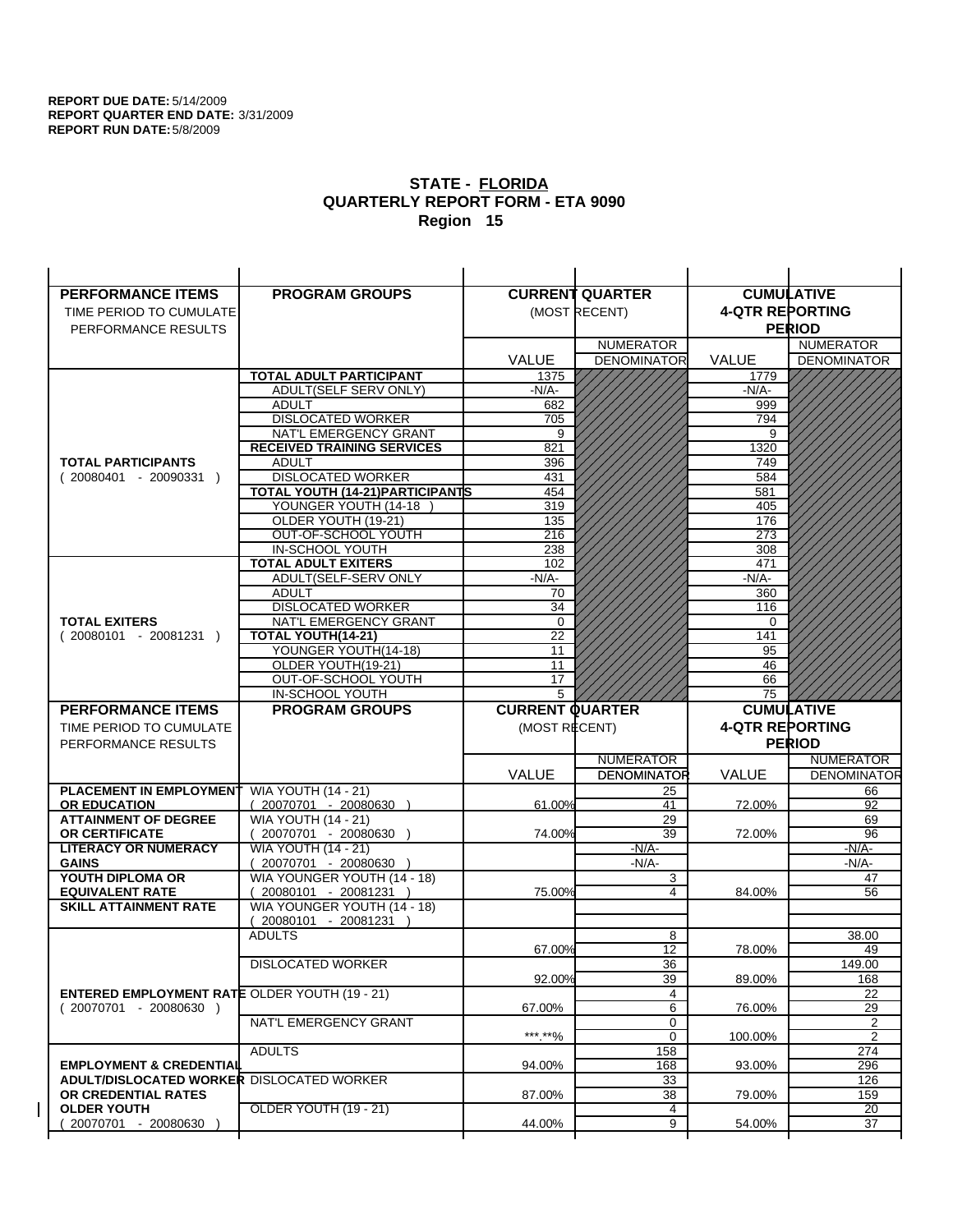**REPORT DUE DATE:** 5/14/2009
**REPORT QUARTER END DATE:** 3/31/2009
**REPORT RUN DATE:** 5/8/2009

# STATE - FLORIDA
## QUARTERLY REPORT FORM - ETA 9090
## Region 15

| PERFORMANCE ITEMS<br>TIME PERIOD TO CUMULATE PERFORMANCE RESULTS | PROGRAM GROUPS | CURRENT QUARTER (MOST RECENT) VALUE | CURRENT QUARTER NUMERATOR DENOMINATOR | CUMULATIVE 4-QTR REPORTING PERIOD VALUE | CUMULATIVE 4-QTR REPORTING PERIOD NUMERATOR DENOMINATOR |
|---|---|---|---|---|---|
| **TOTAL PARTICIPANTS** ( 20080401 - 20090331 ) | **TOTAL ADULT PARTICIPANT** | 1375 | | 1779 | |
| | ADULT(SELF SERV ONLY) | -N/A- | | -N/A- | |
| | ADULT | 682 | | 999 | |
| | DISLOCATED WORKER | 705 | | 794 | |
| | NAT'L EMERGENCY GRANT | 9 | | 9 | |
| | **RECEIVED TRAINING SERVICES** | 821 | | 1320 | |
| | ADULT | 396 | | 749 | |
| | DISLOCATED WORKER | 431 | | 584 | |
| | **TOTAL YOUTH (14-21)PARTICIPANTS** | 454 | | 581 | |
| | YOUNGER YOUTH (14-18 ) | 319 | | 405 | |
| | OLDER YOUTH (19-21) | 135 | | 176 | |
| | OUT-OF-SCHOOL YOUTH | 216 | | 273 | |
| | IN-SCHOOL YOUTH | 238 | | 308 | |
| **TOTAL EXITERS** ( 20080101 - 20081231 ) | **TOTAL ADULT EXITERS** | 102 | | 471 | |
| | ADULT(SELF-SERV ONLY | -N/A- | | -N/A- | |
| | ADULT | 70 | | 360 | |
| | DISLOCATED WORKER | 34 | | 116 | |
| | NAT'L EMERGENCY GRANT | 0 | | 0 | |
| | **TOTAL YOUTH(14-21)** | 22 | | 141 | |
| | YOUNGER YOUTH(14-18) | 11 | | 95 | |
| | OLDER YOUTH(19-21) | 11 | | 46 | |
| | OUT-OF-SCHOOL YOUTH | 17 | | 66 | |
| | IN-SCHOOL YOUTH | 5 | | 75 | |

| PERFORMANCE ITEMS<br>TIME PERIOD TO CUMULATE PERFORMANCE RESULTS | PROGRAM GROUPS | CURRENT QUARTER (MOST RECENT) VALUE | CURRENT QUARTER NUMERATOR / DENOMINATOR | CUMULATIVE 4-QTR REPORTING PERIOD VALUE | CUMULATIVE 4-QTR REPORTING PERIOD NUMERATOR / DENOMINATOR |
|---|---|---|---|---|---|
| **PLACEMENT IN EMPLOYMENT OR EDUCATION** | WIA YOUTH (14 - 21) ( 20070701 - 20080630 ) | 61.00% | 25 / 41 | 72.00% | 66 / 92 |
| **ATTAINMENT OF DEGREE OR CERTIFICATE** | WIA YOUTH (14 - 21) ( 20070701 - 20080630 ) | 74.00% | 29 / 39 | 72.00% | 69 / 96 |
| **LITERACY OR NUMERACY GAINS** | WIA YOUTH (14 - 21) ( 20070701 - 20080630 ) | | -N/A- / -N/A- | | -N/A- / -N/A- |
| **YOUTH DIPLOMA OR EQUIVALENT RATE** | WIA YOUNGER YOUTH (14 - 18) ( 20080101 - 20081231 ) | 75.00% | 3 / 4 | 84.00% | 47 / 56 |
| **SKILL ATTAINMENT RATE** | WIA YOUNGER YOUTH (14 - 18) ( 20080101 - 20081231 ) | | | | |
| **ENTERED EMPLOYMENT RATE** ( 20070701 - 20080630 ) | ADULTS | 67.00% | 8 / 12 | 78.00% | 38.00 / 49 |
| | DISLOCATED WORKER | 92.00% | 36 / 39 | 89.00% | 149.00 / 168 |
| | OLDER YOUTH (19 - 21) | 67.00% | 4 / 6 | 76.00% | 22 / 29 |
| | NAT'L EMERGENCY GRANT | \*\*\*.\*\*% | 0 / 0 | 100.00% | 2 / 2 |
| **EMPLOYMENT & CREDENTIAL ADULT/DISLOCATED WORKER OR CREDENTIAL RATES OLDER YOUTH** ( 20070701 - 20080630 ) | ADULTS | 94.00% | 158 / 168 | 93.00% | 274 / 296 |
| | DISLOCATED WORKER | 87.00% | 33 / 38 | 79.00% | 126 / 159 |
| | OLDER YOUTH (19 - 21) | 44.00% | 4 / 9 | 54.00% | 20 / 37 |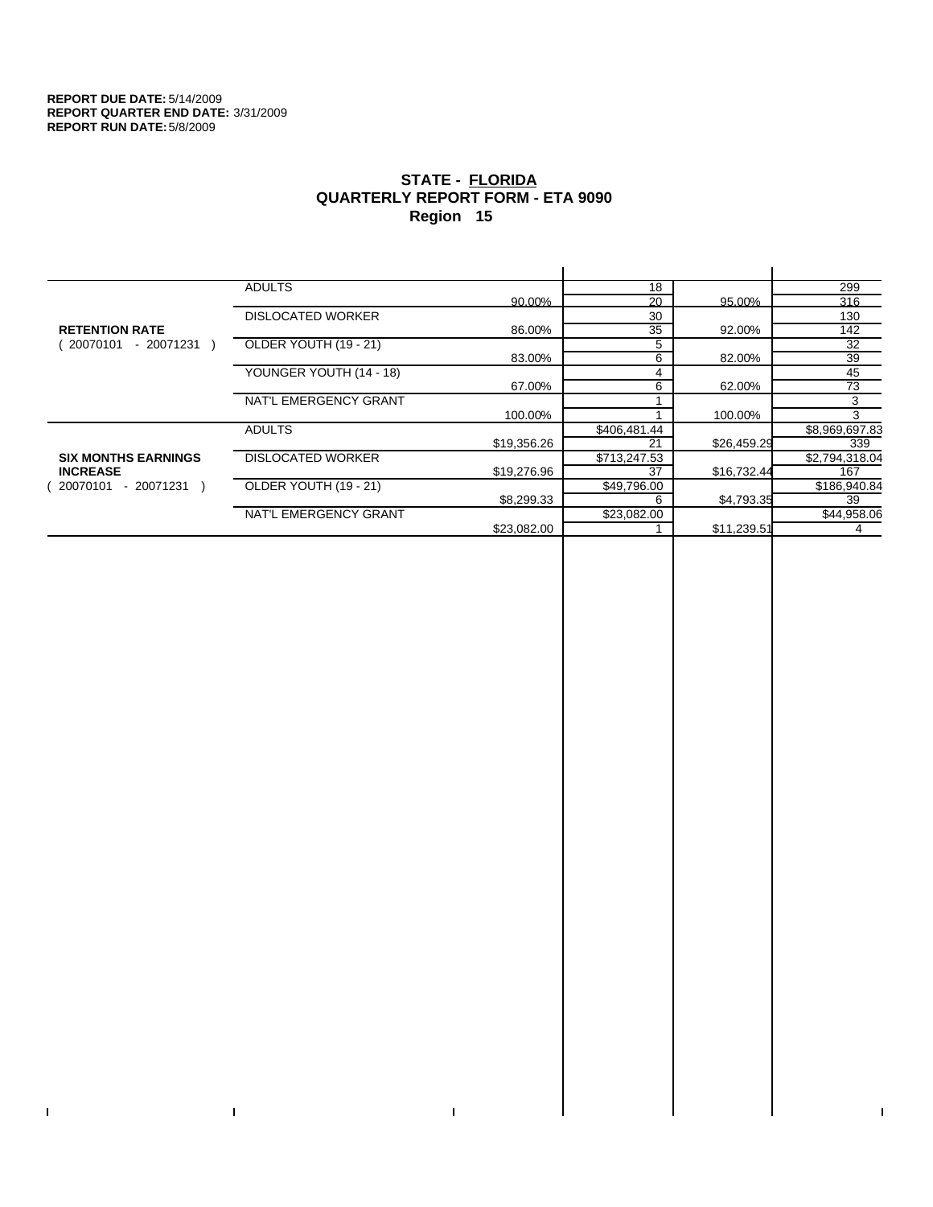**REPORT DUE DATE:** 5/14/2009
**REPORT QUARTER END DATE:** 3/31/2009
**REPORT RUN DATE:** 5/8/2009

# STATE - FLORIDA
## QUARTERLY REPORT FORM - ETA 9090
## Region 15

| | | | | | |
|---|---|---|---|---|---|
| **RETENTION RATE** ( 20070101 - 20071231 ) | ADULTS | | 18 | | 299 |
| | | 90.00% | 20 | 95.00% | 316 |
| | DISLOCATED WORKER | | 30 | | 130 |
| | | 86.00% | 35 | 92.00% | 142 |
| | OLDER YOUTH (19 - 21) | | 5 | | 32 |
| | | 83.00% | 6 | 82.00% | 39 |
| | YOUNGER YOUTH (14 - 18) | | 4 | | 45 |
| | | 67.00% | 6 | 62.00% | 73 |
| | NAT'L EMERGENCY GRANT | | 1 | | 3 |
| | | 100.00% | 1 | 100.00% | 3 |
| **SIX MONTHS EARNINGS INCREASE** ( 20070101 - 20071231 ) | ADULTS | | $406,481.44 | | $8,969,697.83 |
| | | $19,356.26 | 21 | $26,459.29 | 339 |
| | DISLOCATED WORKER | | $713,247.53 | | $2,794,318.04 |
| | | $19,276.96 | 37 | $16,732.44 | 167 |
| | OLDER YOUTH (19 - 21) | | $49,796.00 | | $186,940.84 |
| | | $8,299.33 | 6 | $4,793.35 | 39 |
| | NAT'L EMERGENCY GRANT | | $23,082.00 | | $44,958.06 |
| | | $23,082.00 | 1 | $11,239.51 | 4 |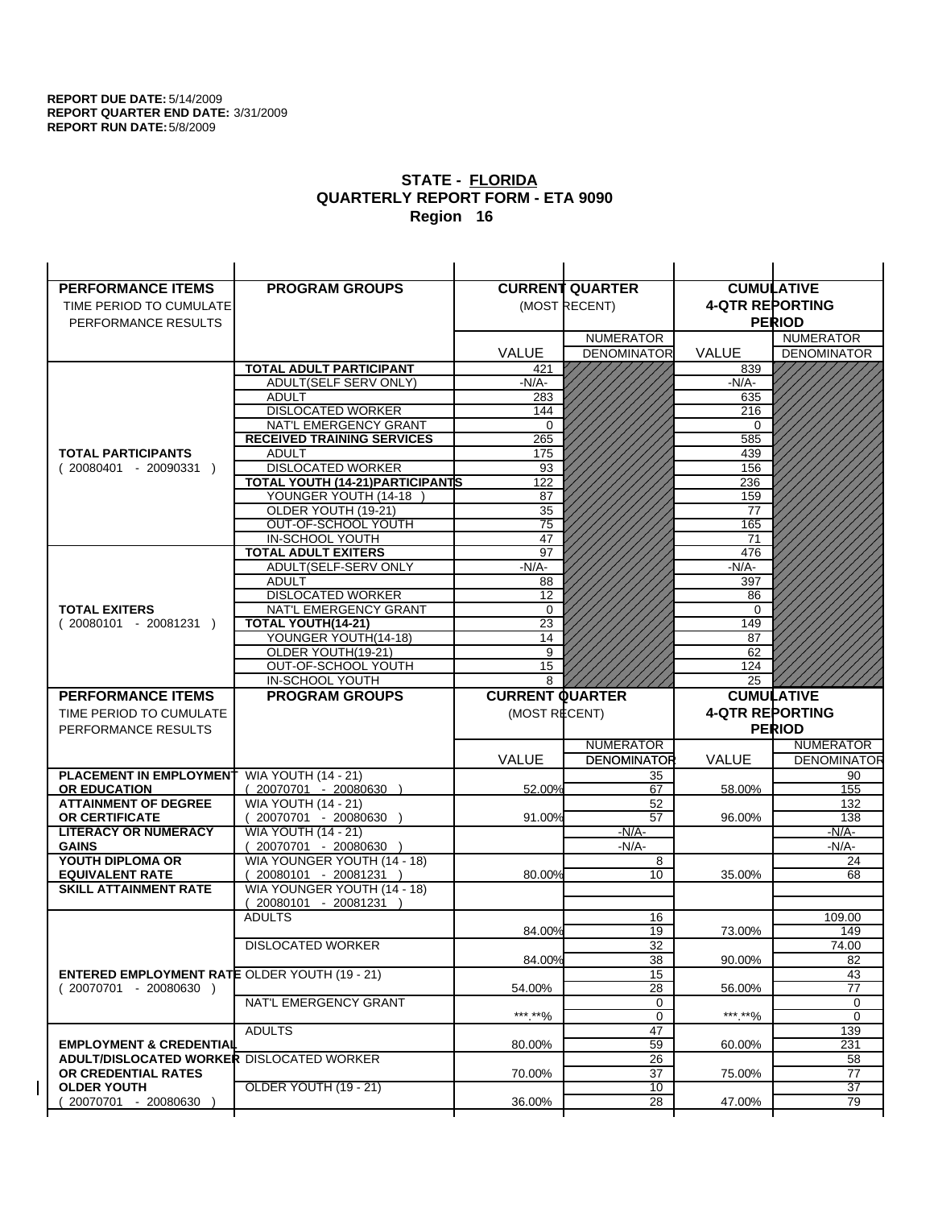**REPORT DUE DATE:** 5/14/2009
**REPORT QUARTER END DATE:** 3/31/2009
**REPORT RUN DATE:** 5/8/2009

## STATE - FLORIDA
## QUARTERLY REPORT FORM - ETA 9090
## Region 16

| PERFORMANCE ITEMS<br>TIME PERIOD TO CUMULATE PERFORMANCE RESULTS | PROGRAM GROUPS | CURRENT QUARTER (MOST RECENT) VALUE | CURRENT QUARTER NUMERATOR / DENOMINATOR | CUMULATIVE 4-QTR REPORTING PERIOD VALUE | CUMULATIVE NUMERATOR / DENOMINATOR |
|---|---|---|---|---|---|
| **TOTAL PARTICIPANTS** ( 20080401 - 20090331 ) | **TOTAL ADULT PARTICIPANT** | 421 | | 839 | |
| | ADULT(SELF SERV ONLY) | -N/A- | | -N/A- | |
| | ADULT | 283 | | 635 | |
| | DISLOCATED WORKER | 144 | | 216 | |
| | NAT'L EMERGENCY GRANT | 0 | | 0 | |
| | **RECEIVED TRAINING SERVICES** | 265 | | 585 | |
| | ADULT | 175 | | 439 | |
| | DISLOCATED WORKER | 93 | | 156 | |
| | **TOTAL YOUTH (14-21)PARTICIPANTS** | 122 | | 236 | |
| | YOUNGER YOUTH (14-18 ) | 87 | | 159 | |
| | OLDER YOUTH (19-21) | 35 | | 77 | |
| | OUT-OF-SCHOOL YOUTH | 75 | | 165 | |
| | IN-SCHOOL YOUTH | 47 | | 71 | |
| **TOTAL EXITERS** ( 20080101 - 20081231 ) | **TOTAL ADULT EXITERS** | 97 | | 476 | |
| | ADULT(SELF-SERV ONLY | -N/A- | | -N/A- | |
| | ADULT | 88 | | 397 | |
| | DISLOCATED WORKER | 12 | | 86 | |
| | NAT'L EMERGENCY GRANT | 0 | | 0 | |
| | **TOTAL YOUTH(14-21)** | 23 | | 149 | |
| | YOUNGER YOUTH(14-18) | 14 | | 87 | |
| | OLDER YOUTH(19-21) | 9 | | 62 | |
| | OUT-OF-SCHOOL YOUTH | 15 | | 124 | |
| | IN-SCHOOL YOUTH | 8 | | 25 | |

| PERFORMANCE ITEMS<br>TIME PERIOD TO CUMULATE PERFORMANCE RESULTS | PROGRAM GROUPS | CURRENT QUARTER (MOST RECENT) VALUE | CURRENT QUARTER NUMERATOR / DENOMINATOR | CUMULATIVE 4-QTR REPORTING PERIOD VALUE | CUMULATIVE NUMERATOR / DENOMINATOR |
|---|---|---|---|---|---|
| **PLACEMENT IN EMPLOYMENT OR EDUCATION** | WIA YOUTH (14 - 21) ( 20070701 - 20080630 ) | 52.00% | 35 / 67 | 58.00% | 90 / 155 |
| **ATTAINMENT OF DEGREE OR CERTIFICATE** | WIA YOUTH (14 - 21) ( 20070701 - 20080630 ) | 91.00% | 52 / 57 | 96.00% | 132 / 138 |
| **LITERACY OR NUMERACY GAINS** | WIA YOUTH (14 - 21) ( 20070701 - 20080630 ) | | -N/A- / -N/A- | | -N/A- / -N/A- |
| **YOUTH DIPLOMA OR EQUIVALENT RATE** | WIA YOUNGER YOUTH (14 - 18) ( 20080101 - 20081231 ) | 80.00% | 8 / 10 | 35.00% | 24 / 68 |
| **SKILL ATTAINMENT RATE** | WIA YOUNGER YOUTH (14 - 18) ( 20080101 - 20081231 ) | | | | |
| **ENTERED EMPLOYMENT RATE** ( 20070701 - 20080630 ) | ADULTS | 84.00% | 16 / 19 | 73.00% | 109.00 / 149 |
| | DISLOCATED WORKER | 84.00% | 32 / 38 | 90.00% | 74.00 / 82 |
| | OLDER YOUTH (19 - 21) | 54.00% | 15 / 28 | 56.00% | 43 / 77 |
| | NAT'L EMERGENCY GRANT | ***.**% | 0 / 0 | ***.**% | 0 / 0 |
| **EMPLOYMENT & CREDENTIAL ADULT/DISLOCATED WORKER OR CREDENTIAL RATES OLDER YOUTH** ( 20070701 - 20080630 ) | ADULTS | 80.00% | 47 / 59 | 60.00% | 139 / 231 |
| | DISLOCATED WORKER | 70.00% | 26 / 37 | 75.00% | 58 / 77 |
| | OLDER YOUTH (19 - 21) | 36.00% | 10 / 28 | 47.00% | 37 / 79 |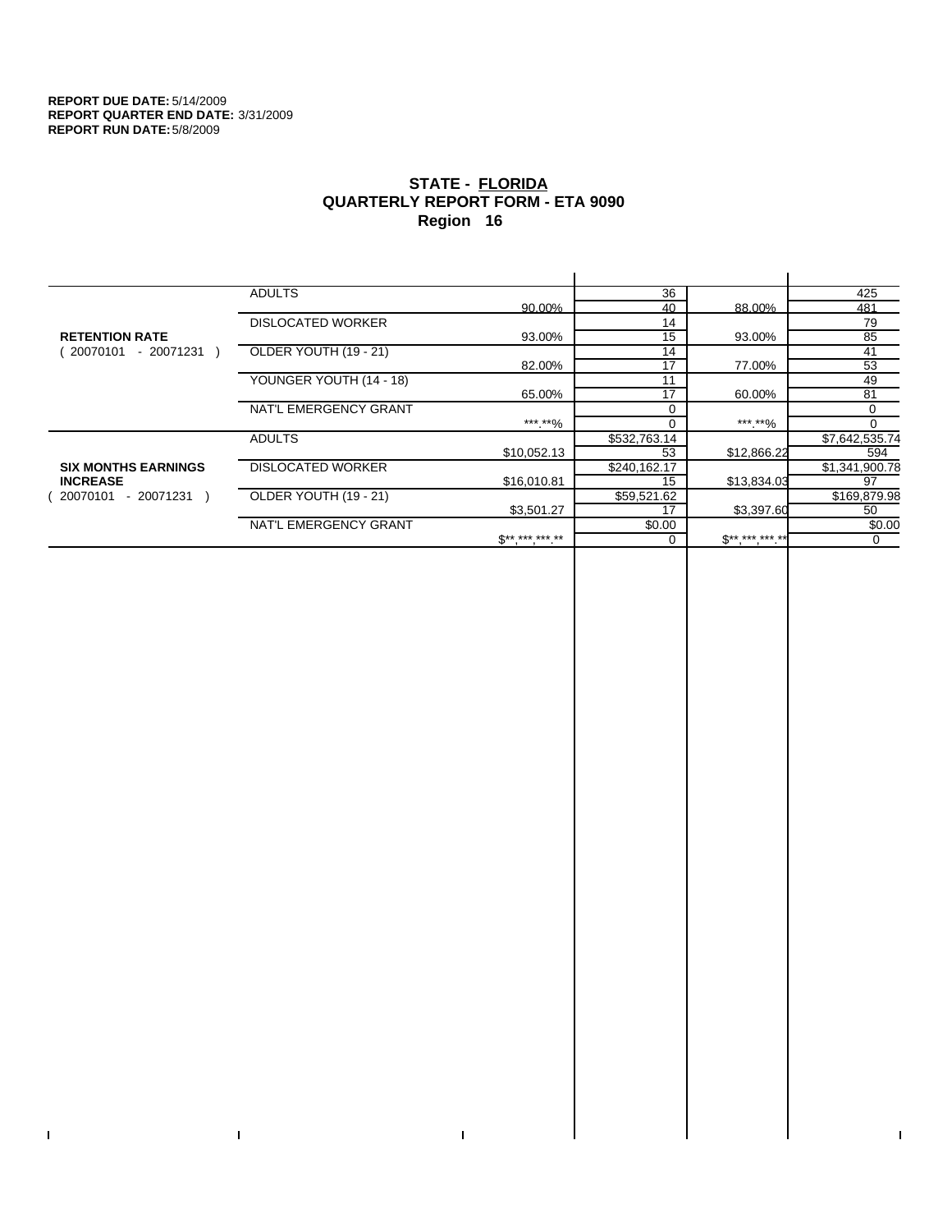**REPORT DUE DATE:** 5/14/2009
**REPORT QUARTER END DATE:** 3/31/2009
**REPORT RUN DATE:** 5/8/2009

# STATE - FLORIDA
## QUARTERLY REPORT FORM - ETA 9090
## Region 16

| | | | | | |
|---|---|---|---|---|---|
| **RETENTION RATE** ( 20070101 - 20071231 ) | ADULTS | 90.00% | 36 | 88.00% | 425 |
| | | | 40 | | 481 |
| | DISLOCATED WORKER | 93.00% | 14 | 93.00% | 79 |
| | | | 15 | | 85 |
| | OLDER YOUTH (19 - 21) | 82.00% | 14 | 77.00% | 41 |
| | | | 17 | | 53 |
| | YOUNGER YOUTH (14 - 18) | 65.00% | 11 | 60.00% | 49 |
| | | | 17 | | 81 |
| | NAT'L EMERGENCY GRANT | ***.**% | 0 | ***.**% | 0 |
| | | | 0 | | 0 |
| **SIX MONTHS EARNINGS INCREASE** ( 20070101 - 20071231 ) | ADULTS | $10,052.13 | $532,763.14 | $12,866.22 | $7,642,535.74 |
| | | | 53 | | 594 |
| | DISLOCATED WORKER | $16,010.81 | $240,162.17 | $13,834.03 | $1,341,900.78 |
| | | | 15 | | 97 |
| | OLDER YOUTH (19 - 21) | $3,501.27 | $59,521.62 | $3,397.60 | $169,879.98 |
| | | | 17 | | 50 |
| | NAT'L EMERGENCY GRANT | $**,***,***.** | $0.00 | $**,***,***.** | $0.00 |
| | | | 0 | | 0 |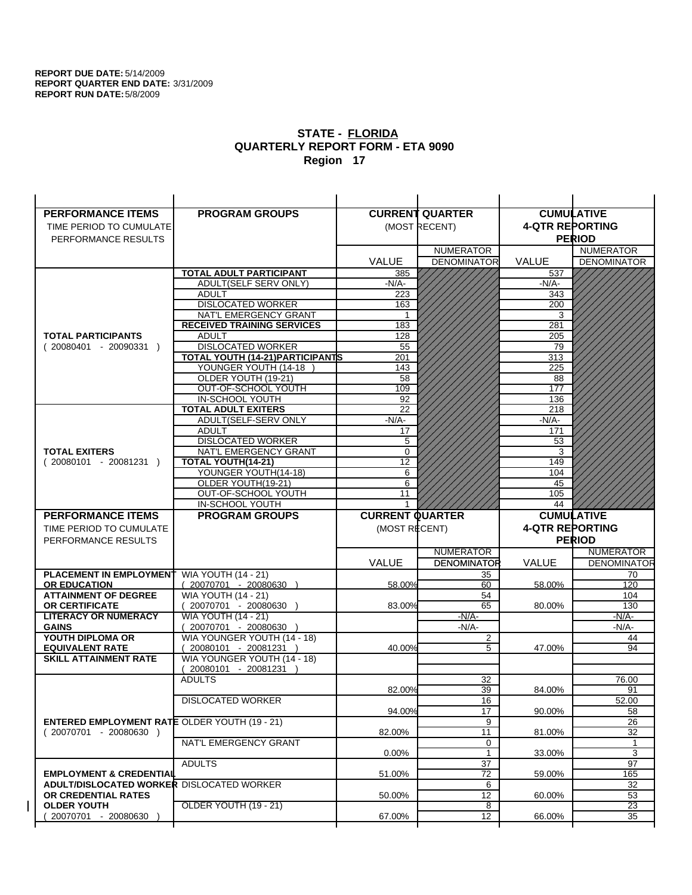**REPORT DUE DATE:** 5/14/2009
**REPORT QUARTER END DATE:** 3/31/2009
**REPORT RUN DATE:** 5/8/2009

## STATE - FLORIDA
## QUARTERLY REPORT FORM - ETA 9090
## Region 17

| PERFORMANCE ITEMS<br>TIME PERIOD TO CUMULATE PERFORMANCE RESULTS | PROGRAM GROUPS | CURRENT QUARTER (MOST RECENT) VALUE | CURRENT QUARTER NUMERATOR DENOMINATOR | CUMULATIVE 4-QTR REPORTING PERIOD VALUE | CUMULATIVE NUMERATOR DENOMINATOR |
|---|---|---|---|---|---|
| **TOTAL PARTICIPANTS** ( 20080401 - 20090331 ) | **TOTAL ADULT PARTICIPANT** | 385 | | 537 | |
| | ADULT(SELF SERV ONLY) | -N/A- | | -N/A- | |
| | ADULT | 223 | | 343 | |
| | DISLOCATED WORKER | 163 | | 200 | |
| | NAT'L EMERGENCY GRANT | 1 | | 3 | |
| | **RECEIVED TRAINING SERVICES** | 183 | | 281 | |
| | ADULT | 128 | | 205 | |
| | DISLOCATED WORKER | 55 | | 79 | |
| | **TOTAL YOUTH (14-21)PARTICIPANTS** | 201 | | 313 | |
| | YOUNGER YOUTH (14-18 ) | 143 | | 225 | |
| | OLDER YOUTH (19-21) | 58 | | 88 | |
| | OUT-OF-SCHOOL YOUTH | 109 | | 177 | |
| | IN-SCHOOL YOUTH | 92 | | 136 | |
| **TOTAL EXITERS** ( 20080101 - 20081231 ) | **TOTAL ADULT EXITERS** | 22 | | 218 | |
| | ADULT(SELF-SERV ONLY | -N/A- | | -N/A- | |
| | ADULT | 17 | | 171 | |
| | DISLOCATED WORKER | 5 | | 53 | |
| | NAT'L EMERGENCY GRANT | 0 | | 3 | |
| | **TOTAL YOUTH(14-21)** | 12 | | 149 | |
| | YOUNGER YOUTH(14-18) | 6 | | 104 | |
| | OLDER YOUTH(19-21) | 6 | | 45 | |
| | OUT-OF-SCHOOL YOUTH | 11 | | 105 | |
| | IN-SCHOOL YOUTH | 1 | | 44 | |
| **PERFORMANCE ITEMS** | **PROGRAM GROUPS** | **CURRENT QUARTER** (MOST RECENT) VALUE | NUMERATOR DENOMINATOR | **CUMULATIVE 4-QTR REPORTING PERIOD** VALUE | NUMERATOR DENOMINATOR |
| **PLACEMENT IN EMPLOYMENT OR EDUCATION** | WIA YOUTH (14 - 21) ( 20070701 - 20080630 ) | 58.00% | 35 / 60 | 58.00% | 70 / 120 |
| **ATTAINMENT OF DEGREE OR CERTIFICATE** | WIA YOUTH (14 - 21) ( 20070701 - 20080630 ) | 83.00% | 54 / 65 | 80.00% | 104 / 130 |
| **LITERACY OR NUMERACY GAINS** | WIA YOUTH (14 - 21) ( 20070701 - 20080630 ) | | -N/A- / -N/A- | | -N/A- / -N/A- |
| **YOUTH DIPLOMA OR EQUIVALENT RATE** | WIA YOUNGER YOUTH (14 - 18) ( 20080101 - 20081231 ) | 40.00% | 2 / 5 | 47.00% | 44 / 94 |
| **SKILL ATTAINMENT RATE** | WIA YOUNGER YOUTH (14 - 18) ( 20080101 - 20081231 ) | | | | |
| **ENTERED EMPLOYMENT RATE** ( 20070701 - 20080630 ) | ADULTS | 82.00% | 32 / 39 | 84.00% | 76.00 / 91 |
| | DISLOCATED WORKER | 94.00% | 16 / 17 | 90.00% | 52.00 / 58 |
| | OLDER YOUTH (19 - 21) | 82.00% | 9 / 11 | 81.00% | 26 / 32 |
| | NAT'L EMERGENCY GRANT | 0.00% | 0 / 1 | 33.00% | 1 / 3 |
| **EMPLOYMENT & CREDENTIAL ADULT/DISLOCATED WORKER OR CREDENTIAL RATES OLDER YOUTH** ( 20070701 - 20080630 ) | ADULTS | 51.00% | 37 / 72 | 59.00% | 97 / 165 |
| | DISLOCATED WORKER | 50.00% | 6 / 12 | 60.00% | 32 / 53 |
| | OLDER YOUTH (19 - 21) | 67.00% | 8 / 12 | 66.00% | 23 / 35 |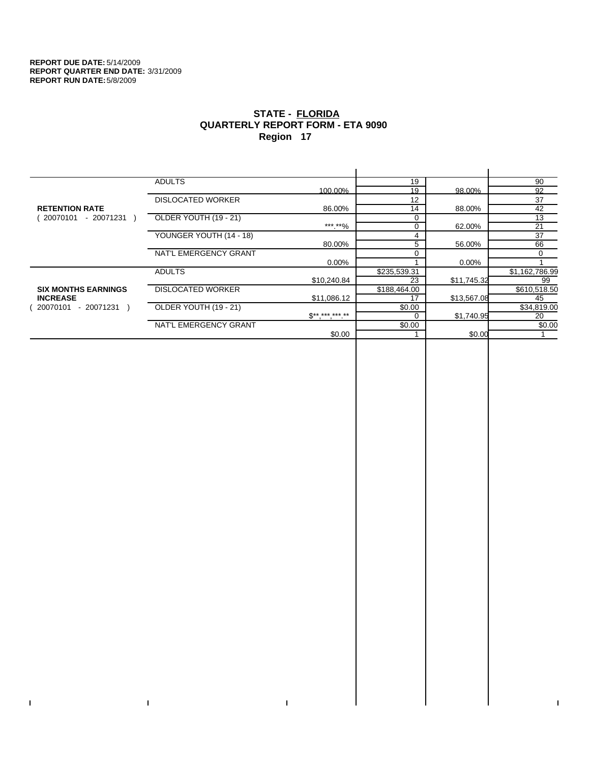**REPORT DUE DATE:** 5/14/2009
**REPORT QUARTER END DATE:** 3/31/2009
**REPORT RUN DATE:** 5/8/2009

## STATE - FLORIDA
## QUARTERLY REPORT FORM - ETA 9090
## Region 17

| | | | | | |
|---|---|---|---|---|---|
| **RETENTION RATE** ( 20070101 - 20071231 ) | ADULTS | | 19 | | 90 |
| | | 100.00% | 19 | 98.00% | 92 |
| | DISLOCATED WORKER | | 12 | | 37 |
| | | 86.00% | 14 | 88.00% | 42 |
| | OLDER YOUTH (19 - 21) | | 0 | | 13 |
| | | ***.**% | 0 | 62.00% | 21 |
| | YOUNGER YOUTH (14 - 18) | | 4 | | 37 |
| | | 80.00% | 5 | 56.00% | 66 |
| | NAT'L EMERGENCY GRANT | | 0 | | 0 |
| | | 0.00% | 1 | 0.00% | 1 |
| **SIX MONTHS EARNINGS INCREASE** ( 20070101 - 20071231 ) | ADULTS | | $235,539.31 | | $1,162,786.99 |
| | | $10,240.84 | 23 | $11,745.32 | 99 |
| | DISLOCATED WORKER | | $188,464.00 | | $610,518.50 |
| | | $11,086.12 | 17 | $13,567.08 | 45 |
| | OLDER YOUTH (19 - 21) | | $0.00 | | $34,819.00 |
| | | $**,***,***.** | 0 | $1,740.95 | 20 |
| | NAT'L EMERGENCY GRANT | | $0.00 | | $0.00 |
| | | $0.00 | 1 | $0.00 | 1 |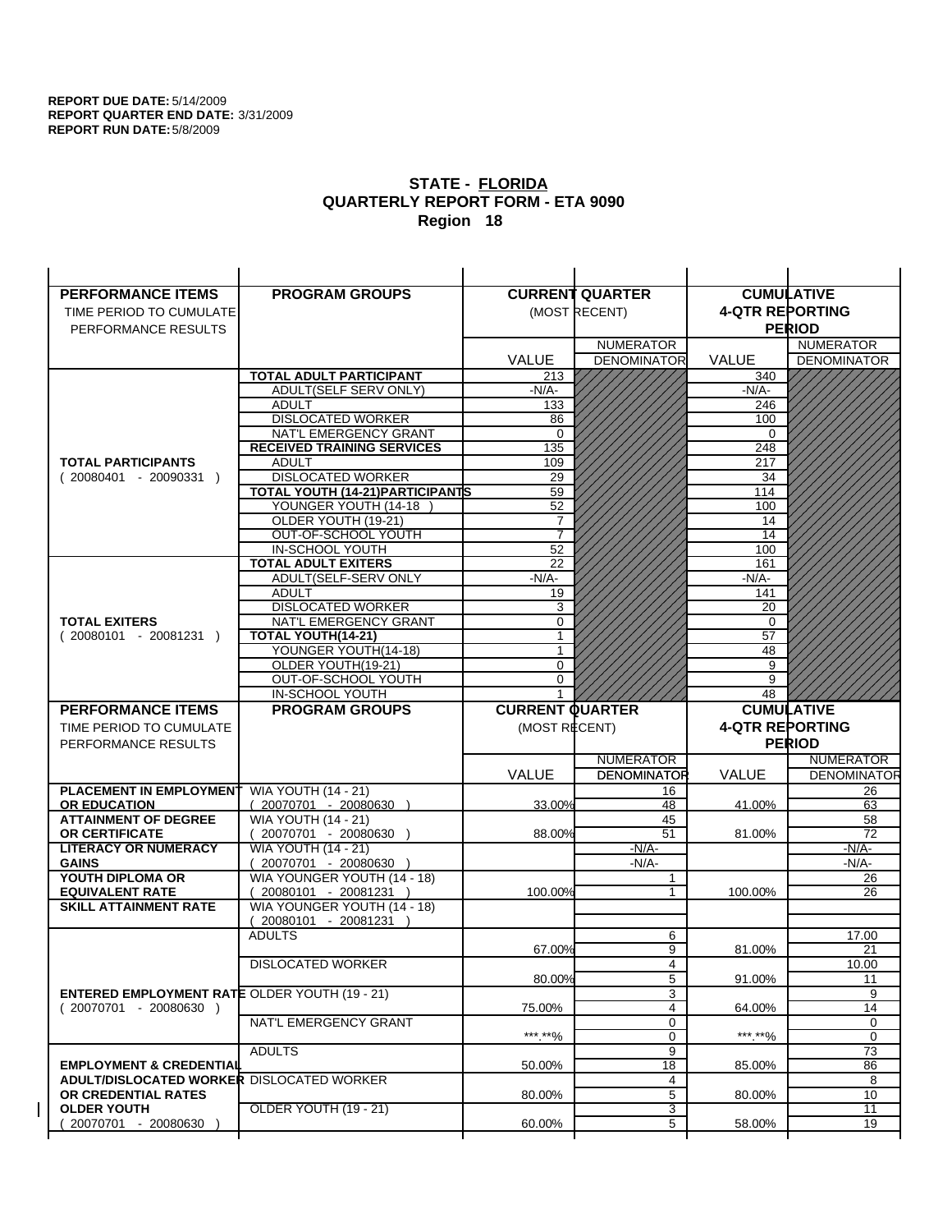**REPORT DUE DATE:** 5/14/2009
**REPORT QUARTER END DATE:** 3/31/2009
**REPORT RUN DATE:** 5/8/2009

## STATE - FLORIDA
## QUARTERLY REPORT FORM - ETA 9090
## Region 18

| PERFORMANCE ITEMS<br>TIME PERIOD TO CUMULATE PERFORMANCE RESULTS | PROGRAM GROUPS | CURRENT QUARTER (MOST RECENT) VALUE | CURRENT QUARTER NUMERATOR / DENOMINATOR | CUMULATIVE 4-QTR REPORTING PERIOD VALUE | CUMULATIVE NUMERATOR / DENOMINATOR |
|---|---|---|---|---|---|
| **TOTAL PARTICIPANTS** ( 20080401 - 20090331 ) | **TOTAL ADULT PARTICIPANT** | 213 | | 340 | |
| | ADULT(SELF SERV ONLY) | -N/A- | | -N/A- | |
| | ADULT | 133 | | 246 | |
| | DISLOCATED WORKER | 86 | | 100 | |
| | NAT'L EMERGENCY GRANT | 0 | | 0 | |
| | **RECEIVED TRAINING SERVICES** | 135 | | 248 | |
| | ADULT | 109 | | 217 | |
| | DISLOCATED WORKER | 29 | | 34 | |
| | **TOTAL YOUTH (14-21)PARTICIPANTS** | 59 | | 114 | |
| | YOUNGER YOUTH (14-18 ) | 52 | | 100 | |
| | OLDER YOUTH (19-21) | 7 | | 14 | |
| | OUT-OF-SCHOOL YOUTH | 7 | | 14 | |
| | IN-SCHOOL YOUTH | 52 | | 100 | |
| **TOTAL EXITERS** ( 20080101 - 20081231 ) | **TOTAL ADULT EXITERS** | 22 | | 161 | |
| | ADULT(SELF-SERV ONLY | -N/A- | | -N/A- | |
| | ADULT | 19 | | 141 | |
| | DISLOCATED WORKER | 3 | | 20 | |
| | NAT'L EMERGENCY GRANT | 0 | | 0 | |
| | **TOTAL YOUTH(14-21)** | 1 | | 57 | |
| | YOUNGER YOUTH(14-18) | 1 | | 48 | |
| | OLDER YOUTH(19-21) | 0 | | 9 | |
| | OUT-OF-SCHOOL YOUTH | 0 | | 9 | |
| | IN-SCHOOL YOUTH | 1 | | 48 | |

| PERFORMANCE ITEMS<br>TIME PERIOD TO CUMULATE PERFORMANCE RESULTS | PROGRAM GROUPS | CURRENT QUARTER (MOST RECENT) VALUE | CURRENT QUARTER NUMERATOR / DENOMINATOR | CUMULATIVE 4-QTR REPORTING PERIOD VALUE | CUMULATIVE NUMERATOR / DENOMINATOR |
|---|---|---|---|---|---|
| **PLACEMENT IN EMPLOYMENT OR EDUCATION** | WIA YOUTH (14 - 21) ( 20070701 - 20080630 ) | 33.00% | 16 / 48 | 41.00% | 26 / 63 |
| **ATTAINMENT OF DEGREE OR CERTIFICATE** | WIA YOUTH (14 - 21) ( 20070701 - 20080630 ) | 88.00% | 45 / 51 | 81.00% | 58 / 72 |
| **LITERACY OR NUMERACY GAINS** | WIA YOUTH (14 - 21) ( 20070701 - 20080630 ) | | -N/A- / -N/A- | | -N/A- / -N/A- |
| **YOUTH DIPLOMA OR EQUIVALENT RATE** | WIA YOUNGER YOUTH (14 - 18) ( 20080101 - 20081231 ) | 100.00% | 1 / 1 | 100.00% | 26 / 26 |
| **SKILL ATTAINMENT RATE** | WIA YOUNGER YOUTH (14 - 18) ( 20080101 - 20081231 ) | | | | |
| **ENTERED EMPLOYMENT RATE** ( 20070701 - 20080630 ) | ADULTS | 67.00% | 6 / 9 | 81.00% | 17.00 / 21 |
| | DISLOCATED WORKER | 80.00% | 4 / 5 | 91.00% | 10.00 / 11 |
| | OLDER YOUTH (19 - 21) | 75.00% | 3 / 4 | 64.00% | 9 / 14 |
| | NAT'L EMERGENCY GRANT | \*\*\*.\*\*% | 0 / 0 | \*\*\*.\*\*% | 0 / 0 |
| **EMPLOYMENT & CREDENTIAL ADULT/DISLOCATED WORKER OR CREDENTIAL RATES OLDER YOUTH** ( 20070701 - 20080630 ) | ADULTS | 50.00% | 9 / 18 | 85.00% | 73 / 86 |
| | DISLOCATED WORKER | 80.00% | 4 / 5 | 80.00% | 8 / 10 |
| | OLDER YOUTH (19 - 21) | 60.00% | 3 / 5 | 58.00% | 11 / 19 |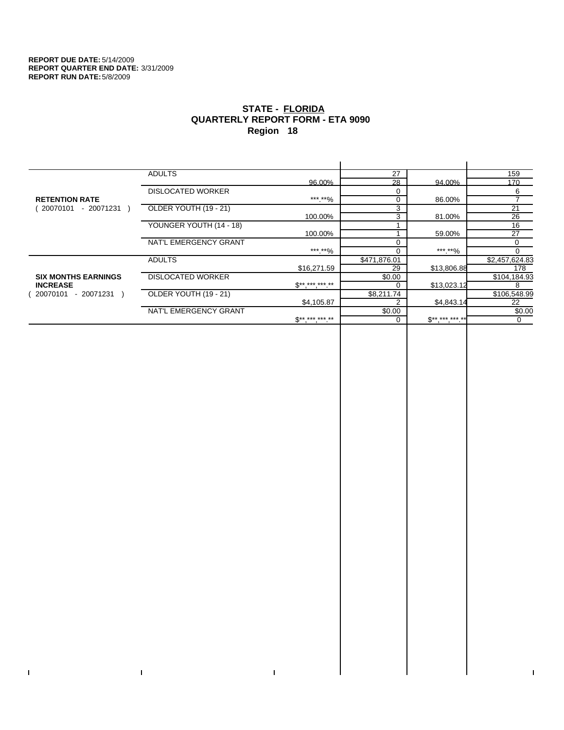**REPORT DUE DATE:** 5/14/2009
**REPORT QUARTER END DATE:** 3/31/2009
**REPORT RUN DATE:** 5/8/2009

## STATE - FLORIDA
## QUARTERLY REPORT FORM - ETA 9090
## Region 18

| | | | | | |
|---|---|---|---|---|---|
| **RETENTION RATE** ( 20070101 - 20071231 ) | ADULTS | 96.00% | 27 | 94.00% | 159 |
| | | | 28 | | 170 |
| | DISLOCATED WORKER | ***.**% | 0 | 86.00% | 6 |
| | | | 0 | | 7 |
| | OLDER YOUTH (19 - 21) | 100.00% | 3 | 81.00% | 21 |
| | | | 3 | | 26 |
| | YOUNGER YOUTH (14 - 18) | 100.00% | 1 | 59.00% | 16 |
| | | | 1 | | 27 |
| | NAT'L EMERGENCY GRANT | ***.**% | 0 | ***.**% | 0 |
| | | | 0 | | 0 |
| **SIX MONTHS EARNINGS INCREASE** ( 20070101 - 20071231 ) | ADULTS | $16,271.59 | $471,876.01 | $13,806.88 | $2,457,624.83 |
| | | | 29 | | 178 |
| | DISLOCATED WORKER | $**,***,***.** | $0.00 | $13,023.12 | $104,184.93 |
| | | | 0 | | 8 |
| | OLDER YOUTH (19 - 21) | $4,105.87 | $8,211.74 | $4,843.14 | $106,548.99 |
| | | | 2 | | 22 |
| | NAT'L EMERGENCY GRANT | $**,***,***.** | $0.00 | $**,***,***.** | $0.00 |
| | | | 0 | | 0 |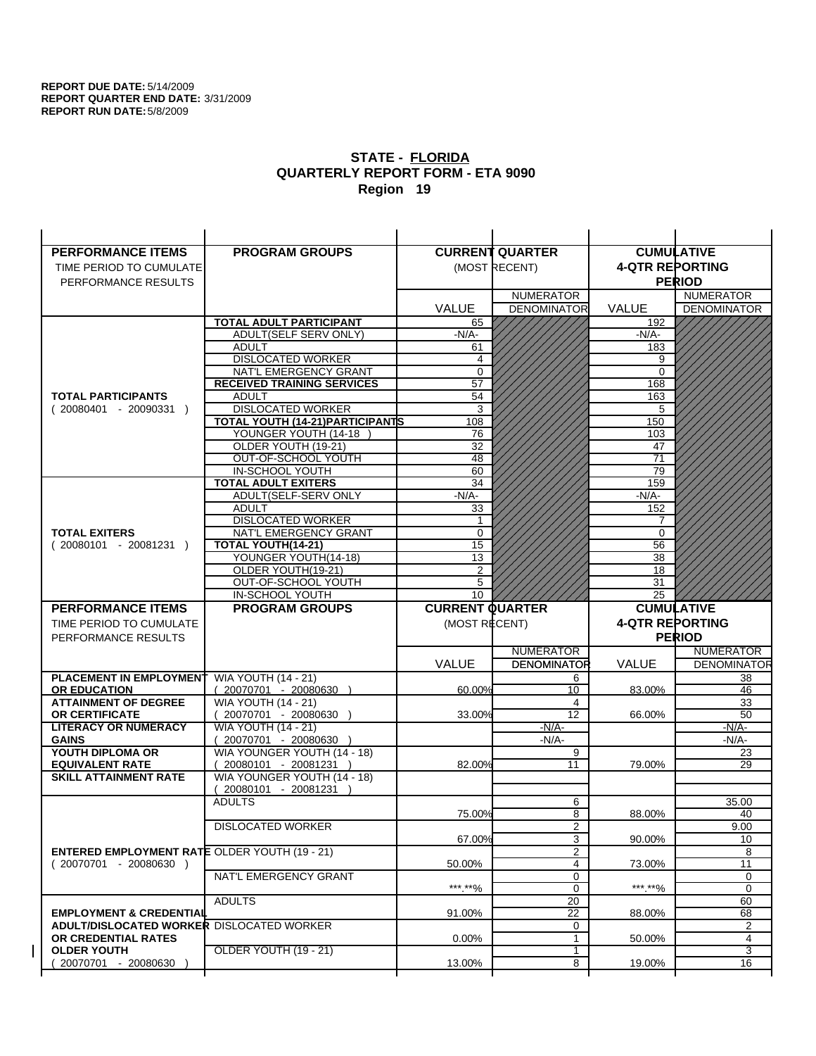**REPORT DUE DATE:** 5/14/2009
**REPORT QUARTER END DATE:** 3/31/2009
**REPORT RUN DATE:** 5/8/2009

## STATE - FLORIDA
## QUARTERLY REPORT FORM - ETA 9090
## Region 19

| PERFORMANCE ITEMS<br>TIME PERIOD TO CUMULATE PERFORMANCE RESULTS | PROGRAM GROUPS | CURRENT QUARTER (MOST RECENT) VALUE | NUMERATOR / DENOMINATOR | CUMULATIVE 4-QTR REPORTING PERIOD VALUE | NUMERATOR / DENOMINATOR |
|---|---|---|---|---|---|
| **TOTAL PARTICIPANTS** ( 20080401 - 20090331 ) | **TOTAL ADULT PARTICIPANT** | 65 | | 192 | |
| | ADULT(SELF SERV ONLY) | -N/A- | | -N/A- | |
| | ADULT | 61 | | 183 | |
| | DISLOCATED WORKER | 4 | | 9 | |
| | NAT'L EMERGENCY GRANT | 0 | | 0 | |
| | **RECEIVED TRAINING SERVICES** | 57 | | 168 | |
| | ADULT | 54 | | 163 | |
| | DISLOCATED WORKER | 3 | | 5 | |
| | **TOTAL YOUTH (14-21)PARTICIPANTS** | 108 | | 150 | |
| | YOUNGER YOUTH (14-18 ) | 76 | | 103 | |
| | OLDER YOUTH (19-21) | 32 | | 47 | |
| | OUT-OF-SCHOOL YOUTH | 48 | | 71 | |
| | IN-SCHOOL YOUTH | 60 | | 79 | |
| **TOTAL EXITERS** ( 20080101 - 20081231 ) | **TOTAL ADULT EXITERS** | 34 | | 159 | |
| | ADULT(SELF-SERV ONLY | -N/A- | | -N/A- | |
| | ADULT | 33 | | 152 | |
| | DISLOCATED WORKER | 1 | | 7 | |
| | NAT'L EMERGENCY GRANT | 0 | | 0 | |
| | **TOTAL YOUTH(14-21)** | 15 | | 56 | |
| | YOUNGER YOUTH(14-18) | 13 | | 38 | |
| | OLDER YOUTH(19-21) | 2 | | 18 | |
| | OUT-OF-SCHOOL YOUTH | 5 | | 31 | |
| | IN-SCHOOL YOUTH | 10 | | 25 | |

| PERFORMANCE ITEMS<br>TIME PERIOD TO CUMULATE PERFORMANCE RESULTS | PROGRAM GROUPS | CURRENT QUARTER (MOST RECENT) VALUE | NUMERATOR / DENOMINATOR | CUMULATIVE 4-QTR REPORTING PERIOD VALUE | NUMERATOR / DENOMINATOR |
|---|---|---|---|---|---|
| **PLACEMENT IN EMPLOYMENT OR EDUCATION** | WIA YOUTH (14 - 21) ( 20070701 - 20080630 ) | 60.00% | 6 / 10 | 83.00% | 38 / 46 |
| **ATTAINMENT OF DEGREE OR CERTIFICATE** | WIA YOUTH (14 - 21) ( 20070701 - 20080630 ) | 33.00% | 4 / 12 | 66.00% | 33 / 50 |
| **LITERACY OR NUMERACY GAINS** | WIA YOUTH (14 - 21) ( 20070701 - 20080630 ) | | -N/A- / -N/A- | | -N/A- / -N/A- |
| **YOUTH DIPLOMA OR EQUIVALENT RATE** | WIA YOUNGER YOUTH (14 - 18) ( 20080101 - 20081231 ) | 82.00% | 9 / 11 | 79.00% | 23 / 29 |
| **SKILL ATTAINMENT RATE** | WIA YOUNGER YOUTH (14 - 18) ( 20080101 - 20081231 ) | | | | |
| **ENTERED EMPLOYMENT RATE** ( 20070701 - 20080630 ) | ADULTS | 75.00% | 6 / 8 | 88.00% | 35.00 / 40 |
| | DISLOCATED WORKER | 67.00% | 2 / 3 | 90.00% | 9.00 / 10 |
| | OLDER YOUTH (19 - 21) | 50.00% | 2 / 4 | 73.00% | 8 / 11 |
| | NAT'L EMERGENCY GRANT | ***.**% | 0 / 0 | ***.**% | 0 / 0 |
| **EMPLOYMENT & CREDENTIAL ADULT/DISLOCATED WORKER OR CREDENTIAL RATES OLDER YOUTH** ( 20070701 - 20080630 ) | ADULTS | 91.00% | 20 / 22 | 88.00% | 60 / 68 |
| | DISLOCATED WORKER | 0.00% | 0 / 1 | 50.00% | 2 / 4 |
| | OLDER YOUTH (19 - 21) | 13.00% | 1 / 8 | 19.00% | 3 / 16 |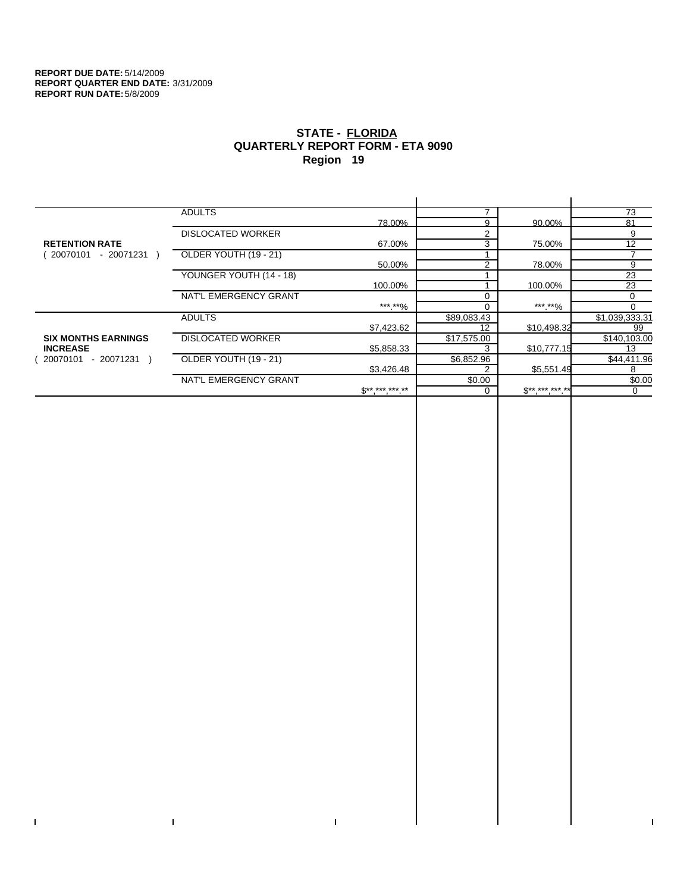**REPORT DUE DATE:** 5/14/2009
**REPORT QUARTER END DATE:** 3/31/2009
**REPORT RUN DATE:** 5/8/2009

## STATE - FLORIDA
## QUARTERLY REPORT FORM - ETA 9090
## Region 19

| | | | | | |
|---|---|---|---|---|---|
| **RETENTION RATE** ( 20070101 - 20071231 ) | ADULTS | | 7 | | 73 |
| | | 78.00% | 9 | 90.00% | 81 |
| | DISLOCATED WORKER | | 2 | | 9 |
| | | 67.00% | 3 | 75.00% | 12 |
| | OLDER YOUTH (19 - 21) | | 1 | | 7 |
| | | 50.00% | 2 | 78.00% | 9 |
| | YOUNGER YOUTH (14 - 18) | | 1 | | 23 |
| | | 100.00% | 1 | 100.00% | 23 |
| | NAT'L EMERGENCY GRANT | | 0 | | 0 |
| | | ***.**% | 0 | ***.**% | 0 |
| **SIX MONTHS EARNINGS INCREASE** ( 20070101 - 20071231 ) | ADULTS | | $89,083.43 | | $1,039,333.31 |
| | | $7,423.62 | 12 | $10,498.32 | 99 |
| | DISLOCATED WORKER | | $17,575.00 | | $140,103.00 |
| | | $5,858.33 | 3 | $10,777.15 | 13 |
| | OLDER YOUTH (19 - 21) | | $6,852.96 | | $44,411.96 |
| | | $3,426.48 | 2 | $5,551.49 | 8 |
| | NAT'L EMERGENCY GRANT | | $0.00 | | $0.00 |
| | | $**,***,***.** | 0 | $**,***,***.** | 0 |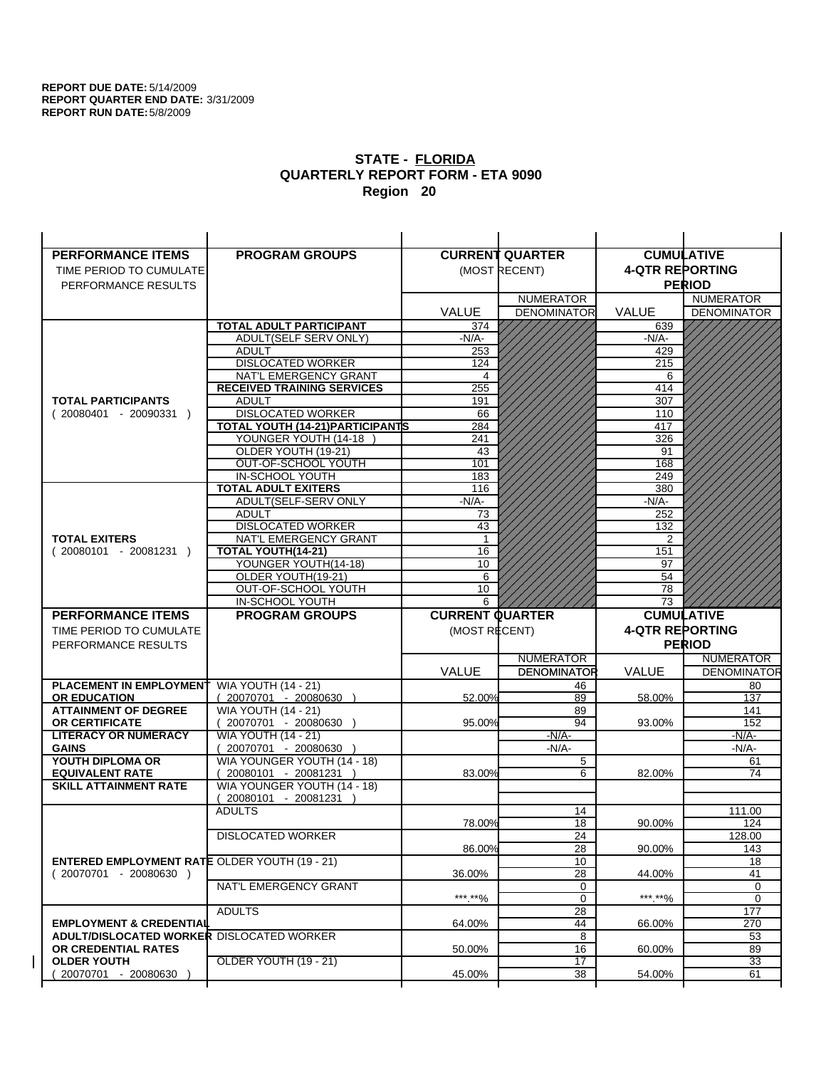**REPORT DUE DATE:** 5/14/2009
**REPORT QUARTER END DATE:** 3/31/2009
**REPORT RUN DATE:** 5/8/2009

# STATE - FLORIDA
## QUARTERLY REPORT FORM - ETA 9090
## Region 20

| PERFORMANCE ITEMS<br>TIME PERIOD TO CUMULATE<br>PERFORMANCE RESULTS | PROGRAM GROUPS | CURRENT QUARTER (MOST RECENT) VALUE | NUMERATOR / DENOMINATOR | CUMULATIVE 4-QTR REPORTING PERIOD VALUE | NUMERATOR / DENOMINATOR |
|---|---|---|---|---|---|
| **TOTAL PARTICIPANTS** ( 20080401 - 20090331 ) | **TOTAL ADULT PARTICIPANT** | 374 | | 639 | |
| | ADULT(SELF SERV ONLY) | -N/A- | | -N/A- | |
| | ADULT | 253 | | 429 | |
| | DISLOCATED WORKER | 124 | | 215 | |
| | NAT'L EMERGENCY GRANT | 4 | | 6 | |
| | **RECEIVED TRAINING SERVICES** | 255 | | 414 | |
| | ADULT | 191 | | 307 | |
| | DISLOCATED WORKER | 66 | | 110 | |
| | **TOTAL YOUTH (14-21)PARTICIPANTS** | 284 | | 417 | |
| | YOUNGER YOUTH (14-18 ) | 241 | | 326 | |
| | OLDER YOUTH (19-21) | 43 | | 91 | |
| | OUT-OF-SCHOOL YOUTH | 101 | | 168 | |
| | IN-SCHOOL YOUTH | 183 | | 249 | |
| **TOTAL EXITERS** ( 20080101 - 20081231 ) | **TOTAL ADULT EXITERS** | 116 | | 380 | |
| | ADULT(SELF-SERV ONLY | -N/A- | | -N/A- | |
| | ADULT | 73 | | 252 | |
| | DISLOCATED WORKER | 43 | | 132 | |
| | NAT'L EMERGENCY GRANT | 1 | | 2 | |
| | **TOTAL YOUTH(14-21)** | 16 | | 151 | |
| | YOUNGER YOUTH(14-18) | 10 | | 97 | |
| | OLDER YOUTH(19-21) | 6 | | 54 | |
| | OUT-OF-SCHOOL YOUTH | 10 | | 78 | |
| | IN-SCHOOL YOUTH | 6 | | 73 | |

| PERFORMANCE ITEMS<br>TIME PERIOD TO CUMULATE<br>PERFORMANCE RESULTS | PROGRAM GROUPS | CURRENT QUARTER (MOST RECENT) VALUE | NUMERATOR / DENOMINATOR | CUMULATIVE 4-QTR REPORTING PERIOD VALUE | NUMERATOR / DENOMINATOR |
|---|---|---|---|---|---|
| **PLACEMENT IN EMPLOYMENT OR EDUCATION** | WIA YOUTH (14 - 21) ( 20070701 - 20080630 ) | 52.00% | 46 / 89 | 58.00% | 80 / 137 |
| **ATTAINMENT OF DEGREE OR CERTIFICATE** | WIA YOUTH (14 - 21) ( 20070701 - 20080630 ) | 95.00% | 89 / 94 | 93.00% | 141 / 152 |
| **LITERACY OR NUMERACY GAINS** | WIA YOUTH (14 - 21) ( 20070701 - 20080630 ) | | -N/A- / -N/A- | | -N/A- / -N/A- |
| **YOUTH DIPLOMA OR EQUIVALENT RATE** | WIA YOUNGER YOUTH (14 - 18) ( 20080101 - 20081231 ) | 83.00% | 5 / 6 | 82.00% | 61 / 74 |
| **SKILL ATTAINMENT RATE** | WIA YOUNGER YOUTH (14 - 18) ( 20080101 - 20081231 ) | | | | |
| **ENTERED EMPLOYMENT RATE** ( 20070701 - 20080630 ) | ADULTS | 78.00% | 14 / 18 | 90.00% | 111.00 / 124 |
| | DISLOCATED WORKER | 86.00% | 24 / 28 | 90.00% | 128.00 / 143 |
| | OLDER YOUTH (19 - 21) | 36.00% | 10 / 28 | 44.00% | 18 / 41 |
| | NAT'L EMERGENCY GRANT | \*\*\*.\*\*% | 0 / 0 | \*\*\*.\*\*% | 0 / 0 |
| **EMPLOYMENT & CREDENTIAL ADULT/DISLOCATED WORKER OR CREDENTIAL RATES OLDER YOUTH** ( 20070701 - 20080630 ) | ADULTS | 64.00% | 28 / 44 | 66.00% | 177 / 270 |
| | DISLOCATED WORKER | 50.00% | 8 / 16 | 60.00% | 53 / 89 |
| | OLDER YOUTH (19 - 21) | 45.00% | 17 / 38 | 54.00% | 33 / 61 |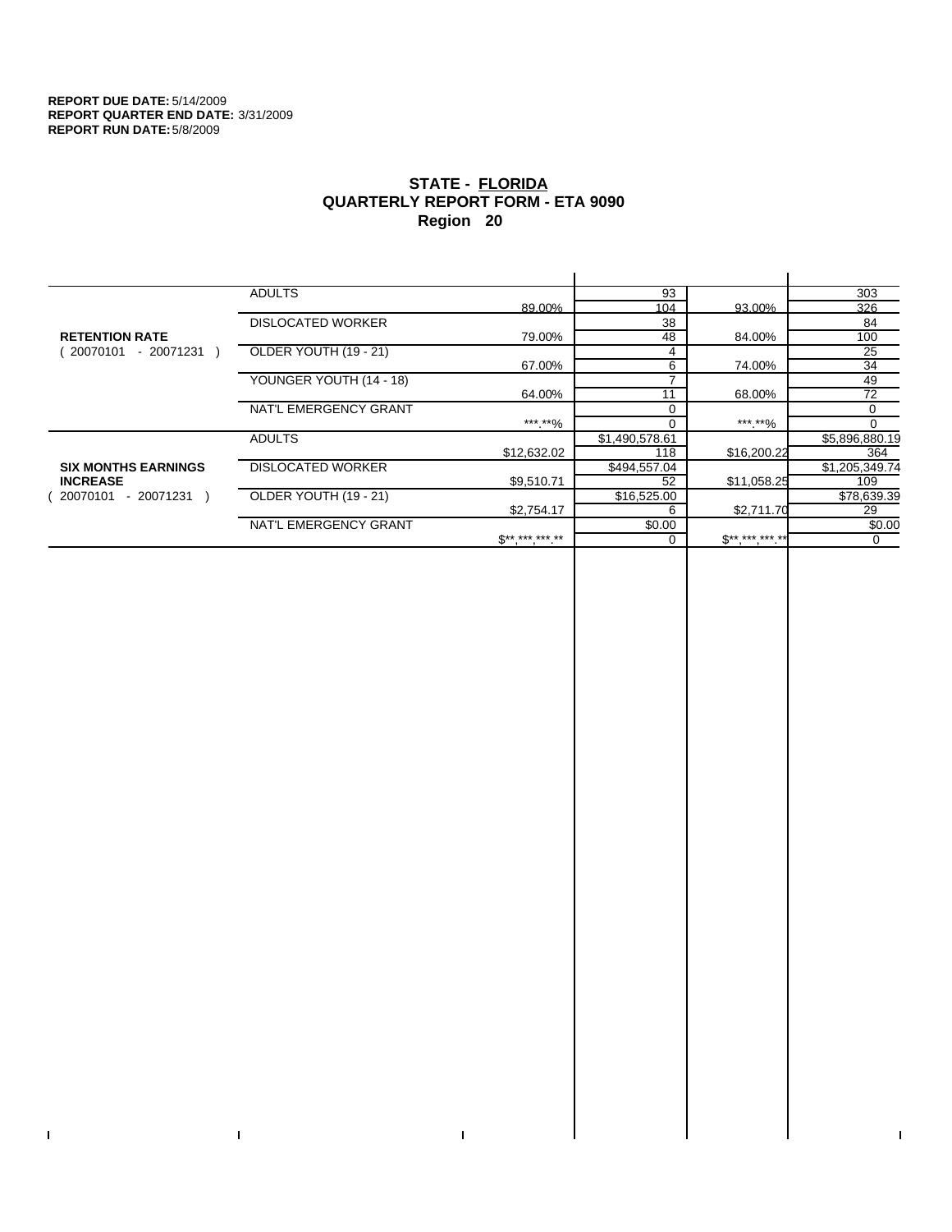**REPORT DUE DATE:** 5/14/2009
**REPORT QUARTER END DATE:** 3/31/2009
**REPORT RUN DATE:** 5/8/2009

## STATE - FLORIDA
## QUARTERLY REPORT FORM - ETA 9090
## Region 20

| | | | | | |
|---|---|---|---|---|---|
| **RETENTION RATE** ( 20070101 - 20071231 ) | ADULTS | | 93 | | 303 |
| | | 89.00% | 104 | 93.00% | 326 |
| | DISLOCATED WORKER | | 38 | | 84 |
| | | 79.00% | 48 | 84.00% | 100 |
| | OLDER YOUTH (19 - 21) | | 4 | | 25 |
| | | 67.00% | 6 | 74.00% | 34 |
| | YOUNGER YOUTH (14 - 18) | | 7 | | 49 |
| | | 64.00% | 11 | 68.00% | 72 |
| | NAT'L EMERGENCY GRANT | | 0 | | 0 |
| | | ***.**% | 0 | ***.**% | 0 |
| **SIX MONTHS EARNINGS INCREASE** ( 20070101 - 20071231 ) | ADULTS | | $1,490,578.61 | | $5,896,880.19 |
| | | $12,632.02 | 118 | $16,200.22 | 364 |
| | DISLOCATED WORKER | | $494,557.04 | | $1,205,349.74 |
| | | $9,510.71 | 52 | $11,058.25 | 109 |
| | OLDER YOUTH (19 - 21) | | $16,525.00 | | $78,639.39 |
| | | $2,754.17 | 6 | $2,711.70 | 29 |
| | NAT'L EMERGENCY GRANT | | $0.00 | | $0.00 |
| | | $**,***,***.** | 0 | $**,***,***.** | 0 |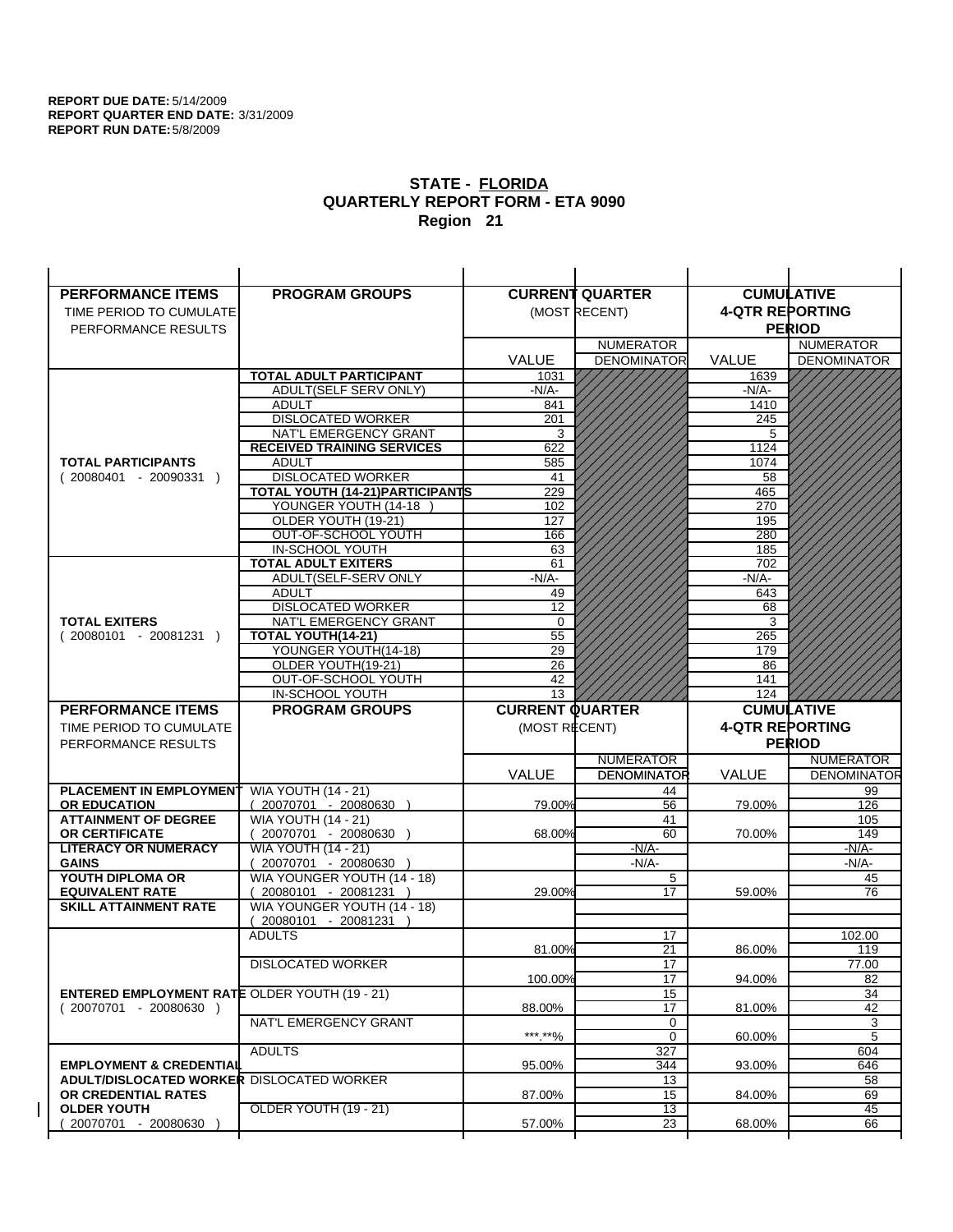**REPORT DUE DATE:** 5/14/2009
**REPORT QUARTER END DATE:** 3/31/2009
**REPORT RUN DATE:** 5/8/2009

## STATE - FLORIDA
## QUARTERLY REPORT FORM - ETA 9090
## Region 21

| PERFORMANCE ITEMS<br>TIME PERIOD TO CUMULATE PERFORMANCE RESULTS | PROGRAM GROUPS | CURRENT QUARTER (MOST RECENT) VALUE | NUMERATOR / DENOMINATOR | CUMULATIVE 4-QTR REPORTING PERIOD VALUE | NUMERATOR / DENOMINATOR |
|---|---|---|---|---|---|
| **TOTAL PARTICIPANTS** ( 20080401 - 20090331 ) | **TOTAL ADULT PARTICIPANT** | 1031 | | 1639 | |
| | ADULT(SELF SERV ONLY) | -N/A- | | -N/A- | |
| | ADULT | 841 | | 1410 | |
| | DISLOCATED WORKER | 201 | | 245 | |
| | NAT'L EMERGENCY GRANT | 3 | | 5 | |
| | **RECEIVED TRAINING SERVICES** | 622 | | 1124 | |
| | ADULT | 585 | | 1074 | |
| | DISLOCATED WORKER | 41 | | 58 | |
| | **TOTAL YOUTH (14-21)PARTICIPANTS** | 229 | | 465 | |
| | YOUNGER YOUTH (14-18 ) | 102 | | 270 | |
| | OLDER YOUTH (19-21) | 127 | | 195 | |
| | OUT-OF-SCHOOL YOUTH | 166 | | 280 | |
| | IN-SCHOOL YOUTH | 63 | | 185 | |
| **TOTAL EXITERS** ( 20080101 - 20081231 ) | **TOTAL ADULT EXITERS** | 61 | | 702 | |
| | ADULT(SELF-SERV ONLY | -N/A- | | -N/A- | |
| | ADULT | 49 | | 643 | |
| | DISLOCATED WORKER | 12 | | 68 | |
| | NAT'L EMERGENCY GRANT | 0 | | 3 | |
| | **TOTAL YOUTH(14-21)** | 55 | | 265 | |
| | YOUNGER YOUTH(14-18) | 29 | | 179 | |
| | OLDER YOUTH(19-21) | 26 | | 86 | |
| | OUT-OF-SCHOOL YOUTH | 42 | | 141 | |
| | IN-SCHOOL YOUTH | 13 | | 124 | |

| PERFORMANCE ITEMS<br>TIME PERIOD TO CUMULATE PERFORMANCE RESULTS | PROGRAM GROUPS | CURRENT QUARTER (MOST RECENT) VALUE | NUMERATOR / DENOMINATOR | CUMULATIVE 4-QTR REPORTING PERIOD VALUE | NUMERATOR / DENOMINATOR |
|---|---|---|---|---|---|
| **PLACEMENT IN EMPLOYMENT OR EDUCATION** | WIA YOUTH (14 - 21) ( 20070701 - 20080630 ) | 79.00% | 44 / 56 | 79.00% | 99 / 126 |
| **ATTAINMENT OF DEGREE OR CERTIFICATE** | WIA YOUTH (14 - 21) ( 20070701 - 20080630 ) | 68.00% | 41 / 60 | 70.00% | 105 / 149 |
| **LITERACY OR NUMERACY GAINS** | WIA YOUTH (14 - 21) ( 20070701 - 20080630 ) | | -N/A- / -N/A- | | -N/A- / -N/A- |
| **YOUTH DIPLOMA OR EQUIVALENT RATE** | WIA YOUNGER YOUTH (14 - 18) ( 20080101 - 20081231 ) | 29.00% | 5 / 17 | 59.00% | 45 / 76 |
| **SKILL ATTAINMENT RATE** | WIA YOUNGER YOUTH (14 - 18) ( 20080101 - 20081231 ) | | | | |
| **ENTERED EMPLOYMENT RATE** ( 20070701 - 20080630 ) | ADULTS | 81.00% | 17 / 21 | 86.00% | 102.00 / 119 |
| | DISLOCATED WORKER | 100.00% | 17 / 17 | 94.00% | 77.00 / 82 |
| | OLDER YOUTH (19 - 21) | 88.00% | 15 / 17 | 81.00% | 34 / 42 |
| | NAT'L EMERGENCY GRANT | \*\*\*.\*\*% | 0 / 0 | 60.00% | 3 / 5 |
| **EMPLOYMENT & CREDENTIAL ADULT/DISLOCATED WORKER OR CREDENTIAL RATES OLDER YOUTH** ( 20070701 - 20080630 ) | ADULTS | 95.00% | 327 / 344 | 93.00% | 604 / 646 |
| | DISLOCATED WORKER | 87.00% | 13 / 15 | 84.00% | 58 / 69 |
| | OLDER YOUTH (19 - 21) | 57.00% | 13 / 23 | 68.00% | 45 / 66 |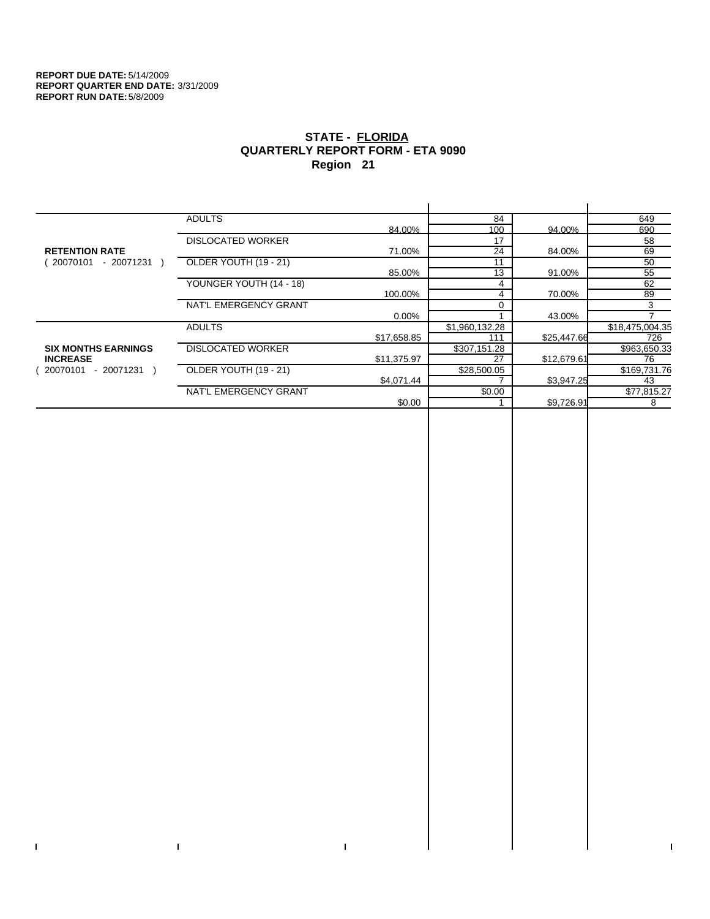**REPORT DUE DATE:** 5/14/2009
**REPORT QUARTER END DATE:** 3/31/2009
**REPORT RUN DATE:** 5/8/2009

# STATE - FLORIDA
## QUARTERLY REPORT FORM - ETA 9090
## Region 21

| | | | | | |
|---|---|---|---|---|---|
| **RETENTION RATE** ( 20070101 - 20071231 ) | ADULTS | | 84 | | 649 |
| | | 84.00% | 100 | 94.00% | 690 |
| | DISLOCATED WORKER | | 17 | | 58 |
| | | 71.00% | 24 | 84.00% | 69 |
| | OLDER YOUTH (19 - 21) | | 11 | | 50 |
| | | 85.00% | 13 | 91.00% | 55 |
| | YOUNGER YOUTH (14 - 18) | | 4 | | 62 |
| | | 100.00% | 4 | 70.00% | 89 |
| | NAT'L EMERGENCY GRANT | | 0 | | 3 |
| | | 0.00% | 1 | 43.00% | 7 |
| **SIX MONTHS EARNINGS INCREASE** ( 20070101 - 20071231 ) | ADULTS | | $1,960,132.28 | | $18,475,004.35 |
| | | $17,658.85 | 111 | $25,447.66 | 726 |
| | DISLOCATED WORKER | | $307,151.28 | | $963,650.33 |
| | | $11,375.97 | 27 | $12,679.61 | 76 |
| | OLDER YOUTH (19 - 21) | | $28,500.05 | | $169,731.76 |
| | | $4,071.44 | 7 | $3,947.25 | 43 |
| | NAT'L EMERGENCY GRANT | | $0.00 | | $77,815.27 |
| | | $0.00 | 1 | $9,726.91 | 8 |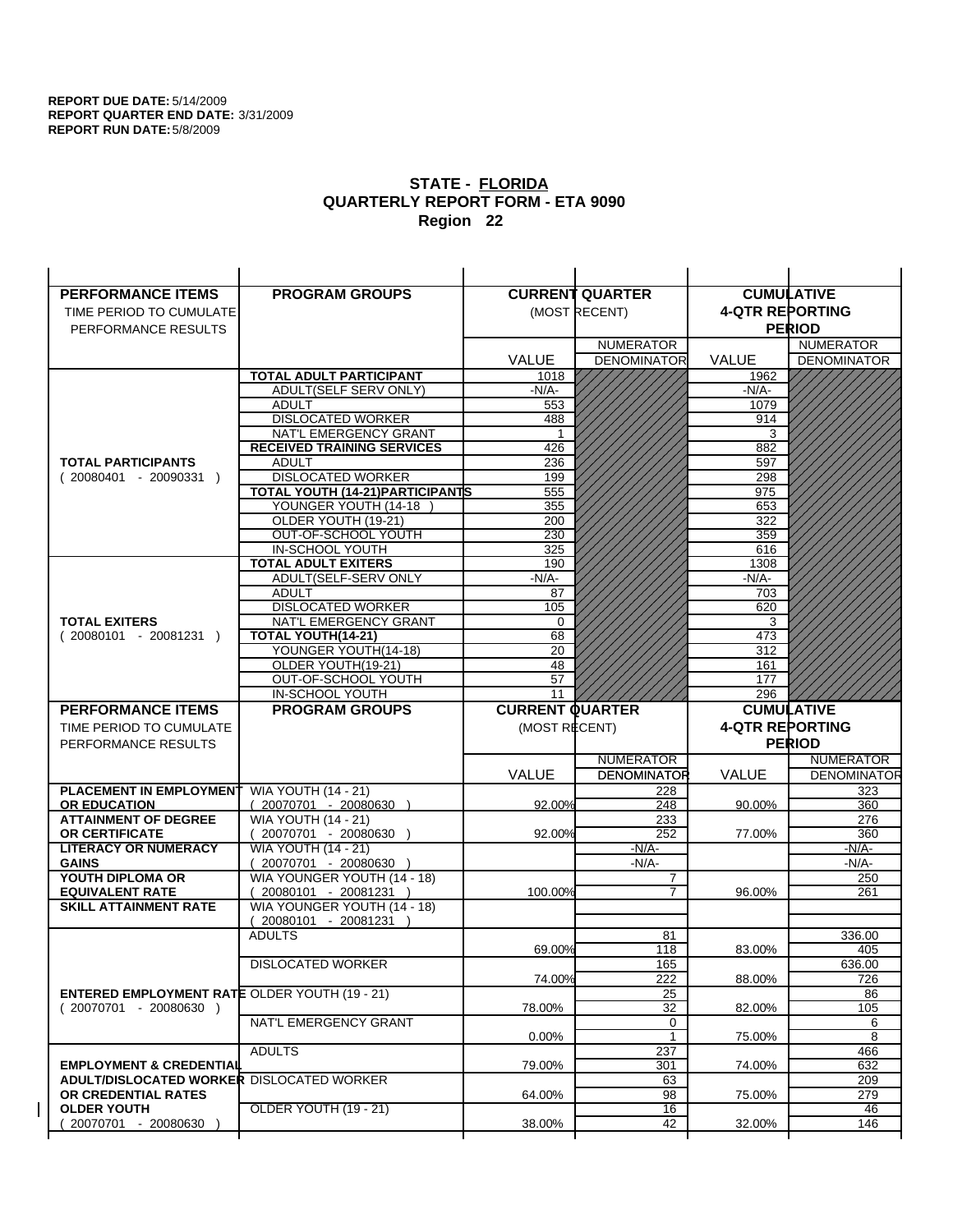**REPORT DUE DATE:** 5/14/2009
**REPORT QUARTER END DATE:** 3/31/2009
**REPORT RUN DATE:** 5/8/2009

## STATE - FLORIDA
## QUARTERLY REPORT FORM - ETA 9090
## Region 22

| PERFORMANCE ITEMS<br>TIME PERIOD TO CUMULATE PERFORMANCE RESULTS | PROGRAM GROUPS | CURRENT QUARTER (MOST RECENT) VALUE | NUMERATOR DENOMINATOR | CUMULATIVE 4-QTR REPORTING PERIOD VALUE | NUMERATOR DENOMINATOR |
|---|---|---|---|---|---|
| **TOTAL PARTICIPANTS** ( 20080401 - 20090331 ) | **TOTAL ADULT PARTICIPANT** | 1018 | | 1962 | |
| | ADULT(SELF SERV ONLY) | -N/A- | | -N/A- | |
| | ADULT | 553 | | 1079 | |
| | DISLOCATED WORKER | 488 | | 914 | |
| | NAT'L EMERGENCY GRANT | 1 | | 3 | |
| | **RECEIVED TRAINING SERVICES** | 426 | | 882 | |
| | ADULT | 236 | | 597 | |
| | DISLOCATED WORKER | 199 | | 298 | |
| | **TOTAL YOUTH (14-21)PARTICIPANTS** | 555 | | 975 | |
| | YOUNGER YOUTH (14-18 ) | 355 | | 653 | |
| | OLDER YOUTH (19-21) | 200 | | 322 | |
| | OUT-OF-SCHOOL YOUTH | 230 | | 359 | |
| | IN-SCHOOL YOUTH | 325 | | 616 | |
| **TOTAL EXITERS** ( 20080101 - 20081231 ) | **TOTAL ADULT EXITERS** | 190 | | 1308 | |
| | ADULT(SELF-SERV ONLY | -N/A- | | -N/A- | |
| | ADULT | 87 | | 703 | |
| | DISLOCATED WORKER | 105 | | 620 | |
| | NAT'L EMERGENCY GRANT | 0 | | 3 | |
| | **TOTAL YOUTH(14-21)** | 68 | | 473 | |
| | YOUNGER YOUTH(14-18) | 20 | | 312 | |
| | OLDER YOUTH(19-21) | 48 | | 161 | |
| | OUT-OF-SCHOOL YOUTH | 57 | | 177 | |
| | IN-SCHOOL YOUTH | 11 | | 296 | |

| PERFORMANCE ITEMS<br>TIME PERIOD TO CUMULATE PERFORMANCE RESULTS | PROGRAM GROUPS | CURRENT QUARTER (MOST RECENT) VALUE | NUMERATOR DENOMINATOR | CUMULATIVE 4-QTR REPORTING PERIOD VALUE | NUMERATOR DENOMINATOR |
|---|---|---|---|---|---|
| **PLACEMENT IN EMPLOYMENT OR EDUCATION** | WIA YOUTH (14 - 21) ( 20070701 - 20080630 ) | 92.00% | 228<br>248 | 90.00% | 323<br>360 |
| **ATTAINMENT OF DEGREE OR CERTIFICATE** | WIA YOUTH (14 - 21) ( 20070701 - 20080630 ) | 92.00% | 233<br>252 | 77.00% | 276<br>360 |
| **LITERACY OR NUMERACY GAINS** | WIA YOUTH (14 - 21) ( 20070701 - 20080630 ) | | -N/A-<br>-N/A- | | -N/A-<br>-N/A- |
| **YOUTH DIPLOMA OR EQUIVALENT RATE** | WIA YOUNGER YOUTH (14 - 18) ( 20080101 - 20081231 ) | 100.00% | 7<br>7 | 96.00% | 250<br>261 |
| **SKILL ATTAINMENT RATE** | WIA YOUNGER YOUTH (14 - 18) ( 20080101 - 20081231 ) | | | | |
| **ENTERED EMPLOYMENT RATE** ( 20070701 - 20080630 ) | ADULTS | 69.00% | 81<br>118 | 83.00% | 336.00<br>405 |
| | DISLOCATED WORKER | 74.00% | 165<br>222 | 88.00% | 636.00<br>726 |
| | OLDER YOUTH (19 - 21) | 78.00% | 25<br>32 | 82.00% | 86<br>105 |
| | NAT'L EMERGENCY GRANT | 0.00% | 0<br>1 | 75.00% | 6<br>8 |
| **EMPLOYMENT & CREDENTIAL ADULT/DISLOCATED WORKER OR CREDENTIAL RATES OLDER YOUTH** ( 20070701 - 20080630 ) | ADULTS | 79.00% | 237<br>301 | 74.00% | 466<br>632 |
| | DISLOCATED WORKER | 64.00% | 63<br>98 | 75.00% | 209<br>279 |
| | OLDER YOUTH (19 - 21) | 38.00% | 16<br>42 | 32.00% | 46<br>146 |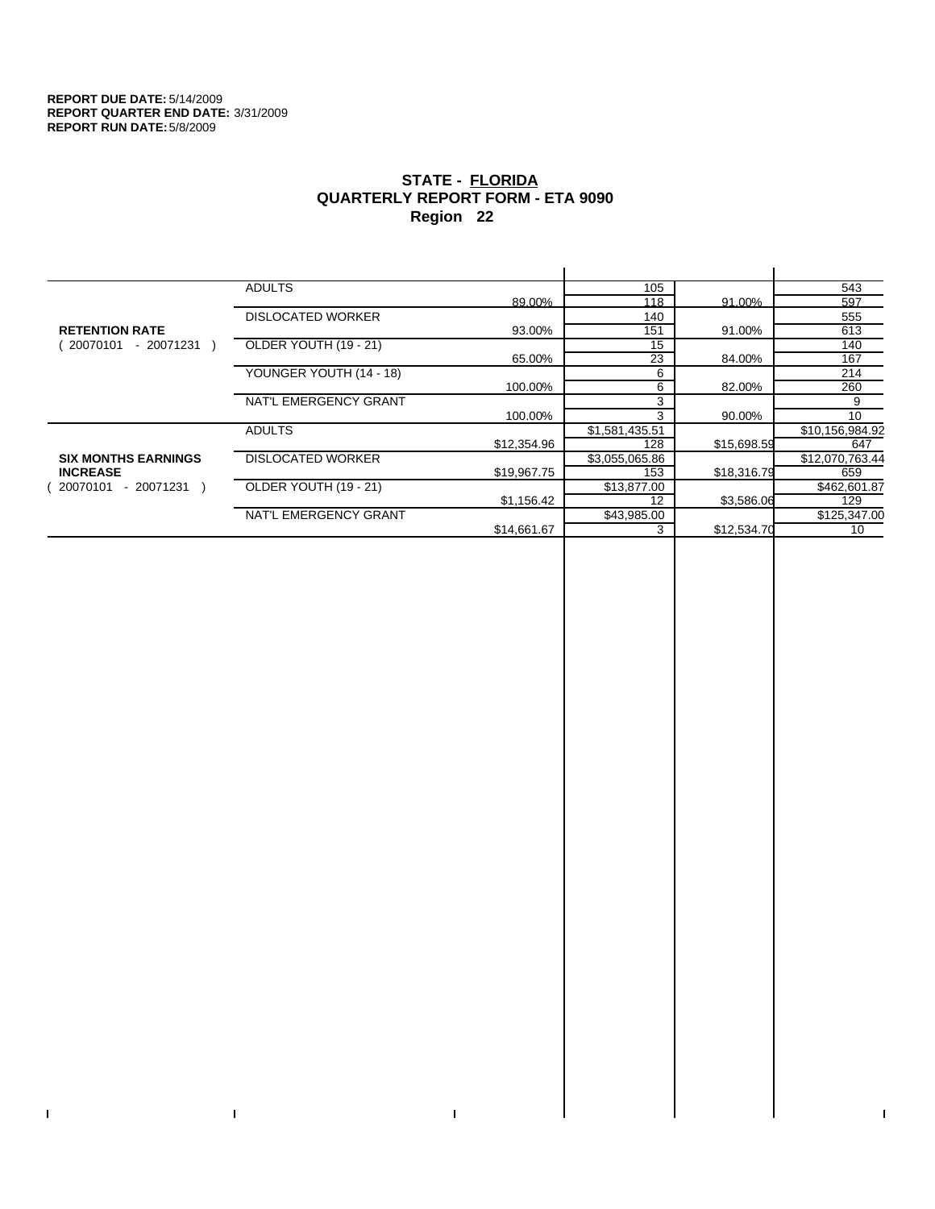**REPORT DUE DATE:** 5/14/2009
**REPORT QUARTER END DATE:** 3/31/2009
**REPORT RUN DATE:** 5/8/2009

## STATE - FLORIDA
## QUARTERLY REPORT FORM - ETA 9090
## Region 22

| | | | | | |
|---|---|---|---|---|---|
| **RETENTION RATE** ( 20070101 - 20071231 ) | ADULTS | | 105 | | 543 |
| | | 89.00% | 118 | 91.00% | 597 |
| | DISLOCATED WORKER | | 140 | | 555 |
| | | 93.00% | 151 | 91.00% | 613 |
| | OLDER YOUTH (19 - 21) | | 15 | | 140 |
| | | 65.00% | 23 | 84.00% | 167 |
| | YOUNGER YOUTH (14 - 18) | | 6 | | 214 |
| | | 100.00% | 6 | 82.00% | 260 |
| | NAT'L EMERGENCY GRANT | | 3 | | 9 |
| | | 100.00% | 3 | 90.00% | 10 |
| **SIX MONTHS EARNINGS INCREASE** ( 20070101 - 20071231 ) | ADULTS | | $1,581,435.51 | | $10,156,984.92 |
| | | $12,354.96 | 128 | $15,698.59 | 647 |
| | DISLOCATED WORKER | | $3,055,065.86 | | $12,070,763.44 |
| | | $19,967.75 | 153 | $18,316.79 | 659 |
| | OLDER YOUTH (19 - 21) | | $13,877.00 | | $462,601.87 |
| | | $1,156.42 | 12 | $3,586.06 | 129 |
| | NAT'L EMERGENCY GRANT | | $43,985.00 | | $125,347.00 |
| | | $14,661.67 | 3 | $12,534.70 | 10 |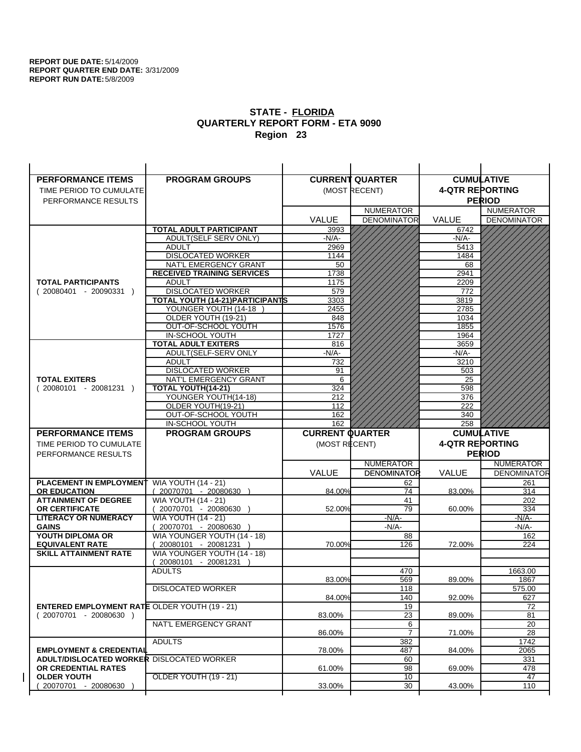**REPORT DUE DATE:** 5/14/2009
**REPORT QUARTER END DATE:** 3/31/2009
**REPORT RUN DATE:** 5/8/2009

## STATE - FLORIDA
## QUARTERLY REPORT FORM - ETA 9090
## Region 23

| PERFORMANCE ITEMS<br>TIME PERIOD TO CUMULATE PERFORMANCE RESULTS | PROGRAM GROUPS | CURRENT QUARTER (MOST RECENT) VALUE | NUMERATOR / DENOMINATOR | CUMULATIVE 4-QTR REPORTING PERIOD VALUE | NUMERATOR / DENOMINATOR |
|---|---|---|---|---|---|
| **TOTAL PARTICIPANTS** ( 20080401 - 20090331 ) | **TOTAL ADULT PARTICIPANT** | 3993 | | 6742 | |
| | ADULT(SELF SERV ONLY) | -N/A- | | -N/A- | |
| | ADULT | 2969 | | 5413 | |
| | DISLOCATED WORKER | 1144 | | 1484 | |
| | NAT'L EMERGENCY GRANT | 50 | | 68 | |
| | **RECEIVED TRAINING SERVICES** | 1738 | | 2941 | |
| | ADULT | 1175 | | 2209 | |
| | DISLOCATED WORKER | 579 | | 772 | |
| | **TOTAL YOUTH (14-21)PARTICIPANTS** | 3303 | | 3819 | |
| | YOUNGER YOUTH (14-18 ) | 2455 | | 2785 | |
| | OLDER YOUTH (19-21) | 848 | | 1034 | |
| | OUT-OF-SCHOOL YOUTH | 1576 | | 1855 | |
| | IN-SCHOOL YOUTH | 1727 | | 1964 | |
| **TOTAL EXITERS** ( 20080101 - 20081231 ) | **TOTAL ADULT EXITERS** | 816 | | 3659 | |
| | ADULT(SELF-SERV ONLY | -N/A- | | -N/A- | |
| | ADULT | 732 | | 3210 | |
| | DISLOCATED WORKER | 91 | | 503 | |
| | NAT'L EMERGENCY GRANT | 6 | | 25 | |
| | **TOTAL YOUTH(14-21)** | 324 | | 598 | |
| | YOUNGER YOUTH(14-18) | 212 | | 376 | |
| | OLDER YOUTH(19-21) | 112 | | 222 | |
| | OUT-OF-SCHOOL YOUTH | 162 | | 340 | |
| | IN-SCHOOL YOUTH | 162 | | 258 | |

| PERFORMANCE ITEMS<br>TIME PERIOD TO CUMULATE PERFORMANCE RESULTS | PROGRAM GROUPS | CURRENT QUARTER (MOST RECENT) VALUE | NUMERATOR / DENOMINATOR | CUMULATIVE 4-QTR REPORTING PERIOD VALUE | NUMERATOR / DENOMINATOR |
|---|---|---|---|---|---|
| **PLACEMENT IN EMPLOYMENT OR EDUCATION** | WIA YOUTH (14 - 21) ( 20070701 - 20080630 ) | 84.00% | 62 / 74 | 83.00% | 261 / 314 |
| **ATTAINMENT OF DEGREE OR CERTIFICATE** | WIA YOUTH (14 - 21) ( 20070701 - 20080630 ) | 52.00% | 41 / 79 | 60.00% | 202 / 334 |
| **LITERACY OR NUMERACY GAINS** | WIA YOUTH (14 - 21) ( 20070701 - 20080630 ) | | -N/A- / -N/A- | | -N/A- / -N/A- |
| **YOUTH DIPLOMA OR EQUIVALENT RATE** | WIA YOUNGER YOUTH (14 - 18) ( 20080101 - 20081231 ) | 70.00% | 88 / 126 | 72.00% | 162 / 224 |
| **SKILL ATTAINMENT RATE** | WIA YOUNGER YOUTH (14 - 18) ( 20080101 - 20081231 ) | | | | |
| **ENTERED EMPLOYMENT RATE** ( 20070701 - 20080630 ) | ADULTS | 83.00% | 470 / 569 | 89.00% | 1663.00 / 1867 |
| | DISLOCATED WORKER | 84.00% | 118 / 140 | 92.00% | 575.00 / 627 |
| | OLDER YOUTH (19 - 21) | 83.00% | 19 / 23 | 89.00% | 72 / 81 |
| | NAT'L EMERGENCY GRANT | 86.00% | 6 / 7 | 71.00% | 20 / 28 |
| **EMPLOYMENT & CREDENTIAL ADULT/DISLOCATED WORKER OR CREDENTIAL RATES OLDER YOUTH** ( 20070701 - 20080630 ) | ADULTS | 78.00% | 382 / 487 | 84.00% | 1742 / 2065 |
| | DISLOCATED WORKER | 61.00% | 60 / 98 | 69.00% | 331 / 478 |
| | OLDER YOUTH (19 - 21) | 33.00% | 10 / 30 | 43.00% | 47 / 110 |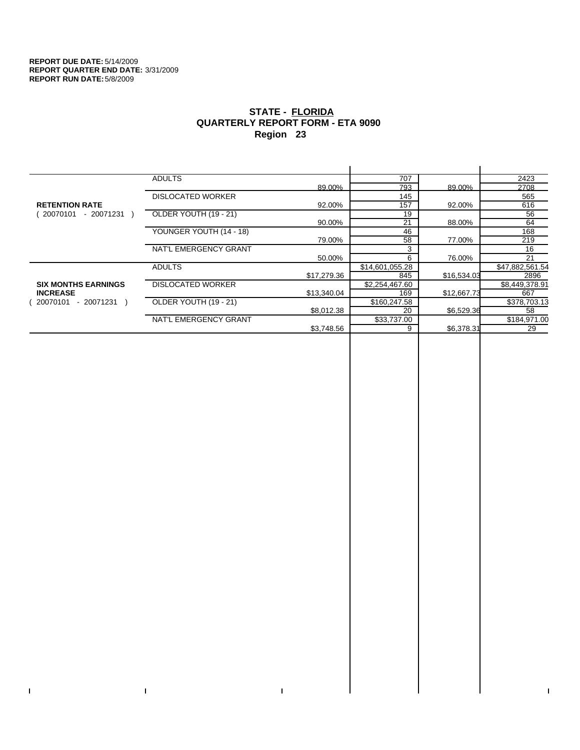**REPORT DUE DATE:** 5/14/2009
**REPORT QUARTER END DATE:** 3/31/2009
**REPORT RUN DATE:** 5/8/2009

## STATE - FLORIDA
## QUARTERLY REPORT FORM - ETA 9090
## Region 23

| | | | | | |
|---|---|---|---|---|---|
| **RETENTION RATE** ( 20070101 - 20071231 ) | ADULTS | | 707 | | 2423 |
| | | 89.00% | 793 | 89.00% | 2708 |
| | DISLOCATED WORKER | | 145 | | 565 |
| | | 92.00% | 157 | 92.00% | 616 |
| | OLDER YOUTH (19 - 21) | | 19 | | 56 |
| | | 90.00% | 21 | 88.00% | 64 |
| | YOUNGER YOUTH (14 - 18) | | 46 | | 168 |
| | | 79.00% | 58 | 77.00% | 219 |
| | NAT'L EMERGENCY GRANT | | 3 | | 16 |
| | | 50.00% | 6 | 76.00% | 21 |
| **SIX MONTHS EARNINGS INCREASE** ( 20070101 - 20071231 ) | ADULTS | | $14,601,055.28 | | $47,882,561.54 |
| | | $17,279.36 | 845 | $16,534.03 | 2896 |
| | DISLOCATED WORKER | | $2,254,467.60 | | $8,449,378.91 |
| | | $13,340.04 | 169 | $12,667.73 | 667 |
| | OLDER YOUTH (19 - 21) | | $160,247.58 | | $378,703.13 |
| | | $8,012.38 | 20 | $6,529.36 | 58 |
| | NAT'L EMERGENCY GRANT | | $33,737.00 | | $184,971.00 |
| | | $3,748.56 | 9 | $6,378.31 | 29 |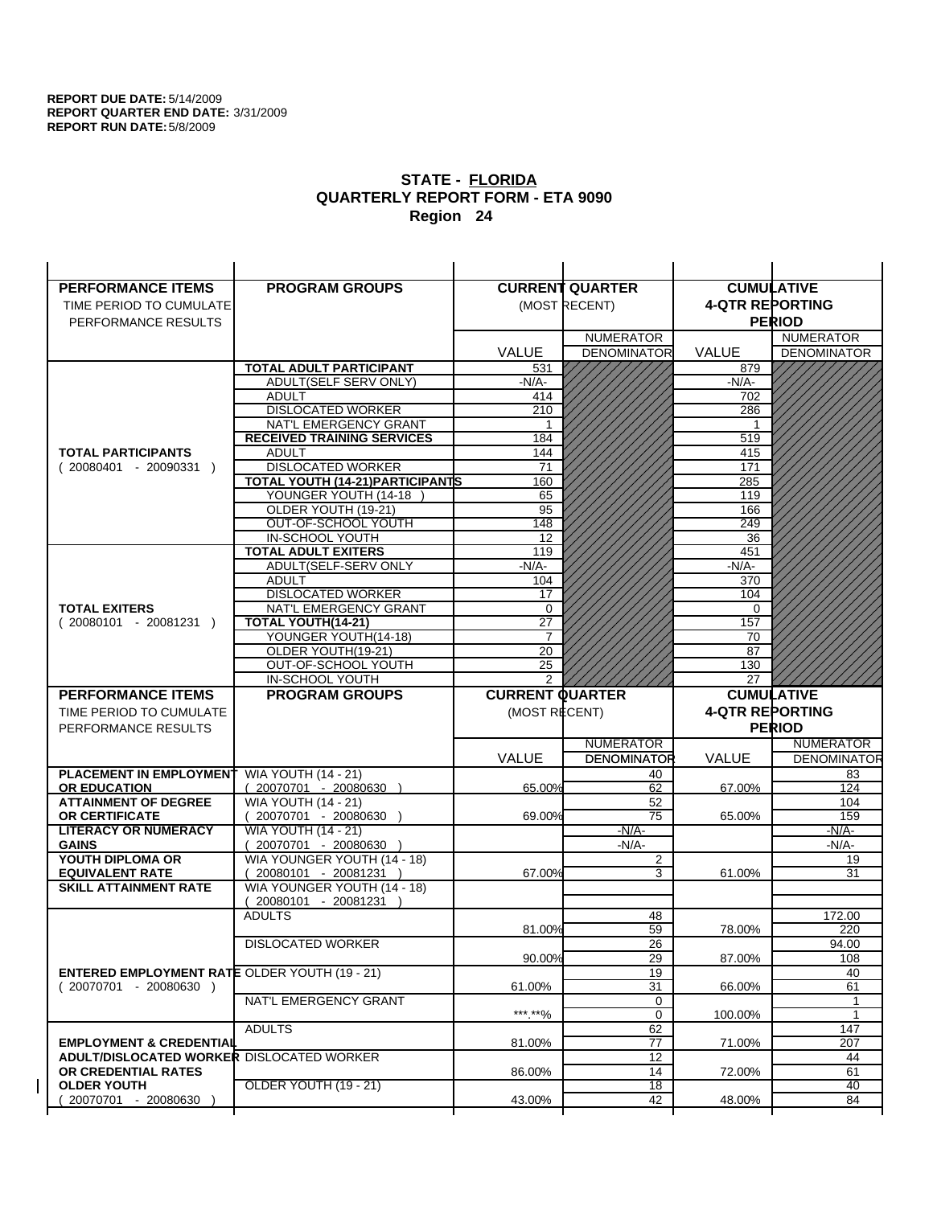**REPORT DUE DATE:** 5/14/2009
**REPORT QUARTER END DATE:** 3/31/2009
**REPORT RUN DATE:** 5/8/2009

## STATE - FLORIDA
## QUARTERLY REPORT FORM - ETA 9090
## Region 24

| PERFORMANCE ITEMS<br>TIME PERIOD TO CUMULATE PERFORMANCE RESULTS | PROGRAM GROUPS | CURRENT QUARTER (MOST RECENT) VALUE | NUMERATOR / DENOMINATOR | CUMULATIVE 4-QTR REPORTING PERIOD VALUE | NUMERATOR / DENOMINATOR |
|---|---|---|---|---|---|
| **TOTAL PARTICIPANTS**<br>( 20080401 - 20090331 ) | **TOTAL ADULT PARTICIPANT** | 531 | | 879 | |
| | ADULT(SELF SERV ONLY) | -N/A- | | -N/A- | |
| | ADULT | 414 | | 702 | |
| | DISLOCATED WORKER | 210 | | 286 | |
| | NAT'L EMERGENCY GRANT | 1 | | 1 | |
| | **RECEIVED TRAINING SERVICES** | 184 | | 519 | |
| | ADULT | 144 | | 415 | |
| | DISLOCATED WORKER | 71 | | 171 | |
| | **TOTAL YOUTH (14-21)PARTICIPANTS** | 160 | | 285 | |
| | YOUNGER YOUTH (14-18 ) | 65 | | 119 | |
| | OLDER YOUTH (19-21) | 95 | | 166 | |
| | OUT-OF-SCHOOL YOUTH | 148 | | 249 | |
| | IN-SCHOOL YOUTH | 12 | | 36 | |
| **TOTAL EXITERS**<br>( 20080101 - 20081231 ) | **TOTAL ADULT EXITERS** | 119 | | 451 | |
| | ADULT(SELF-SERV ONLY | -N/A- | | -N/A- | |
| | ADULT | 104 | | 370 | |
| | DISLOCATED WORKER | 17 | | 104 | |
| | NAT'L EMERGENCY GRANT | 0 | | 0 | |
| | **TOTAL YOUTH(14-21)** | 27 | | 157 | |
| | YOUNGER YOUTH(14-18) | 7 | | 70 | |
| | OLDER YOUTH(19-21) | 20 | | 87 | |
| | OUT-OF-SCHOOL YOUTH | 25 | | 130 | |
| | IN-SCHOOL YOUTH | 2 | | 27 | |

| PERFORMANCE ITEMS<br>TIME PERIOD TO CUMULATE PERFORMANCE RESULTS | PROGRAM GROUPS | CURRENT QUARTER (MOST RECENT) VALUE | NUMERATOR / DENOMINATOR | CUMULATIVE 4-QTR REPORTING PERIOD VALUE | NUMERATOR / DENOMINATOR |
|---|---|---|---|---|---|
| **PLACEMENT IN EMPLOYMENT OR EDUCATION** | WIA YOUTH (14 - 21)<br>( 20070701 - 20080630 ) | 65.00% | 40 / 62 | 67.00% | 83 / 124 |
| **ATTAINMENT OF DEGREE OR CERTIFICATE** | WIA YOUTH (14 - 21)<br>( 20070701 - 20080630 ) | 69.00% | 52 / 75 | 65.00% | 104 / 159 |
| **LITERACY OR NUMERACY GAINS** | WIA YOUTH (14 - 21)<br>( 20070701 - 20080630 ) | | -N/A- / -N/A- | | -N/A- / -N/A- |
| **YOUTH DIPLOMA OR EQUIVALENT RATE** | WIA YOUNGER YOUTH (14 - 18)<br>( 20080101 - 20081231 ) | 67.00% | 2 / 3 | 61.00% | 19 / 31 |
| **SKILL ATTAINMENT RATE** | WIA YOUNGER YOUTH (14 - 18)<br>( 20080101 - 20081231 ) | | | | |
| **ENTERED EMPLOYMENT RATE**<br>( 20070701 - 20080630 ) | ADULTS | 81.00% | 48 / 59 | 78.00% | 172.00 / 220 |
| | DISLOCATED WORKER | 90.00% | 26 / 29 | 87.00% | 94.00 / 108 |
| | OLDER YOUTH (19 - 21) | 61.00% | 19 / 31 | 66.00% | 40 / 61 |
| | NAT'L EMERGENCY GRANT | ***.**% | 0 / 0 | 100.00% | 1 / 1 |
| **EMPLOYMENT & CREDENTIAL ADULT/DISLOCATED WORKER OR CREDENTIAL RATES OLDER YOUTH**<br>( 20070701 - 20080630 ) | ADULTS | 81.00% | 62 / 77 | 71.00% | 147 / 207 |
| | DISLOCATED WORKER | 86.00% | 12 / 14 | 72.00% | 44 / 61 |
| | OLDER YOUTH (19 - 21) | 43.00% | 18 / 42 | 48.00% | 40 / 84 |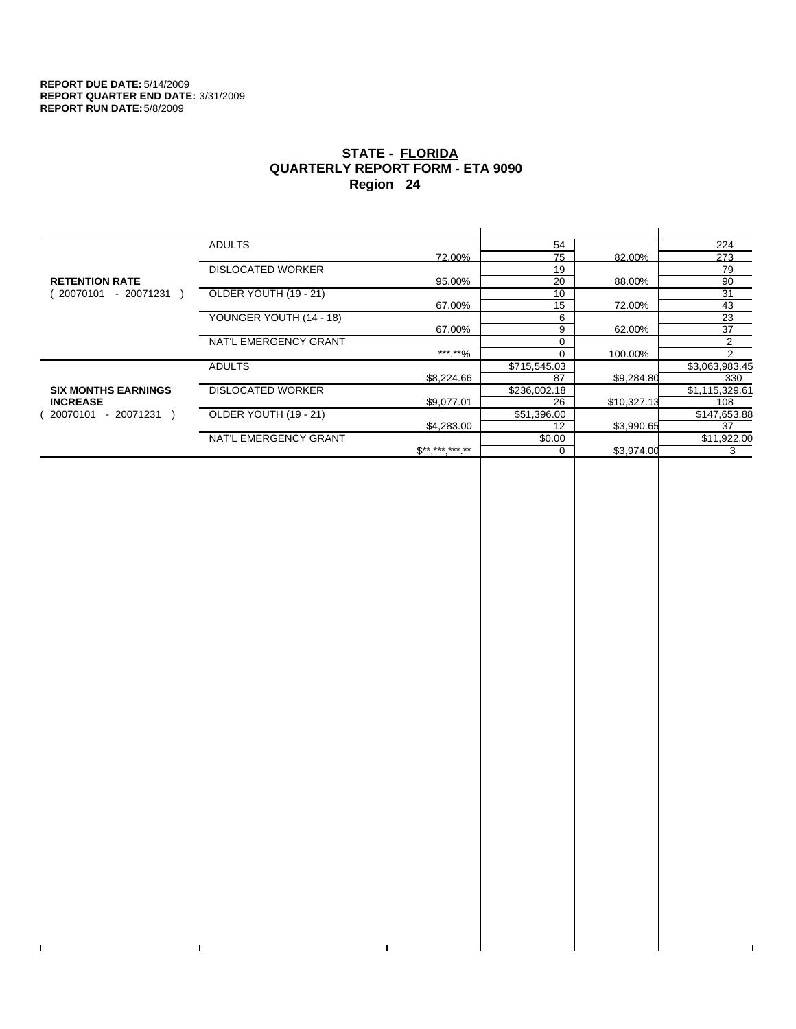**REPORT DUE DATE:** 5/14/2009
**REPORT QUARTER END DATE:** 3/31/2009
**REPORT RUN DATE:** 5/8/2009

## STATE - FLORIDA
## QUARTERLY REPORT FORM - ETA 9090
## Region 24

| | | | | | |
|---|---|---|---|---|---|
| **RETENTION RATE** ( 20070101 - 20071231 ) | ADULTS | | 54 | | 224 |
| | | 72.00% | 75 | 82.00% | 273 |
| | DISLOCATED WORKER | | 19 | | 79 |
| | | 95.00% | 20 | 88.00% | 90 |
| | OLDER YOUTH (19 - 21) | | 10 | | 31 |
| | | 67.00% | 15 | 72.00% | 43 |
| | YOUNGER YOUTH (14 - 18) | | 6 | | 23 |
| | | 67.00% | 9 | 62.00% | 37 |
| | NAT'L EMERGENCY GRANT | | 0 | | 2 |
| | | ***.**% | 0 | 100.00% | 2 |
| **SIX MONTHS EARNINGS INCREASE** ( 20070101 - 20071231 ) | ADULTS | | $715,545.03 | | $3,063,983.45 |
| | | $8,224.66 | 87 | $9,284.80 | 330 |
| | DISLOCATED WORKER | | $236,002.18 | | $1,115,329.61 |
| | | $9,077.01 | 26 | $10,327.13 | 108 |
| | OLDER YOUTH (19 - 21) | | $51,396.00 | | $147,653.88 |
| | | $4,283.00 | 12 | $3,990.65 | 37 |
| | NAT'L EMERGENCY GRANT | | $0.00 | | $11,922.00 |
| | | $**,***,***.** | 0 | $3,974.00 | 3 |